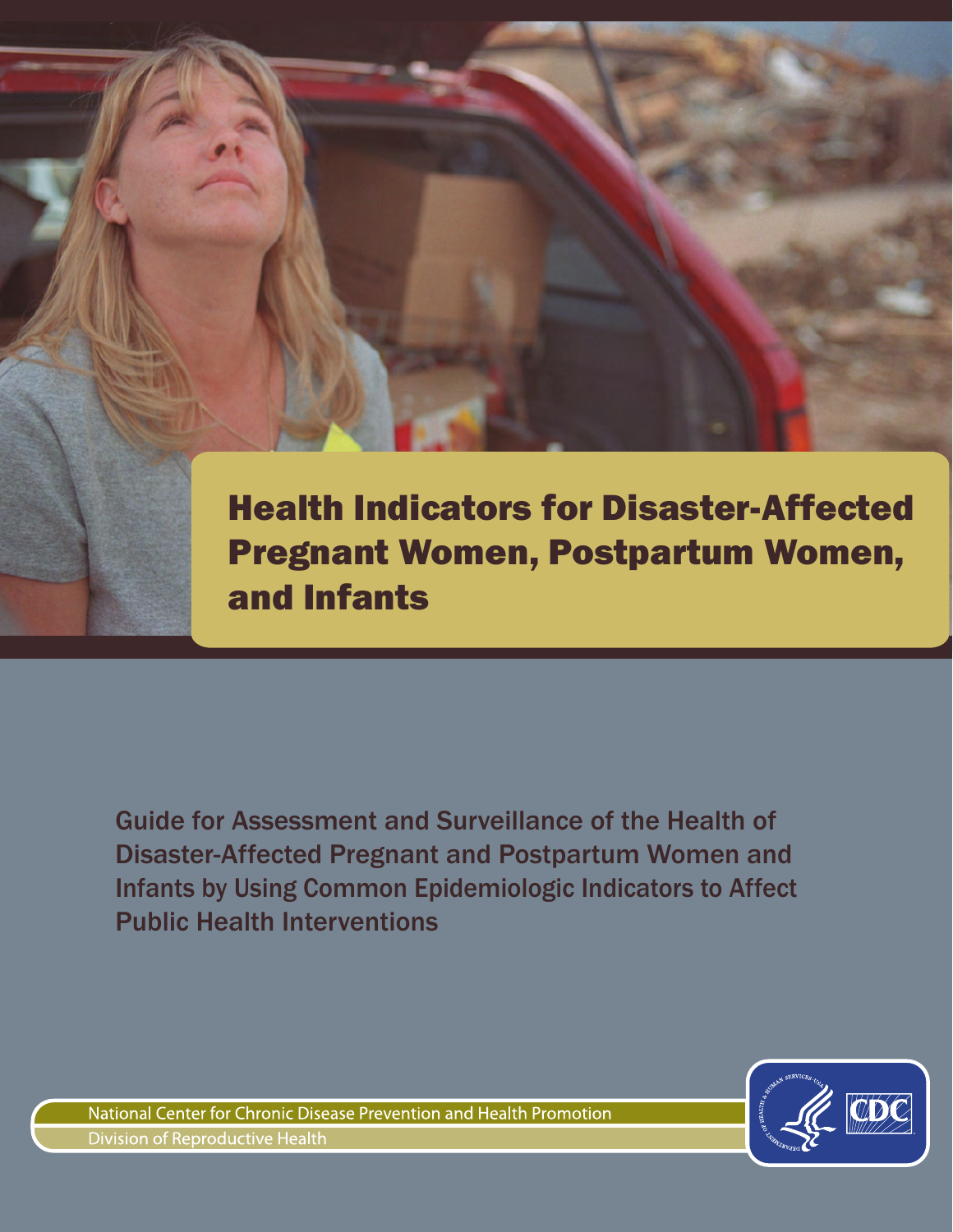# Health Indicators for Disaster-Affected Pregnant Women, Postpartum Women, and Infants

## Guide for Assessment and Surveillance of the Health of Disaster-Affected Pregnant and Postpartum Women and Infants by Using Common Epidemiologic Indicators to Affect Public Health Interventions

National Center for Chronic Disease Prevention and Health Promotion

Division of Reproductive Health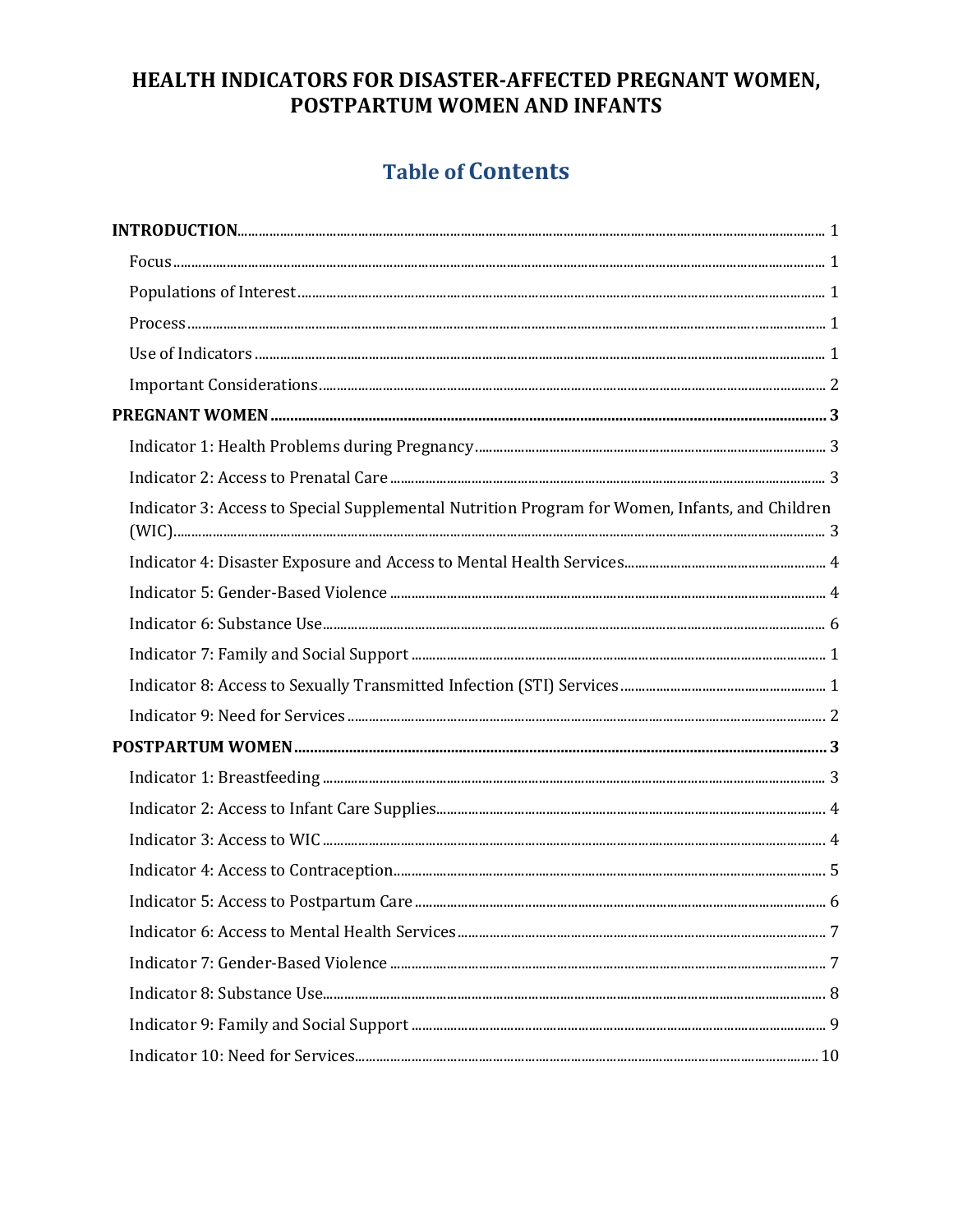# HEALTH INDICATORS FOR DISASTER-AFFECTED PREGNANT WOMEN, POSTPARTUM WOMEN AND INFANTS

## Table of Contents

**INTRODUCTION** ........ 1

- Focus ........ 1
- Populations of Interest ........ 1
- Process ........ 1
- Use of Indicators ........ 1
- Important Considerations ........ 2

**PREGNANT WOMEN** ........ 3

- Indicator 1: Health Problems during Pregnancy ........ 3
- Indicator 2: Access to Prenatal Care ........ 3
- Indicator 3: Access to Special Supplemental Nutrition Program for Women, Infants, and Children (WIC) ........ 3
- Indicator 4: Disaster Exposure and Access to Mental Health Services ........ 4
- Indicator 5: Gender-Based Violence ........ 4
- Indicator 6: Substance Use ........ 6
- Indicator 7: Family and Social Support ........ 1
- Indicator 8: Access to Sexually Transmitted Infection (STI) Services ........ 1
- Indicator 9: Need for Services ........ 2

**POSTPARTUM WOMEN** ........ 3

- Indicator 1: Breastfeeding ........ 3
- Indicator 2: Access to Infant Care Supplies ........ 4
- Indicator 3: Access to WIC ........ 4
- Indicator 4: Access to Contraception ........ 5
- Indicator 5: Access to Postpartum Care ........ 6
- Indicator 6: Access to Mental Health Services ........ 7
- Indicator 7: Gender-Based Violence ........ 7
- Indicator 8: Substance Use ........ 8
- Indicator 9: Family and Social Support ........ 9
- Indicator 10: Need for Services ........ 10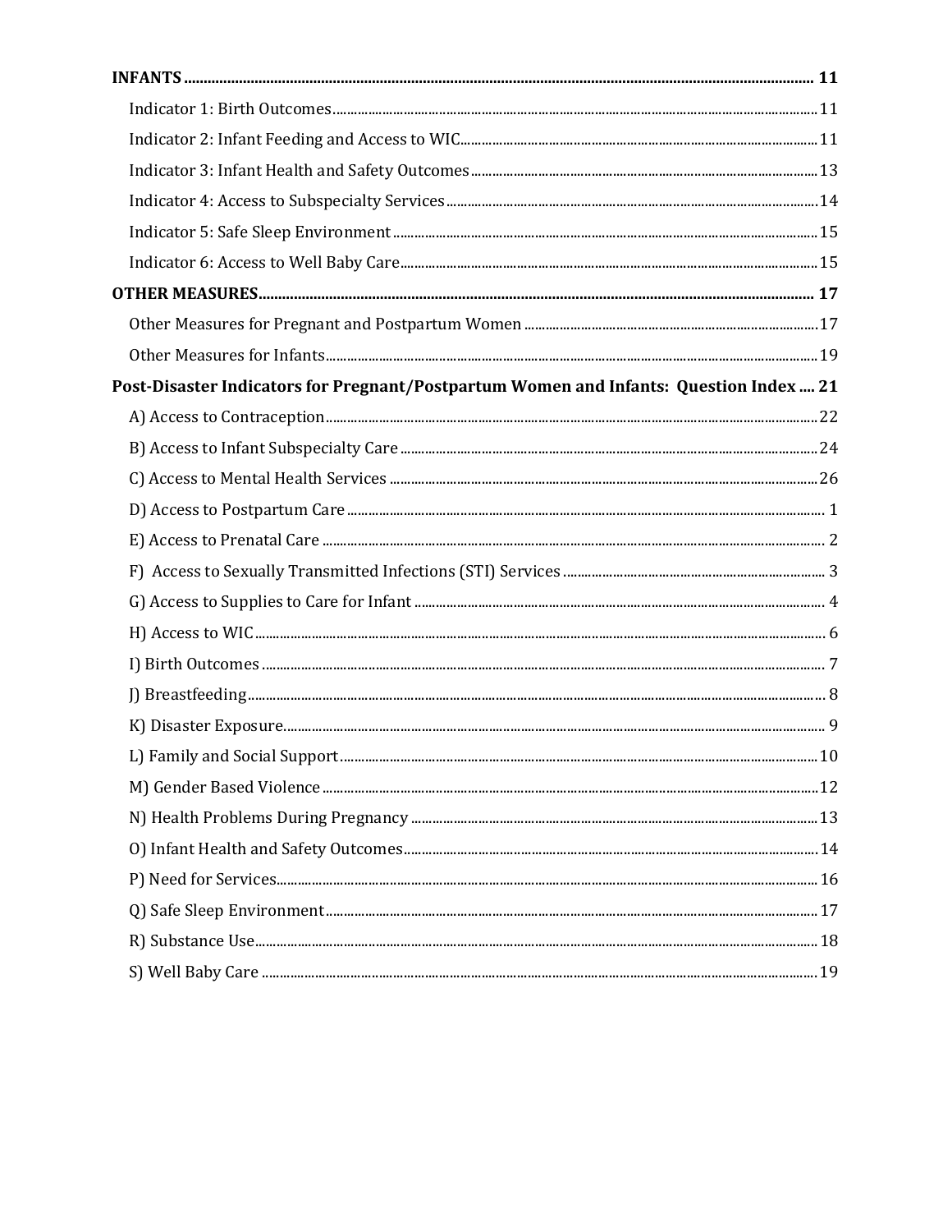**INFANTS** .......... **11**

Indicator 1: Birth Outcomes .......... 11

Indicator 2: Infant Feeding and Access to WIC .......... 11

Indicator 3: Infant Health and Safety Outcomes .......... 13

Indicator 4: Access to Subspecialty Services .......... 14

Indicator 5: Safe Sleep Environment .......... 15

Indicator 6: Access to Well Baby Care .......... 15

**OTHER MEASURES** .......... **17**

Other Measures for Pregnant and Postpartum Women .......... 17

Other Measures for Infants .......... 19

**Post-Disaster Indicators for Pregnant/Postpartum Women and Infants: Question Index** .... **21**

A) Access to Contraception .......... 22

B) Access to Infant Subspecialty Care .......... 24

C) Access to Mental Health Services .......... 26

D) Access to Postpartum Care .......... 1

E) Access to Prenatal Care .......... 2

F) Access to Sexually Transmitted Infections (STI) Services .......... 3

G) Access to Supplies to Care for Infant .......... 4

H) Access to WIC .......... 6

I) Birth Outcomes .......... 7

J) Breastfeeding .......... 8

K) Disaster Exposure .......... 9

L) Family and Social Support .......... 10

M) Gender Based Violence .......... 12

N) Health Problems During Pregnancy .......... 13

O) Infant Health and Safety Outcomes .......... 14

P) Need for Services .......... 16

Q) Safe Sleep Environment .......... 17

R) Substance Use .......... 18

S) Well Baby Care .......... 19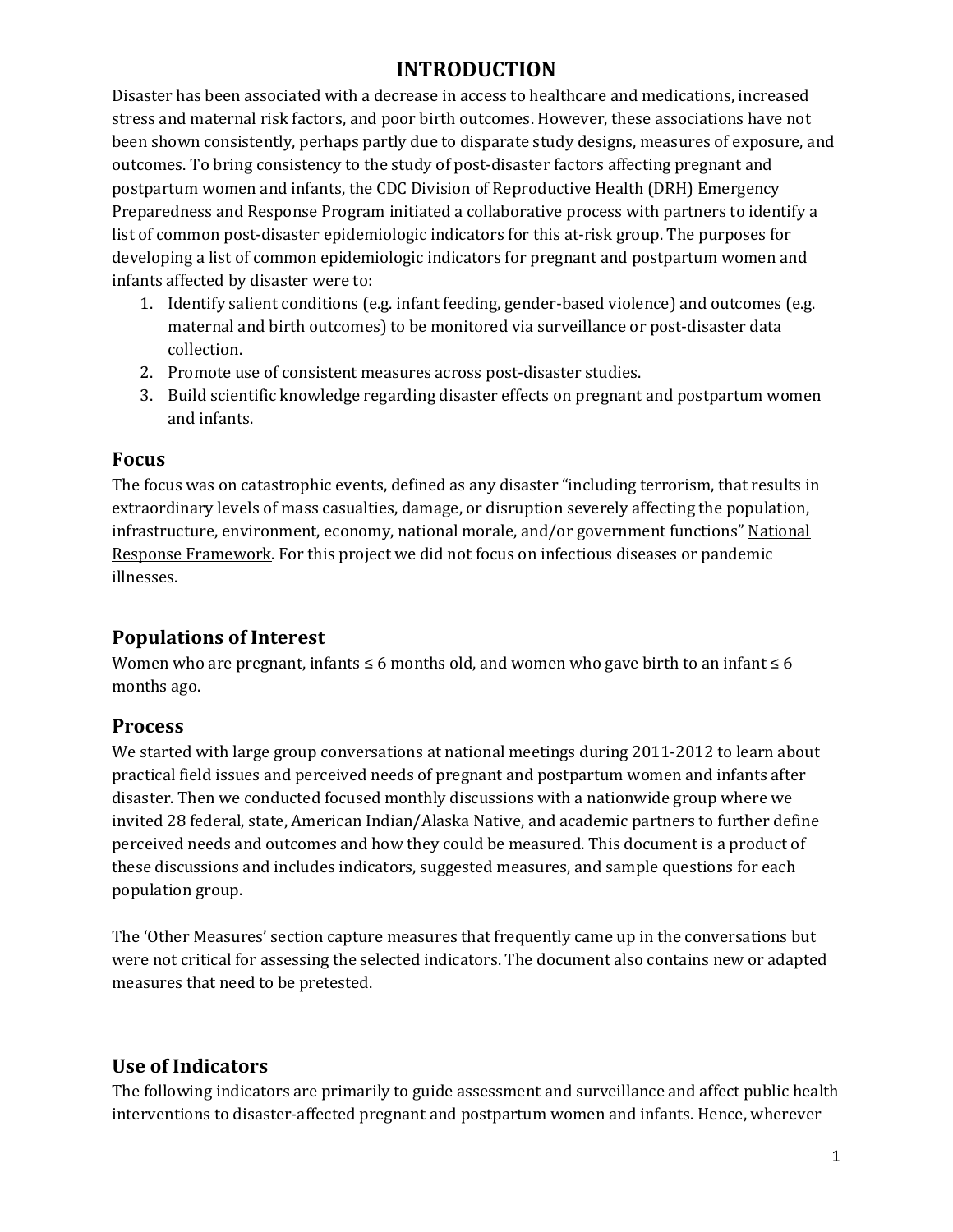# INTRODUCTION

Disaster has been associated with a decrease in access to healthcare and medications, increased stress and maternal risk factors, and poor birth outcomes. However, these associations have not been shown consistently, perhaps partly due to disparate study designs, measures of exposure, and outcomes. To bring consistency to the study of post-disaster factors affecting pregnant and postpartum women and infants, the CDC Division of Reproductive Health (DRH) Emergency Preparedness and Response Program initiated a collaborative process with partners to identify a list of common post-disaster epidemiologic indicators for this at-risk group. The purposes for developing a list of common epidemiologic indicators for pregnant and postpartum women and infants affected by disaster were to:

1. Identify salient conditions (e.g. infant feeding, gender-based violence) and outcomes (e.g. maternal and birth outcomes) to be monitored via surveillance or post-disaster data collection.
2. Promote use of consistent measures across post-disaster studies.
3. Build scientific knowledge regarding disaster effects on pregnant and postpartum women and infants.

## Focus

The focus was on catastrophic events, defined as any disaster "including terrorism, that results in extraordinary levels of mass casualties, damage, or disruption severely affecting the population, infrastructure, environment, economy, national morale, and/or government functions" National Response Framework. For this project we did not focus on infectious diseases or pandemic illnesses.

## Populations of Interest

Women who are pregnant, infants ≤ 6 months old, and women who gave birth to an infant ≤ 6 months ago.

## Process

We started with large group conversations at national meetings during 2011-2012 to learn about practical field issues and perceived needs of pregnant and postpartum women and infants after disaster. Then we conducted focused monthly discussions with a nationwide group where we invited 28 federal, state, American Indian/Alaska Native, and academic partners to further define perceived needs and outcomes and how they could be measured. This document is a product of these discussions and includes indicators, suggested measures, and sample questions for each population group.

The 'Other Measures' section capture measures that frequently came up in the conversations but were not critical for assessing the selected indicators. The document also contains new or adapted measures that need to be pretested.

## Use of Indicators

The following indicators are primarily to guide assessment and surveillance and affect public health interventions to disaster-affected pregnant and postpartum women and infants. Hence, wherever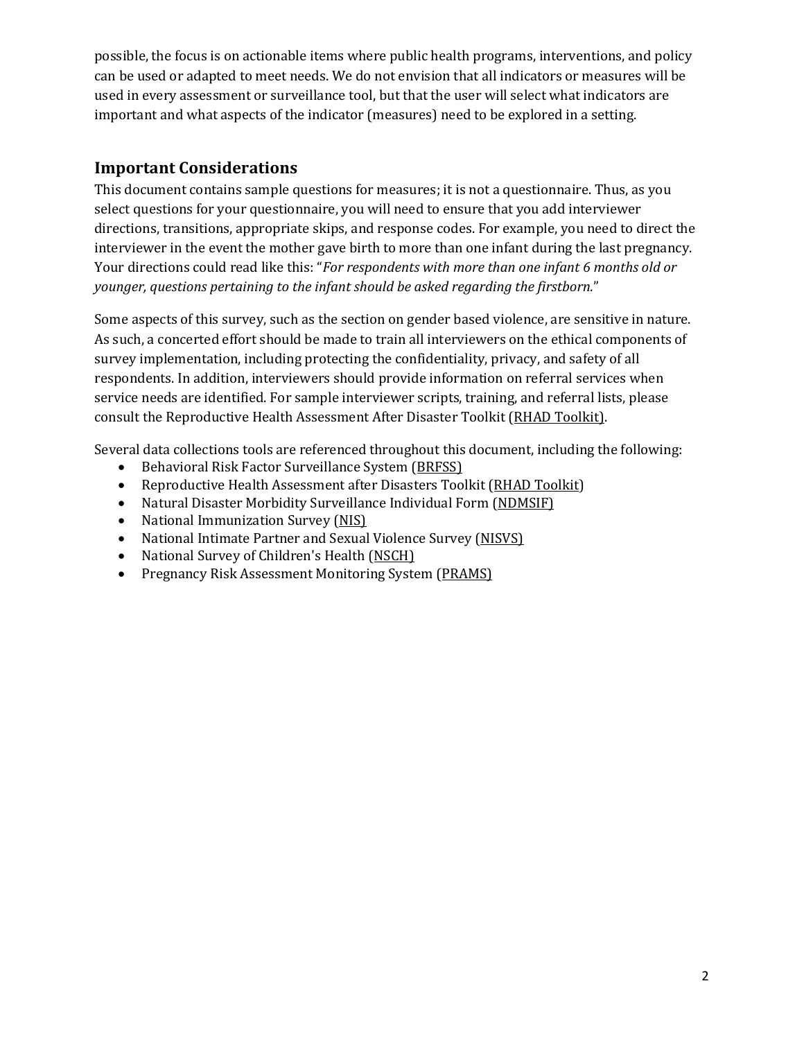possible, the focus is on actionable items where public health programs, interventions, and policy can be used or adapted to meet needs. We do not envision that all indicators or measures will be used in every assessment or surveillance tool, but that the user will select what indicators are important and what aspects of the indicator (measures) need to be explored in a setting.

## Important Considerations

This document contains sample questions for measures; it is not a questionnaire. Thus, as you select questions for your questionnaire, you will need to ensure that you add interviewer directions, transitions, appropriate skips, and response codes. For example, you need to direct the interviewer in the event the mother gave birth to more than one infant during the last pregnancy. Your directions could read like this: "*For respondents with more than one infant 6 months old or younger, questions pertaining to the infant should be asked regarding the firstborn.*"

Some aspects of this survey, such as the section on gender based violence, are sensitive in nature. As such, a concerted effort should be made to train all interviewers on the ethical components of survey implementation, including protecting the confidentiality, privacy, and safety of all respondents. In addition, interviewers should provide information on referral services when service needs are identified. For sample interviewer scripts, training, and referral lists, please consult the Reproductive Health Assessment After Disaster Toolkit (RHAD Toolkit).

Several data collections tools are referenced throughout this document, including the following:

- Behavioral Risk Factor Surveillance System (BRFSS)
- Reproductive Health Assessment after Disasters Toolkit (RHAD Toolkit)
- Natural Disaster Morbidity Surveillance Individual Form (NDMSIF)
- National Immunization Survey (NIS)
- National Intimate Partner and Sexual Violence Survey (NISVS)
- National Survey of Children's Health (NSCH)
- Pregnancy Risk Assessment Monitoring System (PRAMS)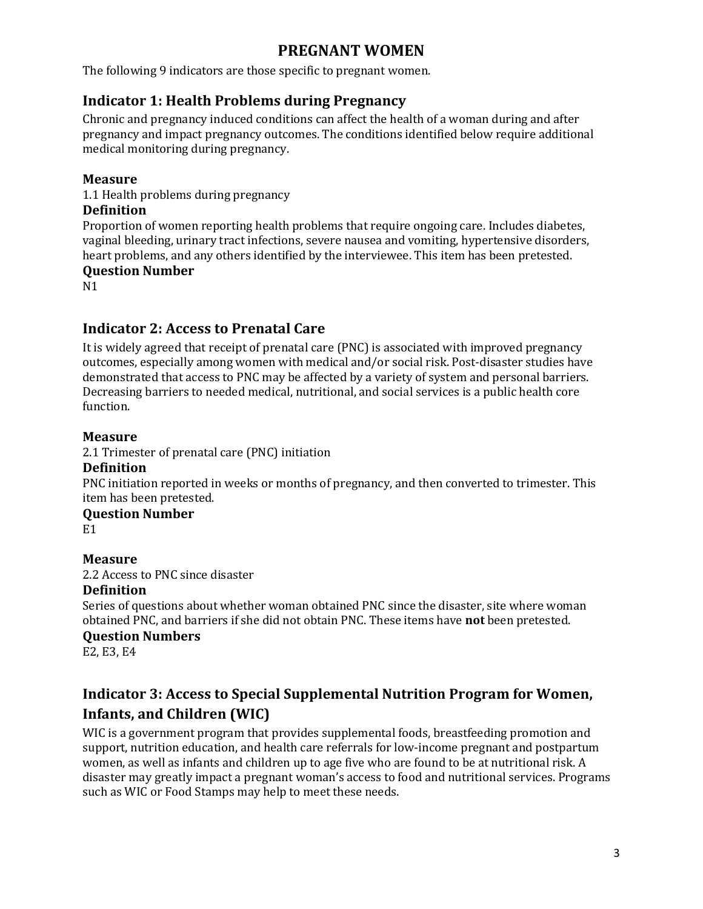# PREGNANT WOMEN

The following 9 indicators are those specific to pregnant women.

## Indicator 1: Health Problems during Pregnancy

Chronic and pregnancy induced conditions can affect the health of a woman during and after pregnancy and impact pregnancy outcomes. The conditions identified below require additional medical monitoring during pregnancy.

### Measure

1.1 Health problems during pregnancy

### Definition

Proportion of women reporting health problems that require ongoing care. Includes diabetes, vaginal bleeding, urinary tract infections, severe nausea and vomiting, hypertensive disorders, heart problems, and any others identified by the interviewee. This item has been pretested.

### Question Number

N1

## Indicator 2: Access to Prenatal Care

It is widely agreed that receipt of prenatal care (PNC) is associated with improved pregnancy outcomes, especially among women with medical and/or social risk. Post-disaster studies have demonstrated that access to PNC may be affected by a variety of system and personal barriers. Decreasing barriers to needed medical, nutritional, and social services is a public health core function.

### Measure

2.1 Trimester of prenatal care (PNC) initiation

### Definition

PNC initiation reported in weeks or months of pregnancy, and then converted to trimester. This item has been pretested.

### Question Number

E1

### Measure

2.2 Access to PNC since disaster

### Definition

Series of questions about whether woman obtained PNC since the disaster, site where woman obtained PNC, and barriers if she did not obtain PNC. These items have **not** been pretested.

### Question Numbers

E2, E3, E4

## Indicator 3: Access to Special Supplemental Nutrition Program for Women, Infants, and Children (WIC)

WIC is a government program that provides supplemental foods, breastfeeding promotion and support, nutrition education, and health care referrals for low-income pregnant and postpartum women, as well as infants and children up to age five who are found to be at nutritional risk. A disaster may greatly impact a pregnant woman's access to food and nutritional services. Programs such as WIC or Food Stamps may help to meet these needs.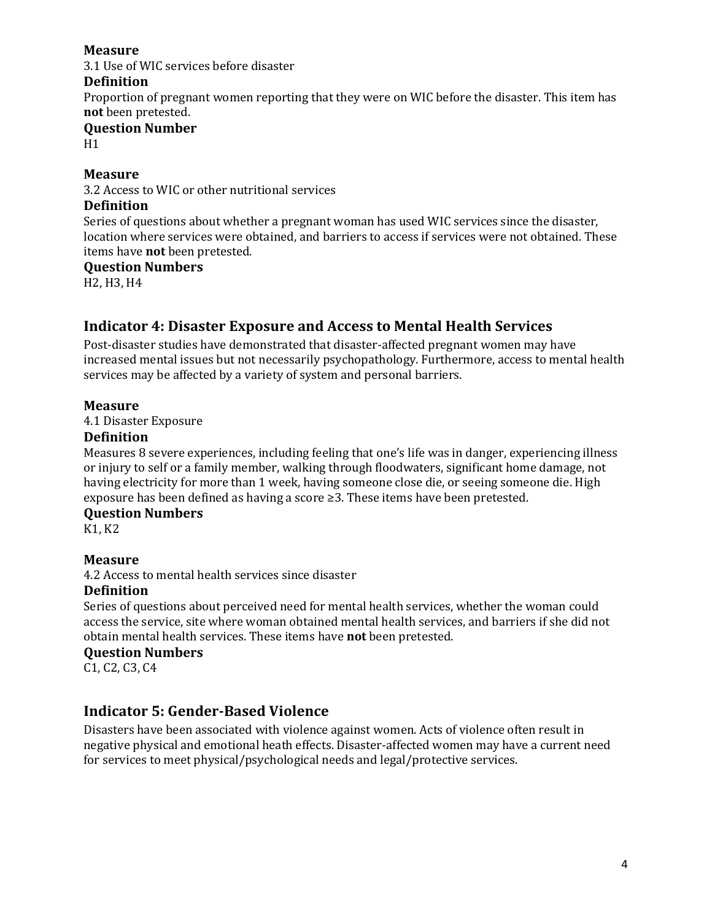**Measure**

3.1 Use of WIC services before disaster

**Definition**

Proportion of pregnant women reporting that they were on WIC before the disaster. This item has **not** been pretested.

**Question Number**

H1

**Measure**

3.2 Access to WIC or other nutritional services

**Definition**

Series of questions about whether a pregnant woman has used WIC services since the disaster, location where services were obtained, and barriers to access if services were not obtained. These items have **not** been pretested.

**Question Numbers**

H2, H3, H4

## Indicator 4: Disaster Exposure and Access to Mental Health Services

Post-disaster studies have demonstrated that disaster-affected pregnant women may have increased mental issues but not necessarily psychopathology. Furthermore, access to mental health services may be affected by a variety of system and personal barriers.

**Measure**

4.1 Disaster Exposure

**Definition**

Measures 8 severe experiences, including feeling that one's life was in danger, experiencing illness or injury to self or a family member, walking through floodwaters, significant home damage, not having electricity for more than 1 week, having someone close die, or seeing someone die. High exposure has been defined as having a score ≥3. These items have been pretested.

**Question Numbers**

K1, K2

**Measure**

4.2 Access to mental health services since disaster

**Definition**

Series of questions about perceived need for mental health services, whether the woman could access the service, site where woman obtained mental health services, and barriers if she did not obtain mental health services. These items have **not** been pretested.

**Question Numbers**

C1, C2, C3, C4

## Indicator 5: Gender-Based Violence

Disasters have been associated with violence against women. Acts of violence often result in negative physical and emotional heath effects. Disaster-affected women may have a current need for services to meet physical/psychological needs and legal/protective services.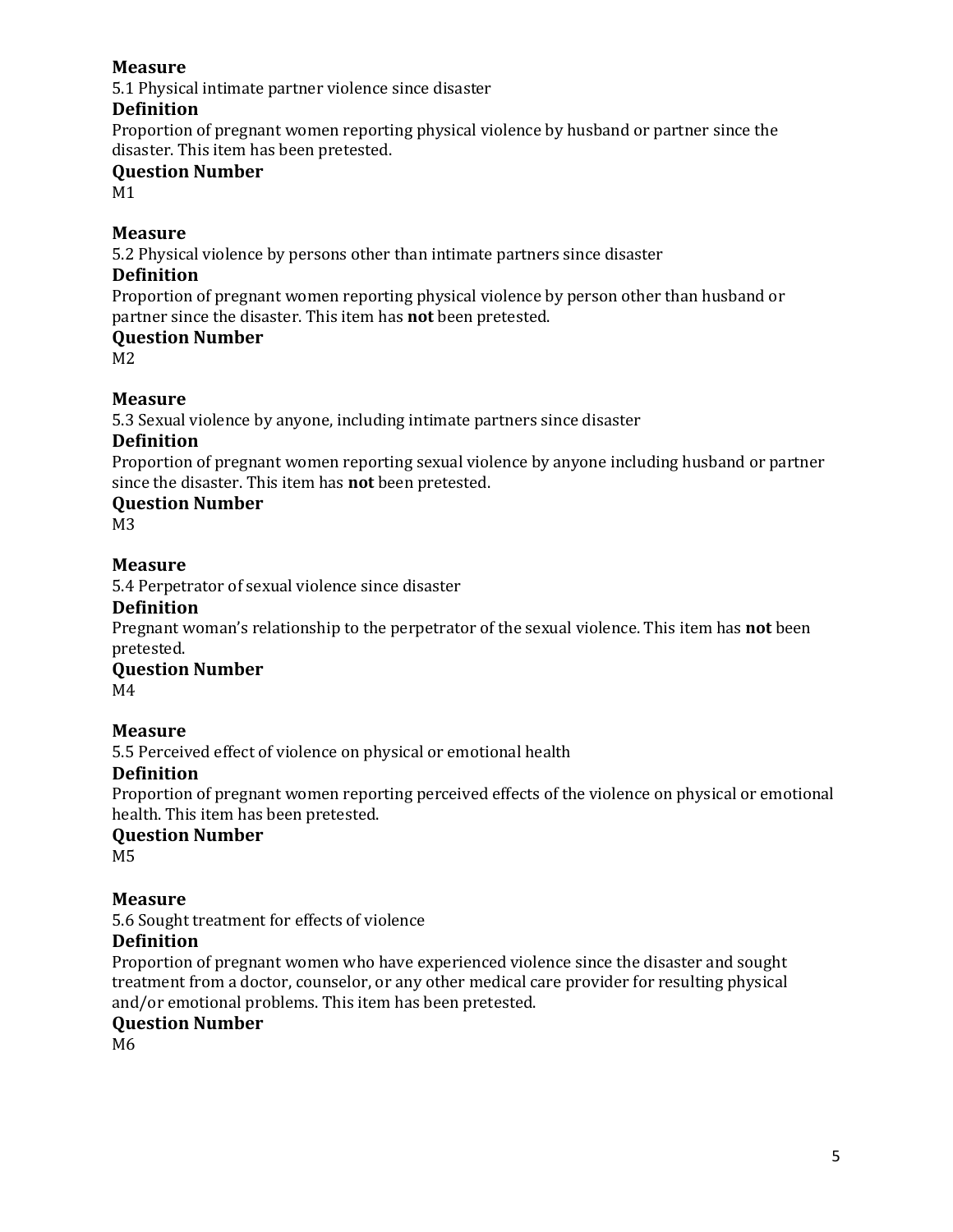**Measure**
5.1 Physical intimate partner violence since disaster
**Definition**
Proportion of pregnant women reporting physical violence by husband or partner since the disaster. This item has been pretested.
**Question Number**
M1

**Measure**
5.2 Physical violence by persons other than intimate partners since disaster
**Definition**
Proportion of pregnant women reporting physical violence by person other than husband or partner since the disaster. This item has **not** been pretested.
**Question Number**
M2

**Measure**
5.3 Sexual violence by anyone, including intimate partners since disaster
**Definition**
Proportion of pregnant women reporting sexual violence by anyone including husband or partner since the disaster. This item has **not** been pretested.
**Question Number**
M3

**Measure**
5.4 Perpetrator of sexual violence since disaster
**Definition**
Pregnant woman's relationship to the perpetrator of the sexual violence. This item has **not** been pretested.
**Question Number**
M4

**Measure**
5.5 Perceived effect of violence on physical or emotional health
**Definition**
Proportion of pregnant women reporting perceived effects of the violence on physical or emotional health. This item has been pretested.
**Question Number**
M5

**Measure**
5.6 Sought treatment for effects of violence
**Definition**
Proportion of pregnant women who have experienced violence since the disaster and sought treatment from a doctor, counselor, or any other medical care provider for resulting physical and/or emotional problems. This item has been pretested.
**Question Number**
M6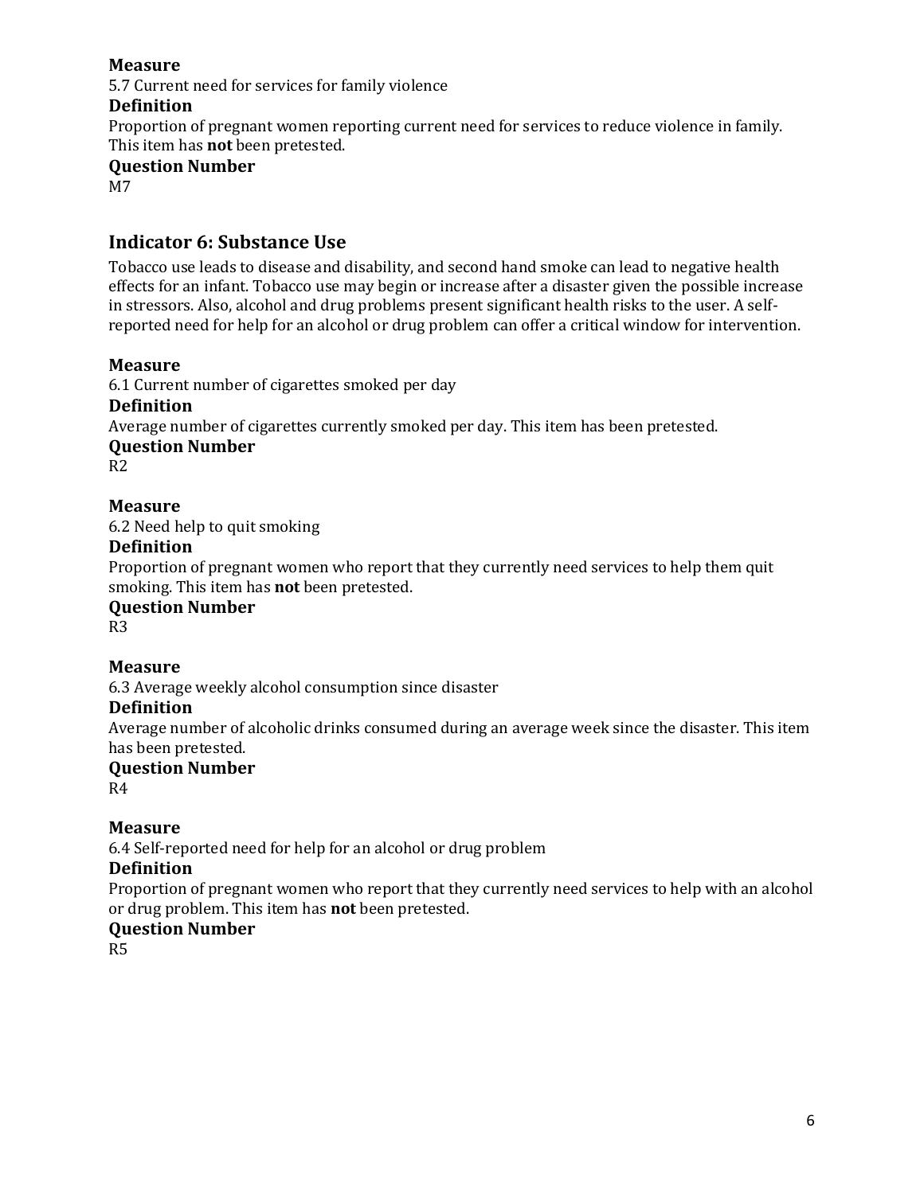**Measure**

5.7 Current need for services for family violence

**Definition**

Proportion of pregnant women reporting current need for services to reduce violence in family. This item has **not** been pretested.

**Question Number**

M7

## Indicator 6: Substance Use

Tobacco use leads to disease and disability, and second hand smoke can lead to negative health effects for an infant. Tobacco use may begin or increase after a disaster given the possible increase in stressors. Also, alcohol and drug problems present significant health risks to the user. A self-reported need for help for an alcohol or drug problem can offer a critical window for intervention.

**Measure**

6.1 Current number of cigarettes smoked per day

**Definition**

Average number of cigarettes currently smoked per day. This item has been pretested.

**Question Number**

R2

**Measure**

6.2 Need help to quit smoking

**Definition**

Proportion of pregnant women who report that they currently need services to help them quit smoking. This item has **not** been pretested.

**Question Number**

R3

**Measure**

6.3 Average weekly alcohol consumption since disaster

**Definition**

Average number of alcoholic drinks consumed during an average week since the disaster. This item has been pretested.

**Question Number**

R4

**Measure**

6.4 Self-reported need for help for an alcohol or drug problem

**Definition**

Proportion of pregnant women who report that they currently need services to help with an alcohol or drug problem. This item has **not** been pretested.

**Question Number**

R5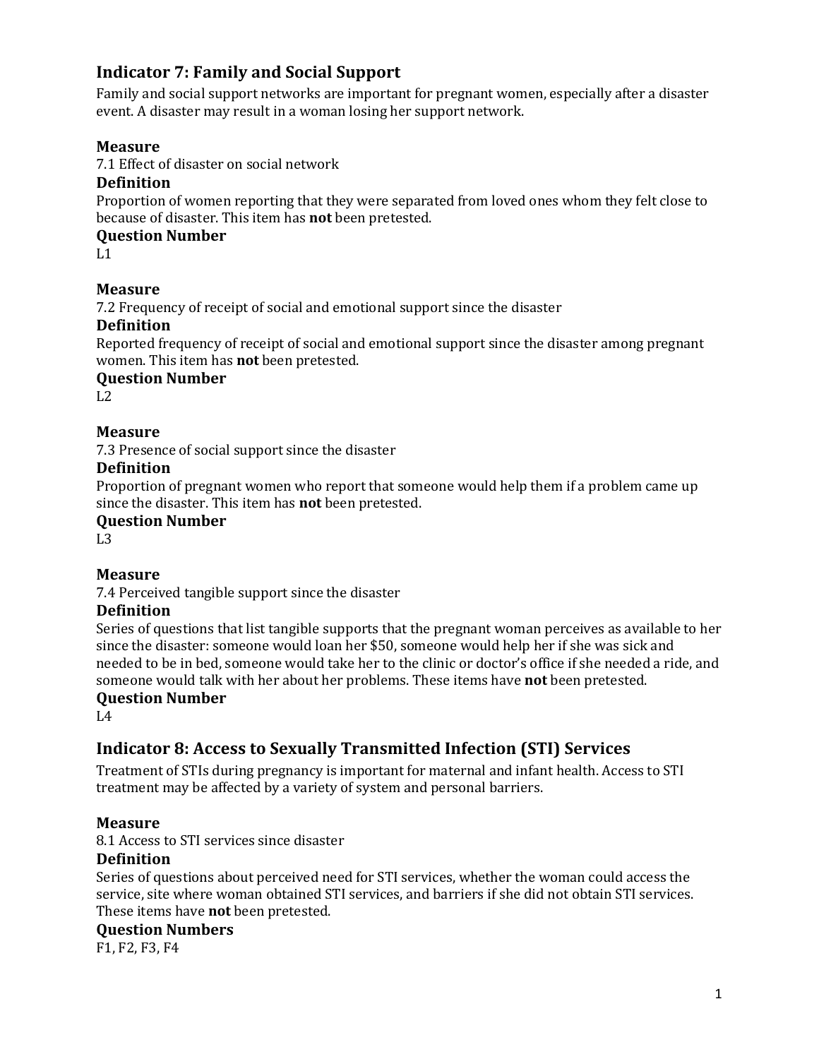## Indicator 7: Family and Social Support

Family and social support networks are important for pregnant women, especially after a disaster event. A disaster may result in a woman losing her support network.

### Measure

7.1 Effect of disaster on social network

### Definition

Proportion of women reporting that they were separated from loved ones whom they felt close to because of disaster. This item has **not** been pretested.

### Question Number

L1

### Measure

7.2 Frequency of receipt of social and emotional support since the disaster

### Definition

Reported frequency of receipt of social and emotional support since the disaster among pregnant women. This item has **not** been pretested.

### Question Number

L2

### Measure

7.3 Presence of social support since the disaster

### Definition

Proportion of pregnant women who report that someone would help them if a problem came up since the disaster. This item has **not** been pretested.

### Question Number

L3

### Measure

7.4 Perceived tangible support since the disaster

### Definition

Series of questions that list tangible supports that the pregnant woman perceives as available to her since the disaster: someone would loan her $50, someone would help her if she was sick and needed to be in bed, someone would take her to the clinic or doctor's office if she needed a ride, and someone would talk with her about her problems. These items have **not** been pretested.

### Question Number

L4

## Indicator 8: Access to Sexually Transmitted Infection (STI) Services

Treatment of STIs during pregnancy is important for maternal and infant health. Access to STI treatment may be affected by a variety of system and personal barriers.

### Measure

8.1 Access to STI services since disaster

### Definition

Series of questions about perceived need for STI services, whether the woman could access the service, site where woman obtained STI services, and barriers if she did not obtain STI services. These items have **not** been pretested.

### Question Numbers

F1, F2, F3, F4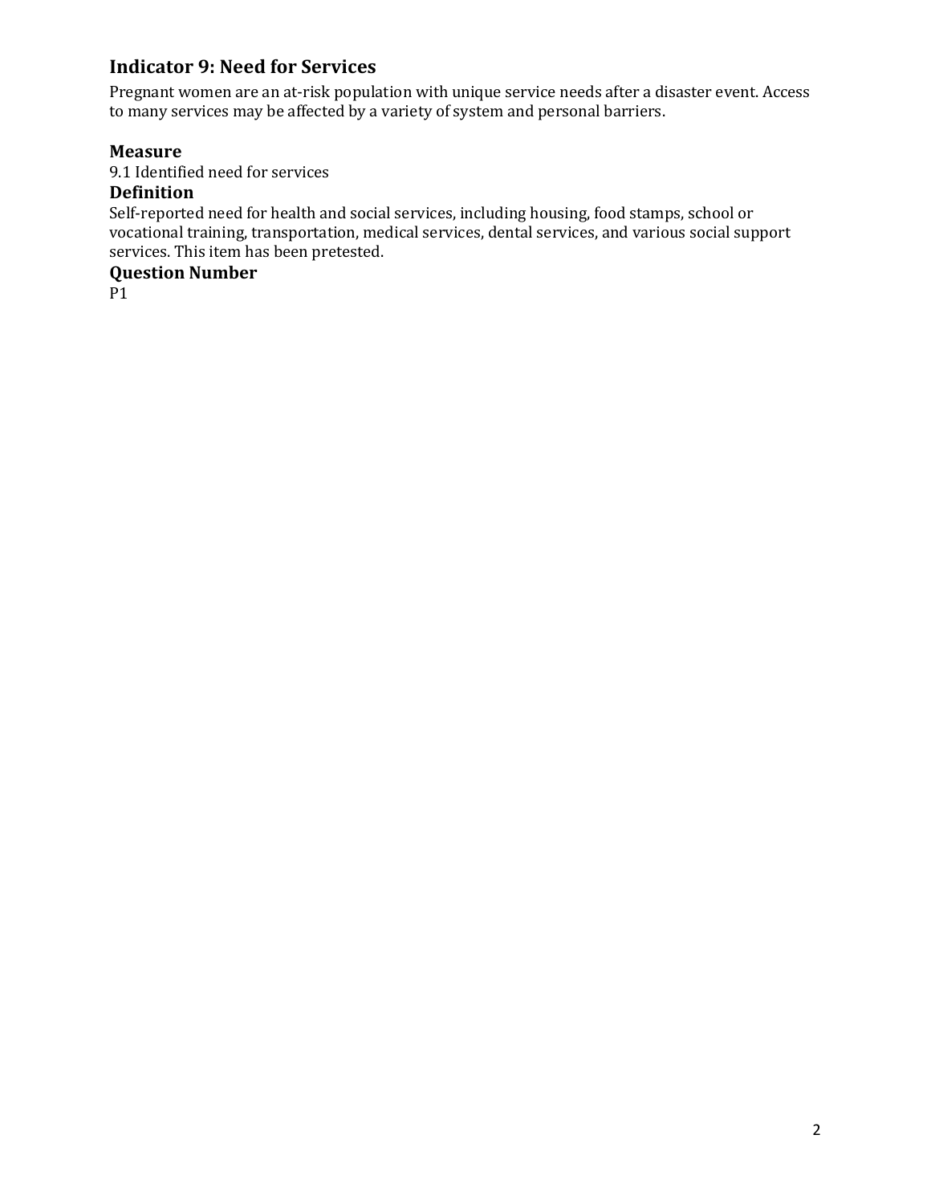## Indicator 9: Need for Services

Pregnant women are an at-risk population with unique service needs after a disaster event. Access to many services may be affected by a variety of system and personal barriers.

### Measure

9.1 Identified need for services

### Definition

Self-reported need for health and social services, including housing, food stamps, school or vocational training, transportation, medical services, dental services, and various social support services. This item has been pretested.

### Question Number

P1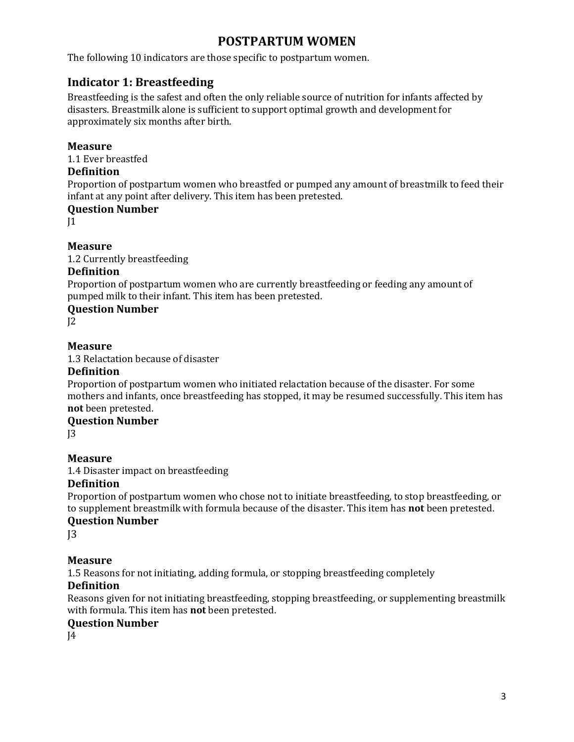# POSTPARTUM WOMEN

The following 10 indicators are those specific to postpartum women.

## Indicator 1: Breastfeeding

Breastfeeding is the safest and often the only reliable source of nutrition for infants affected by disasters. Breastmilk alone is sufficient to support optimal growth and development for approximately six months after birth.

**Measure**

1.1 Ever breastfed

**Definition**

Proportion of postpartum women who breastfed or pumped any amount of breastmilk to feed their infant at any point after delivery. This item has been pretested.

**Question Number**

J1

**Measure**

1.2 Currently breastfeeding

**Definition**

Proportion of postpartum women who are currently breastfeeding or feeding any amount of pumped milk to their infant. This item has been pretested.

**Question Number**

J2

**Measure**

1.3 Relactation because of disaster

**Definition**

Proportion of postpartum women who initiated relactation because of the disaster. For some mothers and infants, once breastfeeding has stopped, it may be resumed successfully. This item has **not** been pretested.

**Question Number**

J3

**Measure**

1.4 Disaster impact on breastfeeding

**Definition**

Proportion of postpartum women who chose not to initiate breastfeeding, to stop breastfeeding, or to supplement breastmilk with formula because of the disaster. This item has **not** been pretested.

**Question Number**

J3

**Measure**

1.5 Reasons for not initiating, adding formula, or stopping breastfeeding completely

**Definition**

Reasons given for not initiating breastfeeding, stopping breastfeeding, or supplementing breastmilk with formula. This item has **not** been pretested.

**Question Number**

J4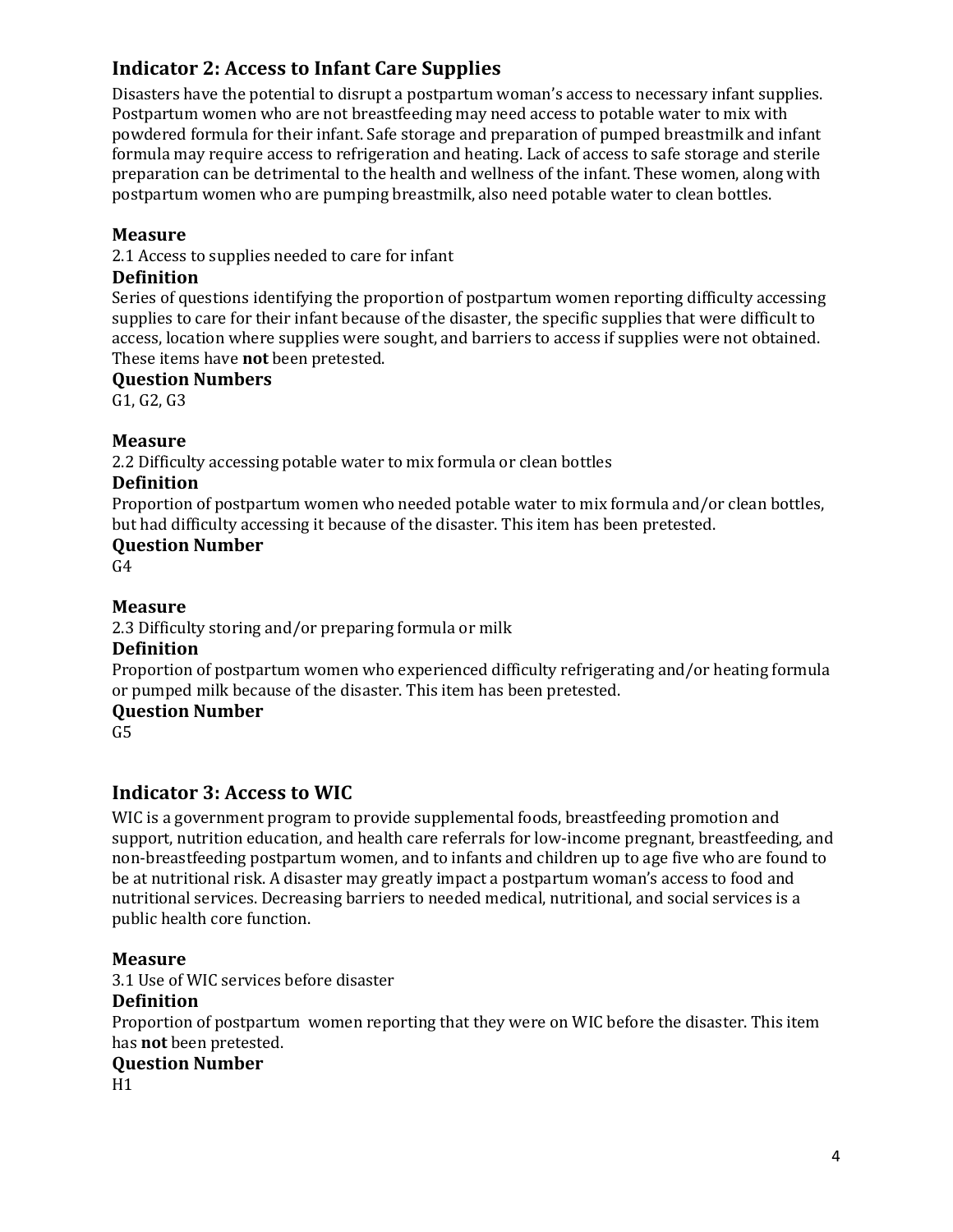## Indicator 2: Access to Infant Care Supplies

Disasters have the potential to disrupt a postpartum woman's access to necessary infant supplies. Postpartum women who are not breastfeeding may need access to potable water to mix with powdered formula for their infant. Safe storage and preparation of pumped breastmilk and infant formula may require access to refrigeration and heating. Lack of access to safe storage and sterile preparation can be detrimental to the health and wellness of the infant. These women, along with postpartum women who are pumping breastmilk, also need potable water to clean bottles.

**Measure**
2.1 Access to supplies needed to care for infant

**Definition**
Series of questions identifying the proportion of postpartum women reporting difficulty accessing supplies to care for their infant because of the disaster, the specific supplies that were difficult to access, location where supplies were sought, and barriers to access if supplies were not obtained. These items have **not** been pretested.

**Question Numbers**
G1, G2, G3

**Measure**
2.2 Difficulty accessing potable water to mix formula or clean bottles

**Definition**
Proportion of postpartum women who needed potable water to mix formula and/or clean bottles, but had difficulty accessing it because of the disaster. This item has been pretested.

**Question Number**
G4

**Measure**
2.3 Difficulty storing and/or preparing formula or milk

**Definition**
Proportion of postpartum women who experienced difficulty refrigerating and/or heating formula or pumped milk because of the disaster. This item has been pretested.

**Question Number**
G5

## Indicator 3: Access to WIC

WIC is a government program to provide supplemental foods, breastfeeding promotion and support, nutrition education, and health care referrals for low-income pregnant, breastfeeding, and non-breastfeeding postpartum women, and to infants and children up to age five who are found to be at nutritional risk. A disaster may greatly impact a postpartum woman's access to food and nutritional services. Decreasing barriers to needed medical, nutritional, and social services is a public health core function.

**Measure**
3.1 Use of WIC services before disaster

**Definition**
Proportion of postpartum women reporting that they were on WIC before the disaster. This item has **not** been pretested.

**Question Number**
H1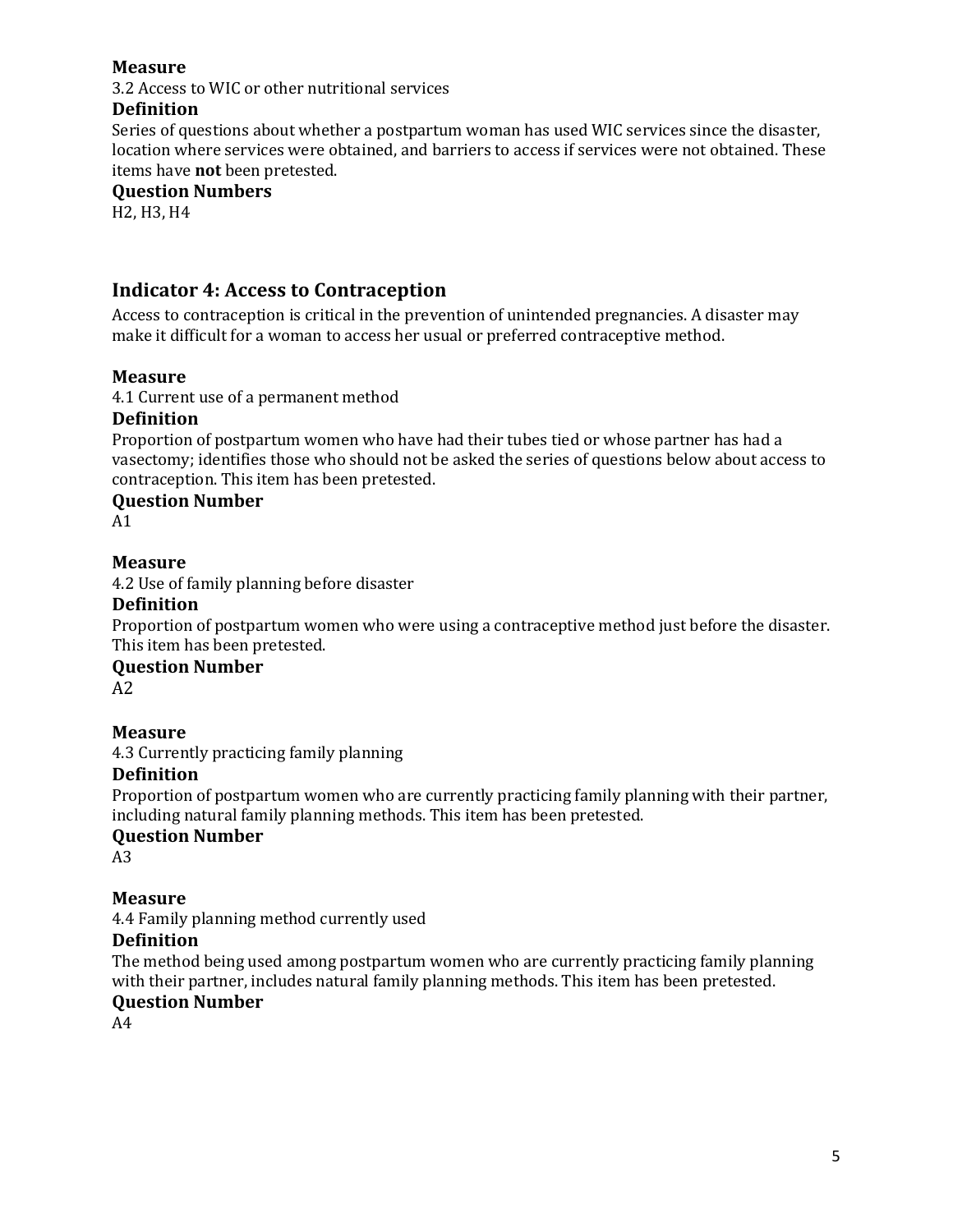**Measure**

3.2 Access to WIC or other nutritional services

**Definition**

Series of questions about whether a postpartum woman has used WIC services since the disaster, location where services were obtained, and barriers to access if services were not obtained. These items have **not** been pretested.

**Question Numbers**

H2, H3, H4

## Indicator 4: Access to Contraception

Access to contraception is critical in the prevention of unintended pregnancies. A disaster may make it difficult for a woman to access her usual or preferred contraceptive method.

**Measure**

4.1 Current use of a permanent method

**Definition**

Proportion of postpartum women who have had their tubes tied or whose partner has had a vasectomy; identifies those who should not be asked the series of questions below about access to contraception. This item has been pretested.

**Question Number**

A1

**Measure**

4.2 Use of family planning before disaster

**Definition**

Proportion of postpartum women who were using a contraceptive method just before the disaster. This item has been pretested.

**Question Number**

A2

**Measure**

4.3 Currently practicing family planning

**Definition**

Proportion of postpartum women who are currently practicing family planning with their partner, including natural family planning methods. This item has been pretested.

**Question Number**

A3

**Measure**

4.4 Family planning method currently used

**Definition**

The method being used among postpartum women who are currently practicing family planning with their partner, includes natural family planning methods. This item has been pretested.

**Question Number**

A4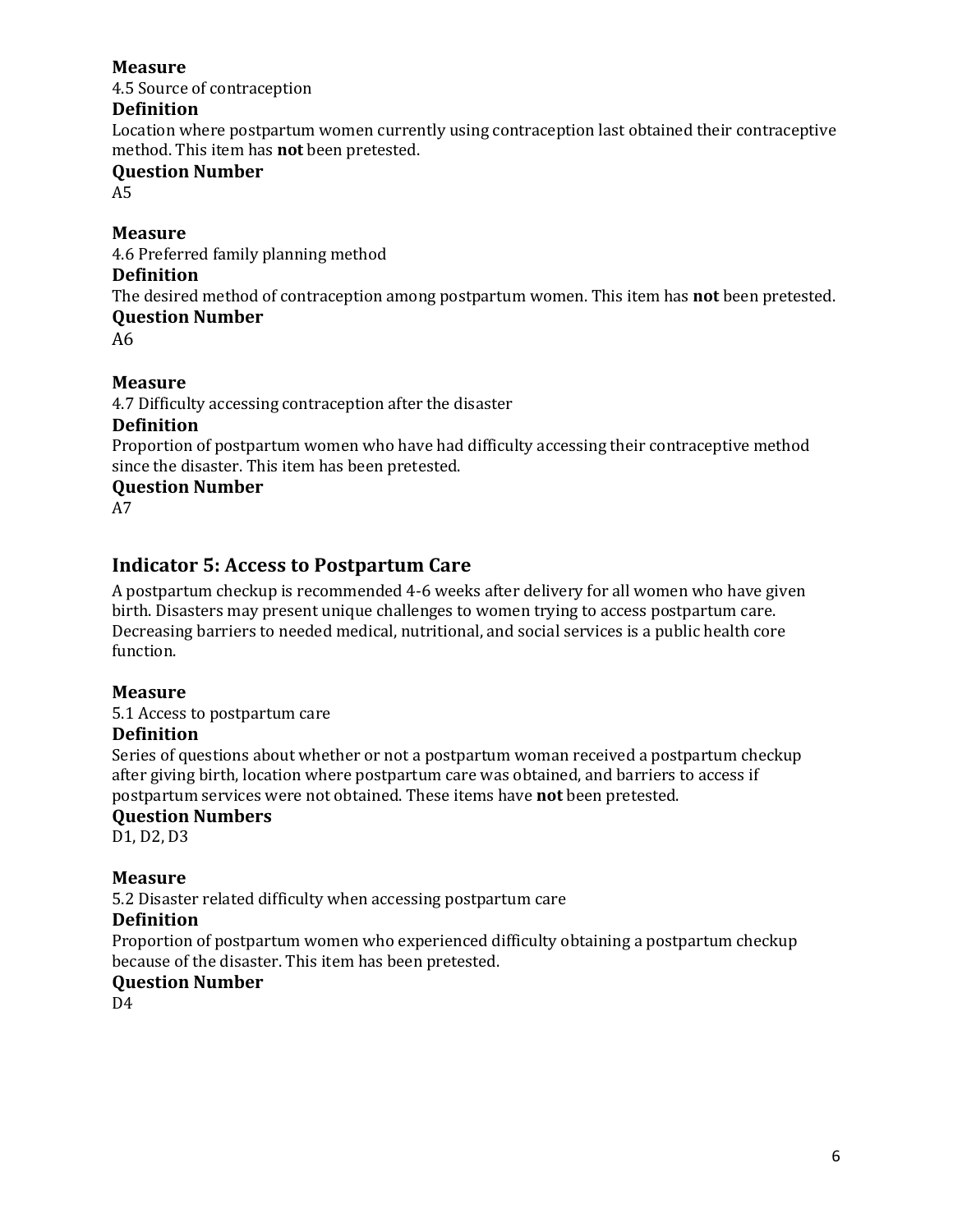**Measure**
4.5 Source of contraception
**Definition**
Location where postpartum women currently using contraception last obtained their contraceptive method. This item has **not** been pretested.
**Question Number**
A5

**Measure**
4.6 Preferred family planning method
**Definition**
The desired method of contraception among postpartum women. This item has **not** been pretested.
**Question Number**
A6

**Measure**
4.7 Difficulty accessing contraception after the disaster
**Definition**
Proportion of postpartum women who have had difficulty accessing their contraceptive method since the disaster. This item has been pretested.
**Question Number**
A7

## Indicator 5: Access to Postpartum Care

A postpartum checkup is recommended 4-6 weeks after delivery for all women who have given birth. Disasters may present unique challenges to women trying to access postpartum care. Decreasing barriers to needed medical, nutritional, and social services is a public health core function.

**Measure**
5.1 Access to postpartum care
**Definition**
Series of questions about whether or not a postpartum woman received a postpartum checkup after giving birth, location where postpartum care was obtained, and barriers to access if postpartum services were not obtained. These items have **not** been pretested.
**Question Numbers**
D1, D2, D3

**Measure**
5.2 Disaster related difficulty when accessing postpartum care
**Definition**
Proportion of postpartum women who experienced difficulty obtaining a postpartum checkup because of the disaster. This item has been pretested.
**Question Number**
D4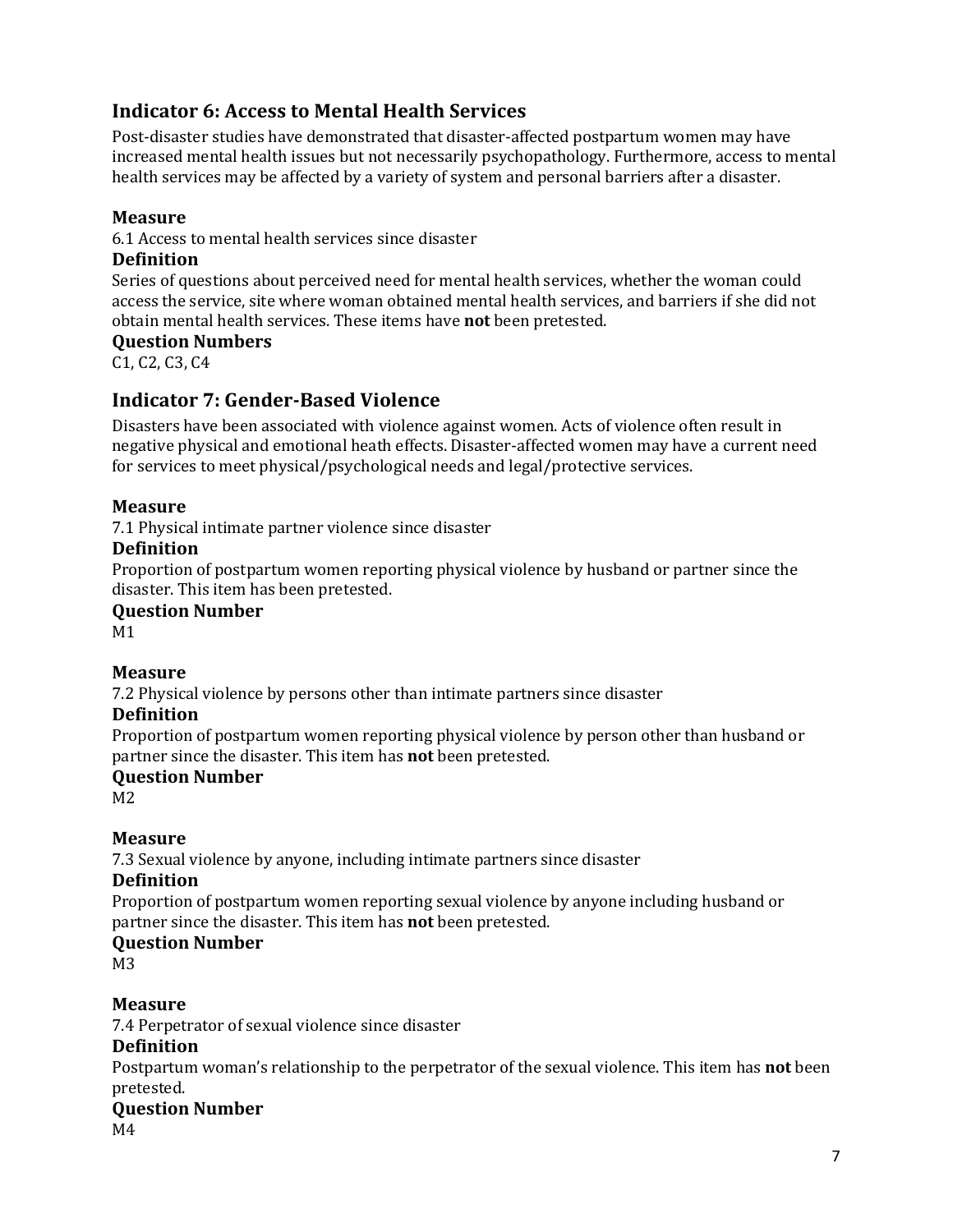## Indicator 6: Access to Mental Health Services

Post-disaster studies have demonstrated that disaster-affected postpartum women may have increased mental health issues but not necessarily psychopathology. Furthermore, access to mental health services may be affected by a variety of system and personal barriers after a disaster.

**Measure**

6.1 Access to mental health services since disaster

**Definition**

Series of questions about perceived need for mental health services, whether the woman could access the service, site where woman obtained mental health services, and barriers if she did not obtain mental health services. These items have **not** been pretested.

**Question Numbers**

C1, C2, C3, C4

## Indicator 7: Gender-Based Violence

Disasters have been associated with violence against women. Acts of violence often result in negative physical and emotional heath effects. Disaster-affected women may have a current need for services to meet physical/psychological needs and legal/protective services.

**Measure**

7.1 Physical intimate partner violence since disaster

**Definition**

Proportion of postpartum women reporting physical violence by husband or partner since the disaster. This item has been pretested.

**Question Number**

M1

**Measure**

7.2 Physical violence by persons other than intimate partners since disaster

**Definition**

Proportion of postpartum women reporting physical violence by person other than husband or partner since the disaster. This item has **not** been pretested.

**Question Number**

M2

**Measure**

7.3 Sexual violence by anyone, including intimate partners since disaster

**Definition**

Proportion of postpartum women reporting sexual violence by anyone including husband or partner since the disaster. This item has **not** been pretested.

**Question Number**

M3

**Measure**

7.4 Perpetrator of sexual violence since disaster

**Definition**

Postpartum woman's relationship to the perpetrator of the sexual violence. This item has **not** been pretested.

**Question Number**

M4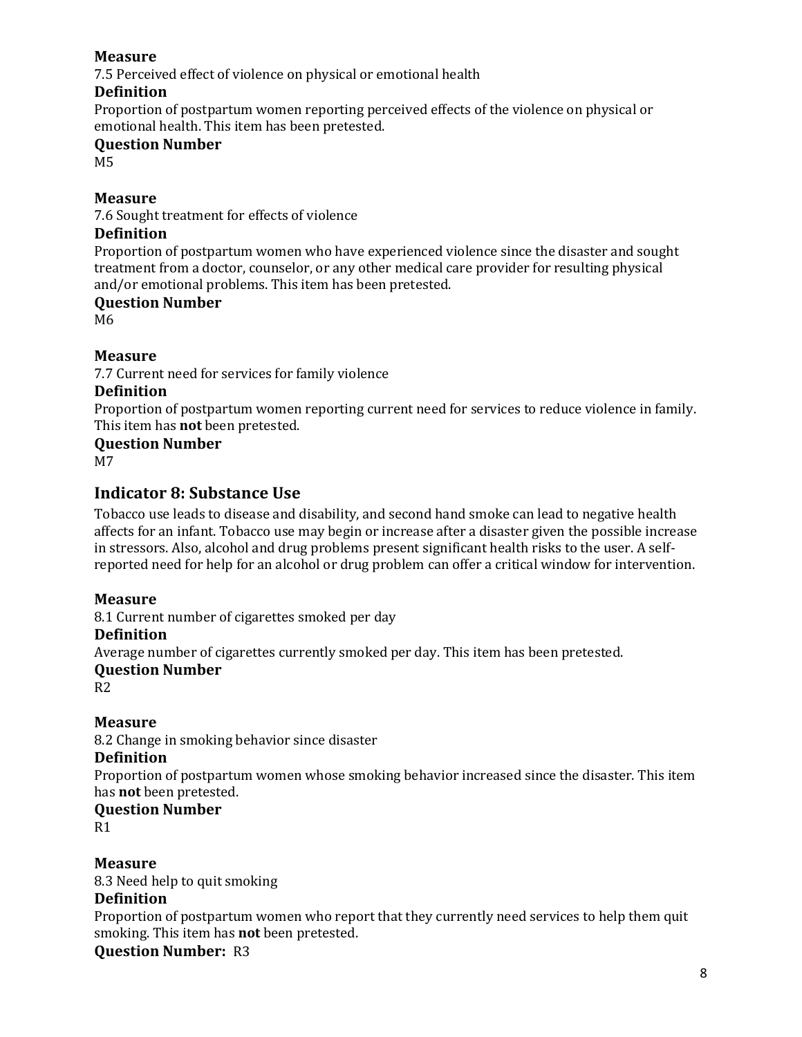**Measure**

7.5 Perceived effect of violence on physical or emotional health

**Definition**

Proportion of postpartum women reporting perceived effects of the violence on physical or emotional health. This item has been pretested.

**Question Number**

M5

**Measure**

7.6 Sought treatment for effects of violence

**Definition**

Proportion of postpartum women who have experienced violence since the disaster and sought treatment from a doctor, counselor, or any other medical care provider for resulting physical and/or emotional problems. This item has been pretested.

**Question Number**

M6

**Measure**

7.7 Current need for services for family violence

**Definition**

Proportion of postpartum women reporting current need for services to reduce violence in family. This item has **not** been pretested.

**Question Number**

M7

## Indicator 8: Substance Use

Tobacco use leads to disease and disability, and second hand smoke can lead to negative health affects for an infant. Tobacco use may begin or increase after a disaster given the possible increase in stressors. Also, alcohol and drug problems present significant health risks to the user. A self-reported need for help for an alcohol or drug problem can offer a critical window for intervention.

**Measure**

8.1 Current number of cigarettes smoked per day

**Definition**

Average number of cigarettes currently smoked per day. This item has been pretested.

**Question Number**

R2

**Measure**

8.2 Change in smoking behavior since disaster

**Definition**

Proportion of postpartum women whose smoking behavior increased since the disaster. This item has **not** been pretested.

**Question Number**

R1

**Measure**

8.3 Need help to quit smoking

**Definition**

Proportion of postpartum women who report that they currently need services to help them quit smoking. This item has **not** been pretested.

**Question Number:** R3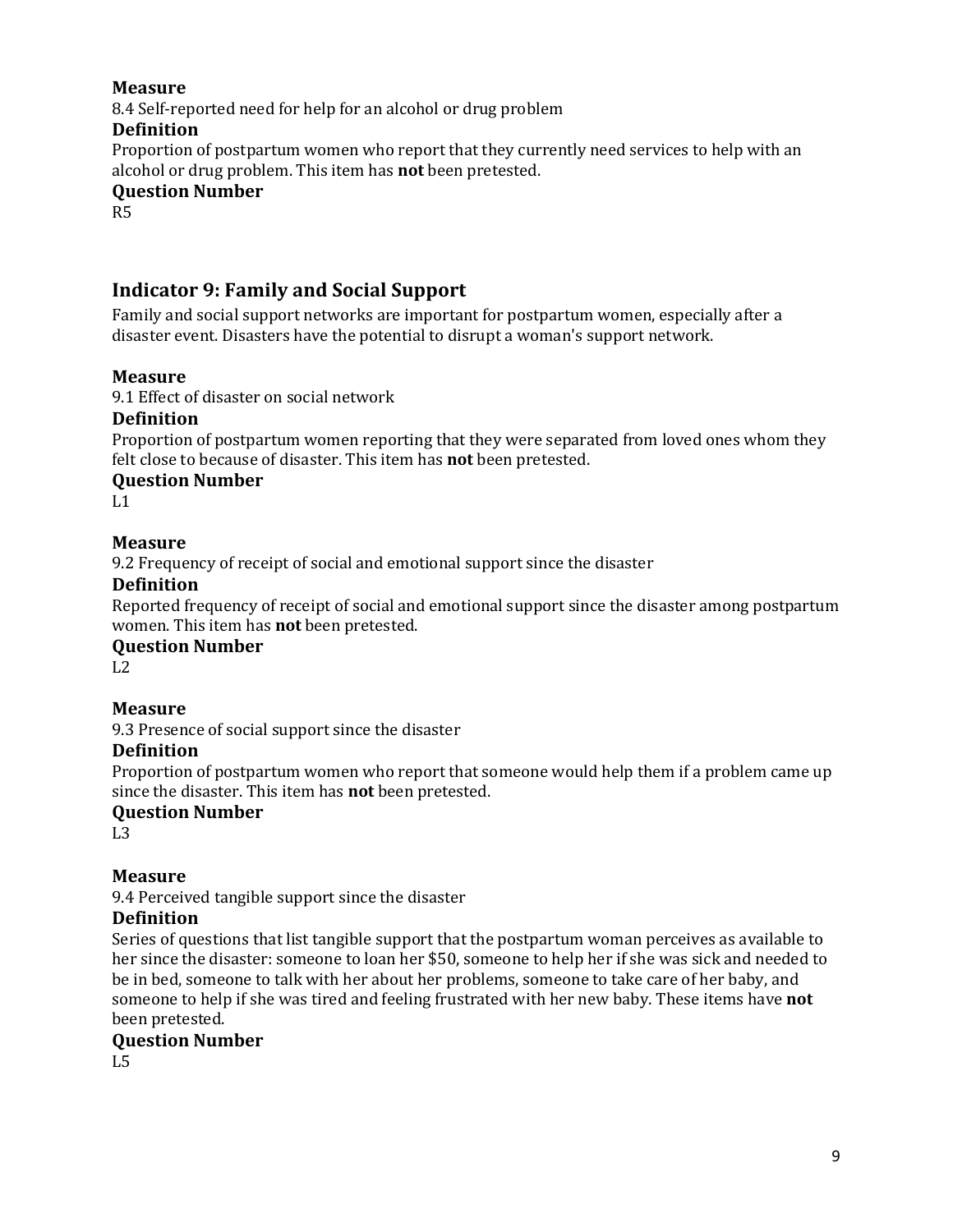**Measure**

8.4 Self-reported need for help for an alcohol or drug problem

**Definition**

Proportion of postpartum women who report that they currently need services to help with an alcohol or drug problem. This item has **not** been pretested.

**Question Number**

R5

## Indicator 9: Family and Social Support

Family and social support networks are important for postpartum women, especially after a disaster event. Disasters have the potential to disrupt a woman's support network.

**Measure**

9.1 Effect of disaster on social network

**Definition**

Proportion of postpartum women reporting that they were separated from loved ones whom they felt close to because of disaster. This item has **not** been pretested.

**Question Number**

L1

**Measure**

9.2 Frequency of receipt of social and emotional support since the disaster

**Definition**

Reported frequency of receipt of social and emotional support since the disaster among postpartum women. This item has **not** been pretested.

**Question Number**

L2

**Measure**

9.3 Presence of social support since the disaster

**Definition**

Proportion of postpartum women who report that someone would help them if a problem came up since the disaster. This item has **not** been pretested.

**Question Number**

L3

**Measure**

9.4 Perceived tangible support since the disaster

**Definition**

Series of questions that list tangible support that the postpartum woman perceives as available to her since the disaster: someone to loan her $50, someone to help her if she was sick and needed to be in bed, someone to talk with her about her problems, someone to take care of her baby, and someone to help if she was tired and feeling frustrated with her new baby. These items have **not** been pretested.

**Question Number**

L5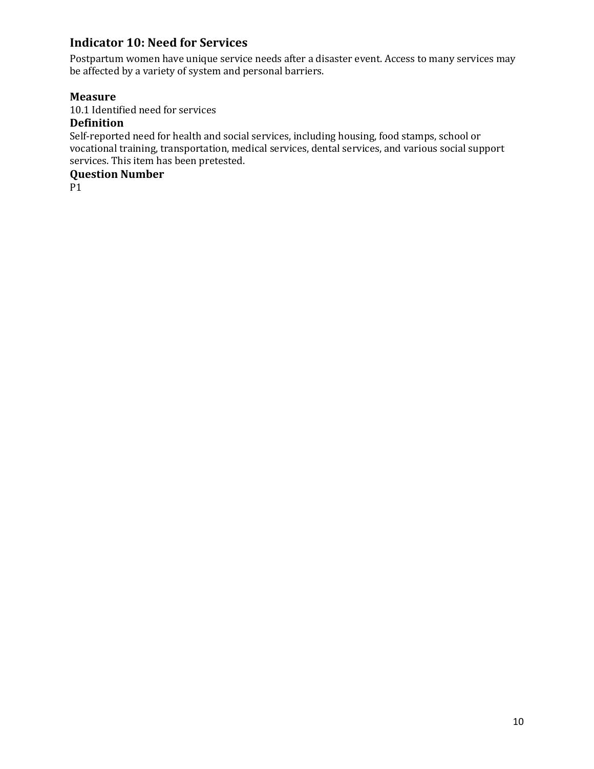## Indicator 10: Need for Services

Postpartum women have unique service needs after a disaster event. Access to many services may be affected by a variety of system and personal barriers.

### Measure

10.1 Identified need for services

### Definition

Self-reported need for health and social services, including housing, food stamps, school or vocational training, transportation, medical services, dental services, and various social support services. This item has been pretested.

### Question Number

P1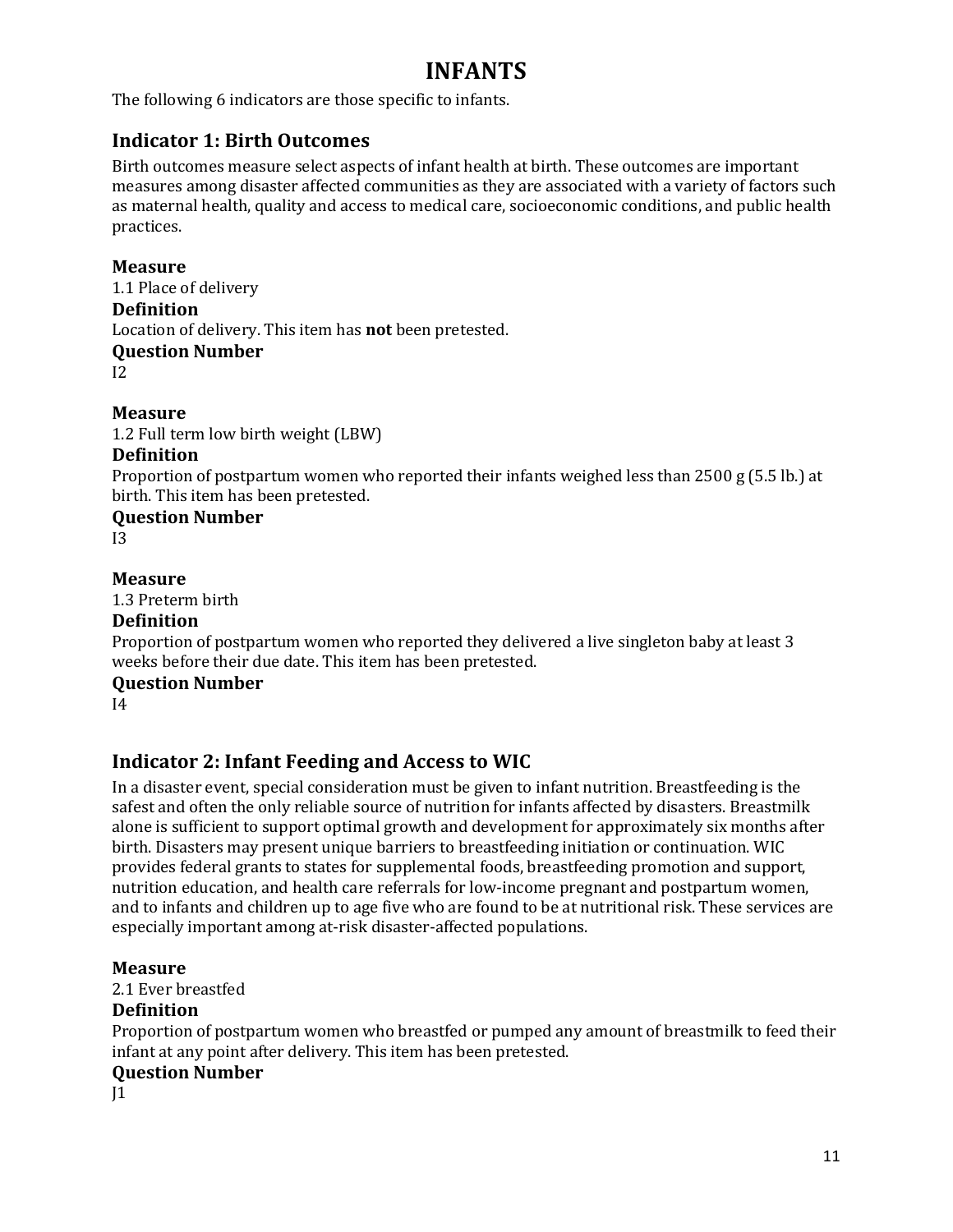# INFANTS

The following 6 indicators are those specific to infants.

## Indicator 1: Birth Outcomes

Birth outcomes measure select aspects of infant health at birth. These outcomes are important measures among disaster affected communities as they are associated with a variety of factors such as maternal health, quality and access to medical care, socioeconomic conditions, and public health practices.

**Measure**
1.1 Place of delivery
**Definition**
Location of delivery. This item has **not** been pretested.
**Question Number**
I2

**Measure**
1.2 Full term low birth weight (LBW)
**Definition**
Proportion of postpartum women who reported their infants weighed less than 2500 g (5.5 lb.) at birth. This item has been pretested.
**Question Number**
I3

**Measure**
1.3 Preterm birth
**Definition**
Proportion of postpartum women who reported they delivered a live singleton baby at least 3 weeks before their due date. This item has been pretested.
**Question Number**
I4

## Indicator 2: Infant Feeding and Access to WIC

In a disaster event, special consideration must be given to infant nutrition. Breastfeeding is the safest and often the only reliable source of nutrition for infants affected by disasters. Breastmilk alone is sufficient to support optimal growth and development for approximately six months after birth. Disasters may present unique barriers to breastfeeding initiation or continuation. WIC provides federal grants to states for supplemental foods, breastfeeding promotion and support, nutrition education, and health care referrals for low-income pregnant and postpartum women, and to infants and children up to age five who are found to be at nutritional risk. These services are especially important among at-risk disaster-affected populations.

**Measure**
2.1 Ever breastfed
**Definition**
Proportion of postpartum women who breastfed or pumped any amount of breastmilk to feed their infant at any point after delivery. This item has been pretested.
**Question Number**
J1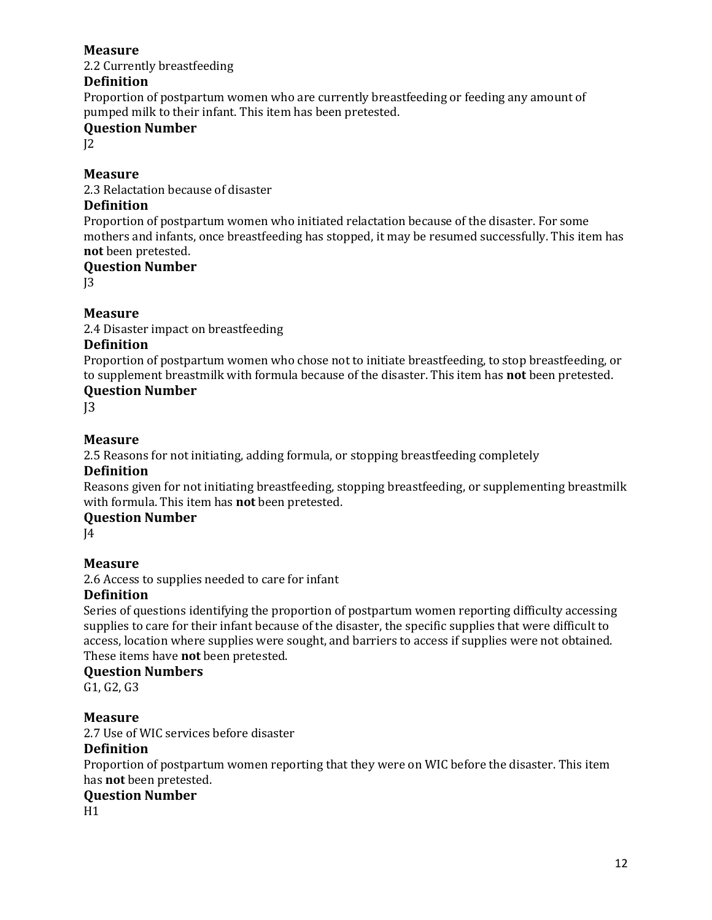**Measure**

2.2 Currently breastfeeding

**Definition**

Proportion of postpartum women who are currently breastfeeding or feeding any amount of pumped milk to their infant. This item has been pretested.

**Question Number**

J2

**Measure**

2.3 Relactation because of disaster

**Definition**

Proportion of postpartum women who initiated relactation because of the disaster. For some mothers and infants, once breastfeeding has stopped, it may be resumed successfully. This item has **not** been pretested.

**Question Number**

J3

**Measure**

2.4 Disaster impact on breastfeeding

**Definition**

Proportion of postpartum women who chose not to initiate breastfeeding, to stop breastfeeding, or to supplement breastmilk with formula because of the disaster. This item has **not** been pretested.

**Question Number**

J3

**Measure**

2.5 Reasons for not initiating, adding formula, or stopping breastfeeding completely

**Definition**

Reasons given for not initiating breastfeeding, stopping breastfeeding, or supplementing breastmilk with formula. This item has **not** been pretested.

**Question Number**

J4

**Measure**

2.6 Access to supplies needed to care for infant

**Definition**

Series of questions identifying the proportion of postpartum women reporting difficulty accessing supplies to care for their infant because of the disaster, the specific supplies that were difficult to access, location where supplies were sought, and barriers to access if supplies were not obtained. These items have **not** been pretested.

**Question Numbers**

G1, G2, G3

**Measure**

2.7 Use of WIC services before disaster

**Definition**

Proportion of postpartum women reporting that they were on WIC before the disaster. This item has **not** been pretested.

**Question Number**

H1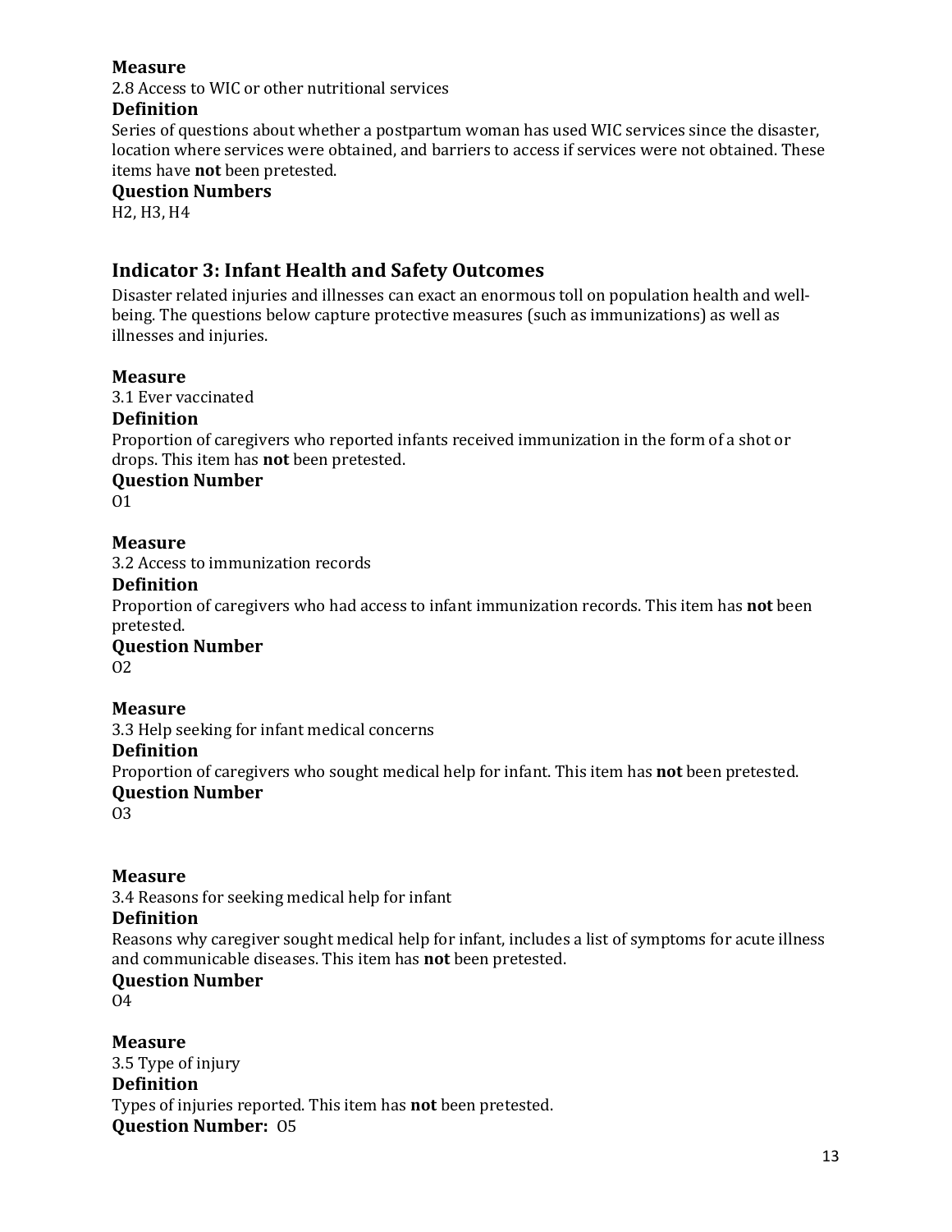**Measure**

2.8 Access to WIC or other nutritional services

**Definition**

Series of questions about whether a postpartum woman has used WIC services since the disaster, location where services were obtained, and barriers to access if services were not obtained. These items have **not** been pretested.

**Question Numbers**

H2, H3, H4

## Indicator 3: Infant Health and Safety Outcomes

Disaster related injuries and illnesses can exact an enormous toll on population health and well-being. The questions below capture protective measures (such as immunizations) as well as illnesses and injuries.

**Measure**

3.1 Ever vaccinated

**Definition**

Proportion of caregivers who reported infants received immunization in the form of a shot or drops. This item has **not** been pretested.

**Question Number**

O1

**Measure**

3.2 Access to immunization records

**Definition**

Proportion of caregivers who had access to infant immunization records. This item has **not** been pretested.

**Question Number**

O2

**Measure**

3.3 Help seeking for infant medical concerns

**Definition**

Proportion of caregivers who sought medical help for infant. This item has **not** been pretested.

**Question Number**

O3

**Measure**

3.4 Reasons for seeking medical help for infant

**Definition**

Reasons why caregiver sought medical help for infant, includes a list of symptoms for acute illness and communicable diseases. This item has **not** been pretested.

**Question Number**

O4

**Measure**

3.5 Type of injury

**Definition**

Types of injuries reported. This item has **not** been pretested.

**Question Number:** O5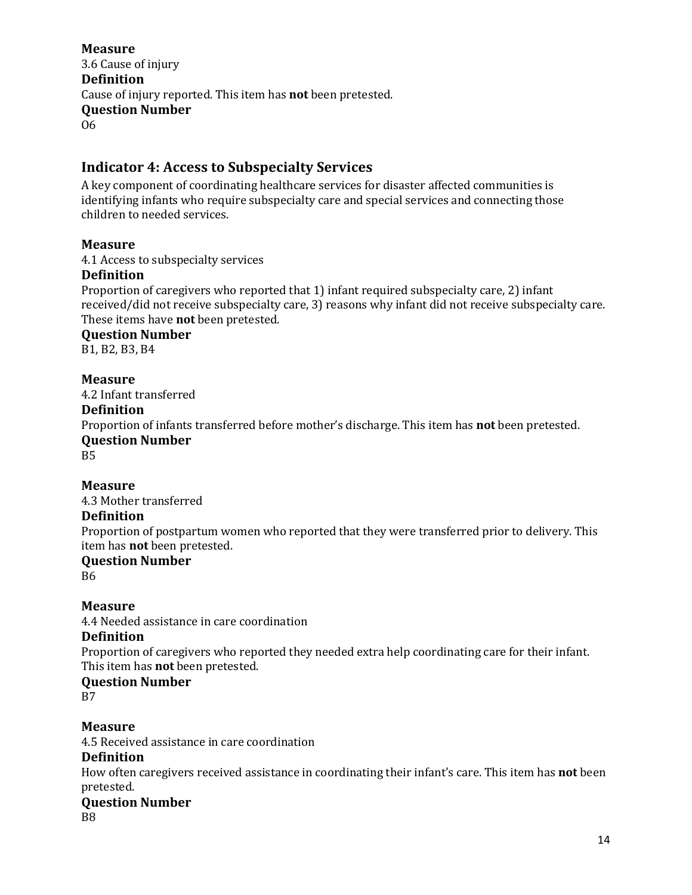**Measure**
3.6 Cause of injury
**Definition**
Cause of injury reported. This item has **not** been pretested.
**Question Number**
O6

## Indicator 4: Access to Subspecialty Services

A key component of coordinating healthcare services for disaster affected communities is identifying infants who require subspecialty care and special services and connecting those children to needed services.

**Measure**
4.1 Access to subspecialty services
**Definition**
Proportion of caregivers who reported that 1) infant required subspecialty care, 2) infant received/did not receive subspecialty care, 3) reasons why infant did not receive subspecialty care. These items have **not** been pretested.
**Question Number**
B1, B2, B3, B4

**Measure**
4.2 Infant transferred
**Definition**
Proportion of infants transferred before mother's discharge. This item has **not** been pretested.
**Question Number**
B5

**Measure**
4.3 Mother transferred
**Definition**
Proportion of postpartum women who reported that they were transferred prior to delivery. This item has **not** been pretested.
**Question Number**
B6

**Measure**
4.4 Needed assistance in care coordination
**Definition**
Proportion of caregivers who reported they needed extra help coordinating care for their infant. This item has **not** been pretested.
**Question Number**
B7

**Measure**
4.5 Received assistance in care coordination
**Definition**
How often caregivers received assistance in coordinating their infant's care. This item has **not** been pretested.
**Question Number**
B8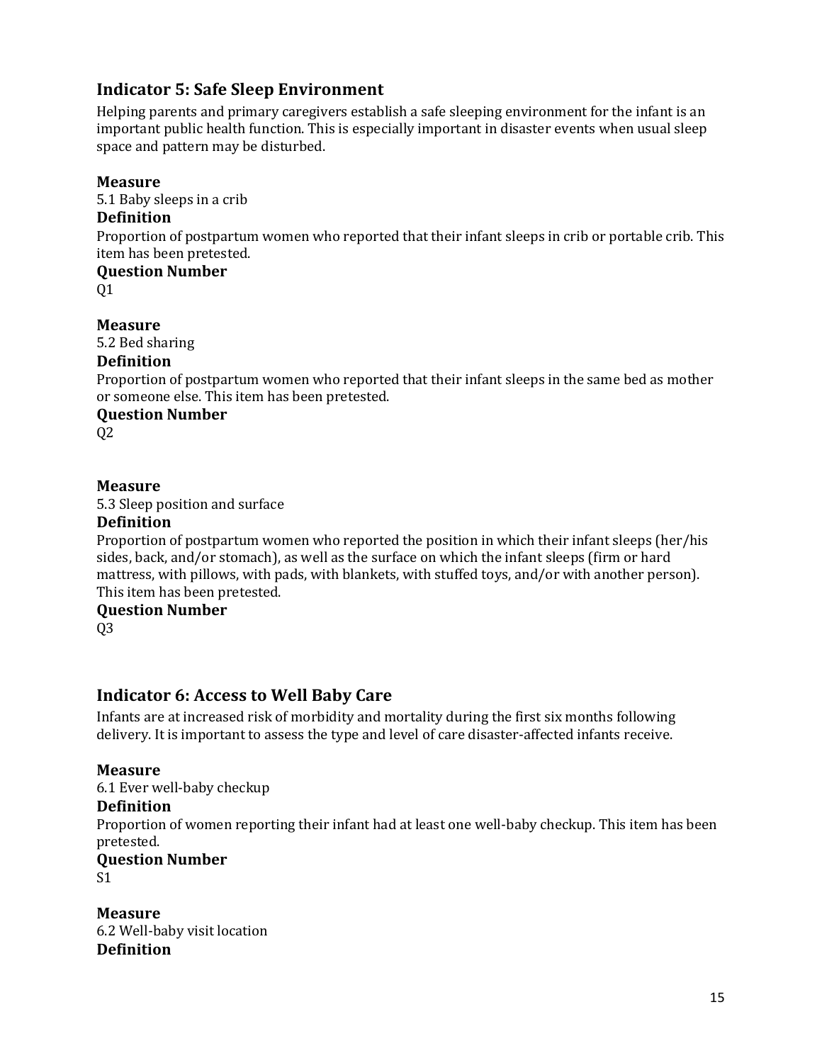## Indicator 5: Safe Sleep Environment

Helping parents and primary caregivers establish a safe sleeping environment for the infant is an important public health function. This is especially important in disaster events when usual sleep space and pattern may be disturbed.

**Measure**
5.1 Baby sleeps in a crib
**Definition**
Proportion of postpartum women who reported that their infant sleeps in crib or portable crib. This item has been pretested.
**Question Number**
Q1

**Measure**
5.2 Bed sharing
**Definition**
Proportion of postpartum women who reported that their infant sleeps in the same bed as mother or someone else. This item has been pretested.
**Question Number**
Q2

**Measure**
5.3 Sleep position and surface
**Definition**
Proportion of postpartum women who reported the position in which their infant sleeps (her/his sides, back, and/or stomach), as well as the surface on which the infant sleeps (firm or hard mattress, with pillows, with pads, with blankets, with stuffed toys, and/or with another person). This item has been pretested.
**Question Number**
Q3

## Indicator 6: Access to Well Baby Care

Infants are at increased risk of morbidity and mortality during the first six months following delivery. It is important to assess the type and level of care disaster-affected infants receive.

**Measure**
6.1 Ever well-baby checkup
**Definition**
Proportion of women reporting their infant had at least one well-baby checkup. This item has been pretested.
**Question Number**
S1

**Measure**
6.2 Well-baby visit location
**Definition**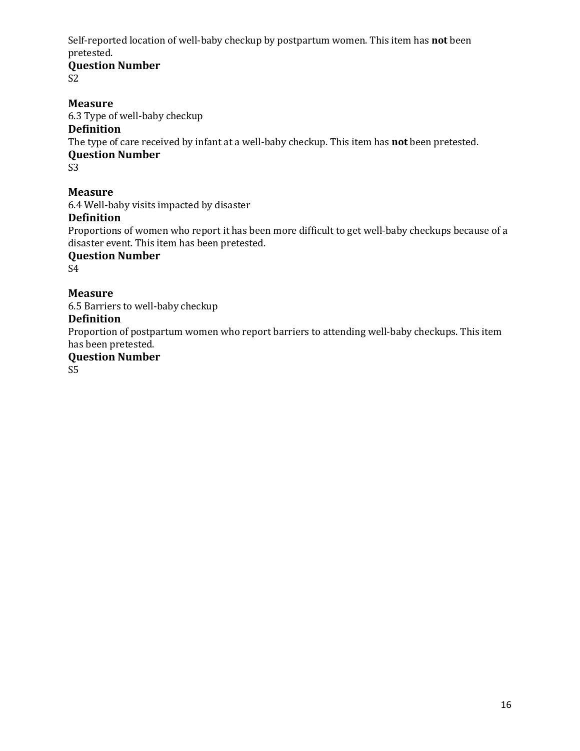Self-reported location of well-baby checkup by postpartum women. This item has **not** been pretested.

**Question Number**

S2

**Measure**

6.3 Type of well-baby checkup

**Definition**

The type of care received by infant at a well-baby checkup. This item has **not** been pretested.

**Question Number**

S3

**Measure**

6.4 Well-baby visits impacted by disaster

**Definition**

Proportions of women who report it has been more difficult to get well-baby checkups because of a disaster event. This item has been pretested.

**Question Number**

S4

**Measure**

6.5 Barriers to well-baby checkup

**Definition**

Proportion of postpartum women who report barriers to attending well-baby checkups. This item has been pretested.

**Question Number**

S5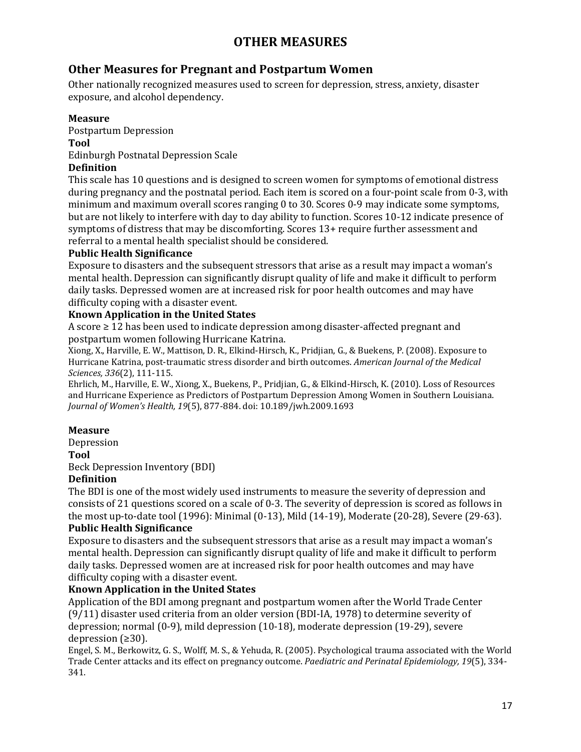# OTHER MEASURES

## Other Measures for Pregnant and Postpartum Women

Other nationally recognized measures used to screen for depression, stress, anxiety, disaster exposure, and alcohol dependency.

**Measure**
Postpartum Depression

**Tool**
Edinburgh Postnatal Depression Scale

**Definition**
This scale has 10 questions and is designed to screen women for symptoms of emotional distress during pregnancy and the postnatal period. Each item is scored on a four-point scale from 0-3, with minimum and maximum overall scores ranging 0 to 30. Scores 0-9 may indicate some symptoms, but are not likely to interfere with day to day ability to function. Scores 10-12 indicate presence of symptoms of distress that may be discomforting. Scores 13+ require further assessment and referral to a mental health specialist should be considered.

**Public Health Significance**
Exposure to disasters and the subsequent stressors that arise as a result may impact a woman's mental health. Depression can significantly disrupt quality of life and make it difficult to perform daily tasks. Depressed women are at increased risk for poor health outcomes and may have difficulty coping with a disaster event.

**Known Application in the United States**
A score ≥ 12 has been used to indicate depression among disaster-affected pregnant and postpartum women following Hurricane Katrina.

Xiong, X., Harville, E. W., Mattison, D. R., Elkind-Hirsch, K., Pridjian, G., & Buekens, P. (2008). Exposure to Hurricane Katrina, post-traumatic stress disorder and birth outcomes. *American Journal of the Medical Sciences, 336*(2), 111-115.

Ehrlich, M., Harville, E. W., Xiong, X., Buekens, P., Pridjian, G., & Elkind-Hirsch, K. (2010). Loss of Resources and Hurricane Experience as Predictors of Postpartum Depression Among Women in Southern Louisiana. *Journal of Women's Health, 19*(5), 877-884. doi: 10.189/jwh.2009.1693

**Measure**
Depression

**Tool**
Beck Depression Inventory (BDI)

**Definition**
The BDI is one of the most widely used instruments to measure the severity of depression and consists of 21 questions scored on a scale of 0-3. The severity of depression is scored as follows in the most up-to-date tool (1996): Minimal (0-13), Mild (14-19), Moderate (20-28), Severe (29-63).

**Public Health Significance**
Exposure to disasters and the subsequent stressors that arise as a result may impact a woman's mental health. Depression can significantly disrupt quality of life and make it difficult to perform daily tasks. Depressed women are at increased risk for poor health outcomes and may have difficulty coping with a disaster event.

**Known Application in the United States**
Application of the BDI among pregnant and postpartum women after the World Trade Center (9/11) disaster used criteria from an older version (BDI-IA, 1978) to determine severity of depression; normal (0-9), mild depression (10-18), moderate depression (19-29), severe depression (≥30).

Engel, S. M., Berkowitz, G. S., Wolff, M. S., & Yehuda, R. (2005). Psychological trauma associated with the World Trade Center attacks and its effect on pregnancy outcome. *Paediatric and Perinatal Epidemiology, 19*(5), 334-341.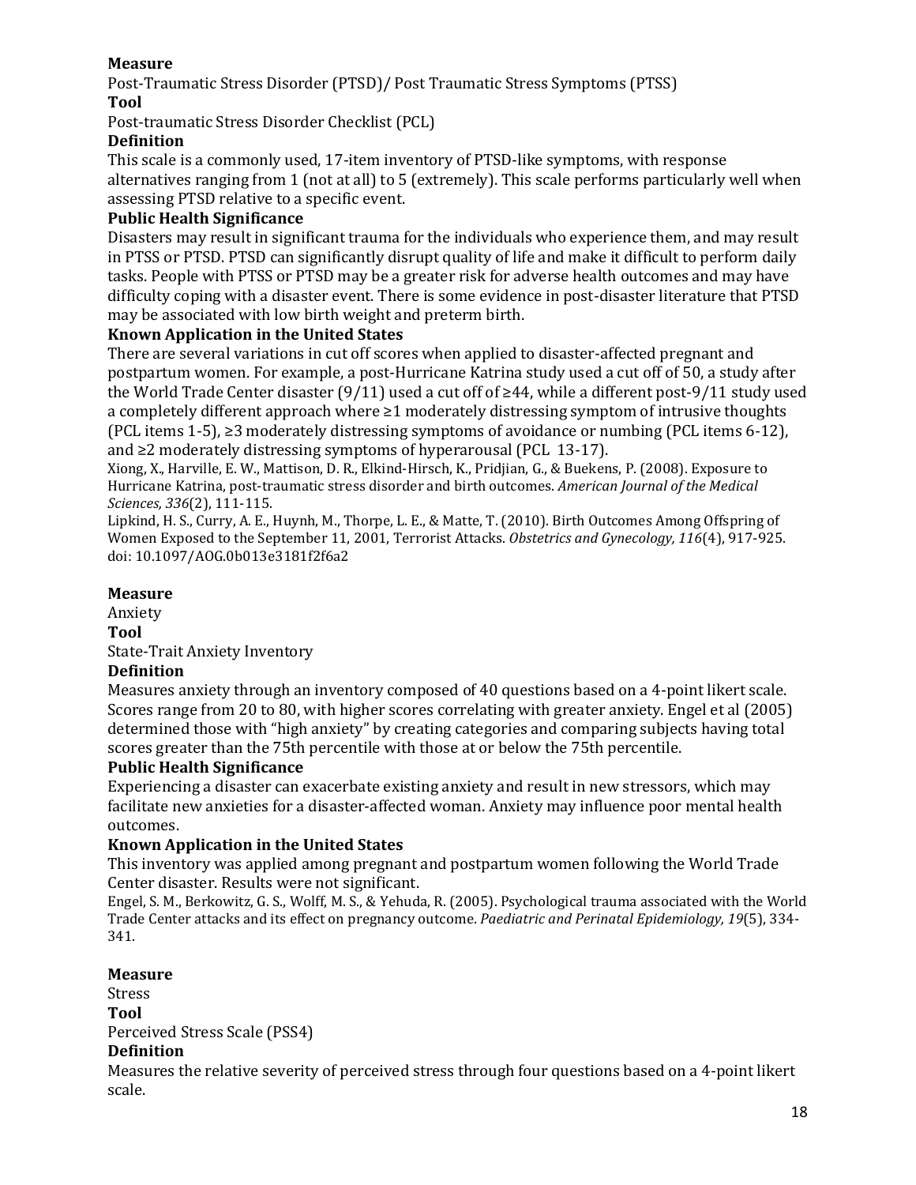**Measure**

Post-Traumatic Stress Disorder (PTSD)/ Post Traumatic Stress Symptoms (PTSS)

**Tool**

Post-traumatic Stress Disorder Checklist (PCL)

**Definition**

This scale is a commonly used, 17-item inventory of PTSD-like symptoms, with response alternatives ranging from 1 (not at all) to 5 (extremely). This scale performs particularly well when assessing PTSD relative to a specific event.

**Public Health Significance**

Disasters may result in significant trauma for the individuals who experience them, and may result in PTSS or PTSD. PTSD can significantly disrupt quality of life and make it difficult to perform daily tasks. People with PTSS or PTSD may be a greater risk for adverse health outcomes and may have difficulty coping with a disaster event. There is some evidence in post-disaster literature that PTSD may be associated with low birth weight and preterm birth.

**Known Application in the United States**

There are several variations in cut off scores when applied to disaster-affected pregnant and postpartum women. For example, a post-Hurricane Katrina study used a cut off of 50, a study after the World Trade Center disaster (9/11) used a cut off of ≥44, while a different post-9/11 study used a completely different approach where ≥1 moderately distressing symptom of intrusive thoughts (PCL items 1-5), ≥3 moderately distressing symptoms of avoidance or numbing (PCL items 6-12), and ≥2 moderately distressing symptoms of hyperarousal (PCL 13-17).

Xiong, X., Harville, E. W., Mattison, D. R., Elkind-Hirsch, K., Pridjian, G., & Buekens, P. (2008). Exposure to Hurricane Katrina, post-traumatic stress disorder and birth outcomes. *American Journal of the Medical Sciences, 336*(2), 111-115.

Lipkind, H. S., Curry, A. E., Huynh, M., Thorpe, L. E., & Matte, T. (2010). Birth Outcomes Among Offspring of Women Exposed to the September 11, 2001, Terrorist Attacks. *Obstetrics and Gynecology, 116*(4), 917-925. doi: 10.1097/AOG.0b013e3181f2f6a2

**Measure**

Anxiety

**Tool**

State-Trait Anxiety Inventory

**Definition**

Measures anxiety through an inventory composed of 40 questions based on a 4-point likert scale. Scores range from 20 to 80, with higher scores correlating with greater anxiety. Engel et al (2005) determined those with "high anxiety" by creating categories and comparing subjects having total scores greater than the 75th percentile with those at or below the 75th percentile.

**Public Health Significance**

Experiencing a disaster can exacerbate existing anxiety and result in new stressors, which may facilitate new anxieties for a disaster-affected woman. Anxiety may influence poor mental health outcomes.

**Known Application in the United States**

This inventory was applied among pregnant and postpartum women following the World Trade Center disaster. Results were not significant.

Engel, S. M., Berkowitz, G. S., Wolff, M. S., & Yehuda, R. (2005). Psychological trauma associated with the World Trade Center attacks and its effect on pregnancy outcome. *Paediatric and Perinatal Epidemiology, 19*(5), 334-341.

**Measure**

Stress

**Tool**

Perceived Stress Scale (PSS4)

**Definition**

Measures the relative severity of perceived stress through four questions based on a 4-point likert scale.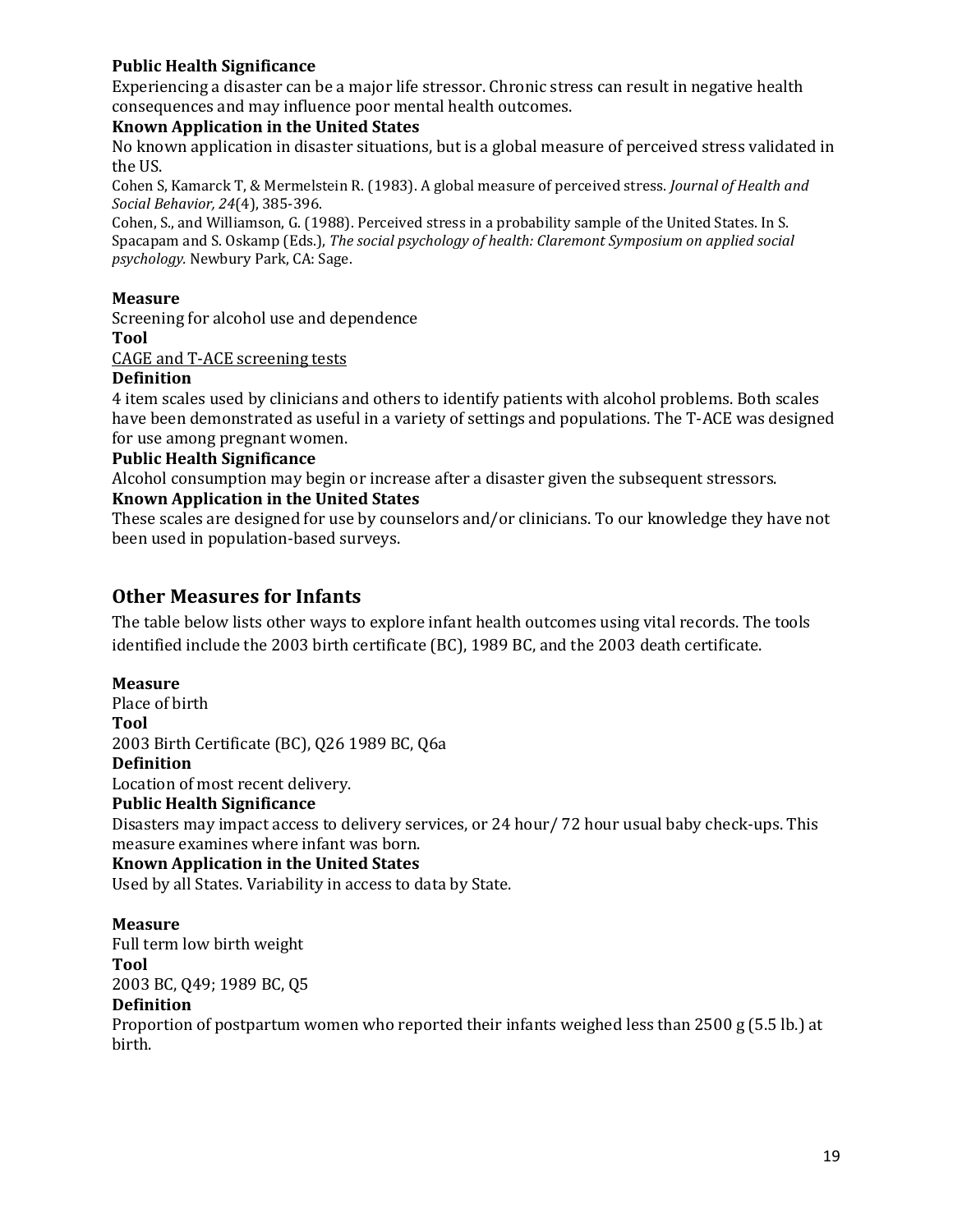**Public Health Significance**

Experiencing a disaster can be a major life stressor. Chronic stress can result in negative health consequences and may influence poor mental health outcomes.

**Known Application in the United States**

No known application in disaster situations, but is a global measure of perceived stress validated in the US.

Cohen S, Kamarck T, & Mermelstein R. (1983). A global measure of perceived stress. *Journal of Health and Social Behavior, 24*(4), 385-396.

Cohen, S., and Williamson, G. (1988). Perceived stress in a probability sample of the United States. In S. Spacapam and S. Oskamp (Eds.), *The social psychology of health: Claremont Symposium on applied social psychology.* Newbury Park, CA: Sage.

**Measure**

Screening for alcohol use and dependence

**Tool**

CAGE and T-ACE screening tests

**Definition**

4 item scales used by clinicians and others to identify patients with alcohol problems. Both scales have been demonstrated as useful in a variety of settings and populations. The T-ACE was designed for use among pregnant women.

**Public Health Significance**

Alcohol consumption may begin or increase after a disaster given the subsequent stressors.

**Known Application in the United States**

These scales are designed for use by counselors and/or clinicians. To our knowledge they have not been used in population-based surveys.

## Other Measures for Infants

The table below lists other ways to explore infant health outcomes using vital records. The tools identified include the 2003 birth certificate (BC), 1989 BC, and the 2003 death certificate.

**Measure**

Place of birth

**Tool**

2003 Birth Certificate (BC), Q26 1989 BC, Q6a

**Definition**

Location of most recent delivery.

**Public Health Significance**

Disasters may impact access to delivery services, or 24 hour/ 72 hour usual baby check-ups. This measure examines where infant was born.

**Known Application in the United States**

Used by all States. Variability in access to data by State.

**Measure**

Full term low birth weight

**Tool**

2003 BC, Q49; 1989 BC, Q5

**Definition**

Proportion of postpartum women who reported their infants weighed less than 2500 g (5.5 lb.) at birth.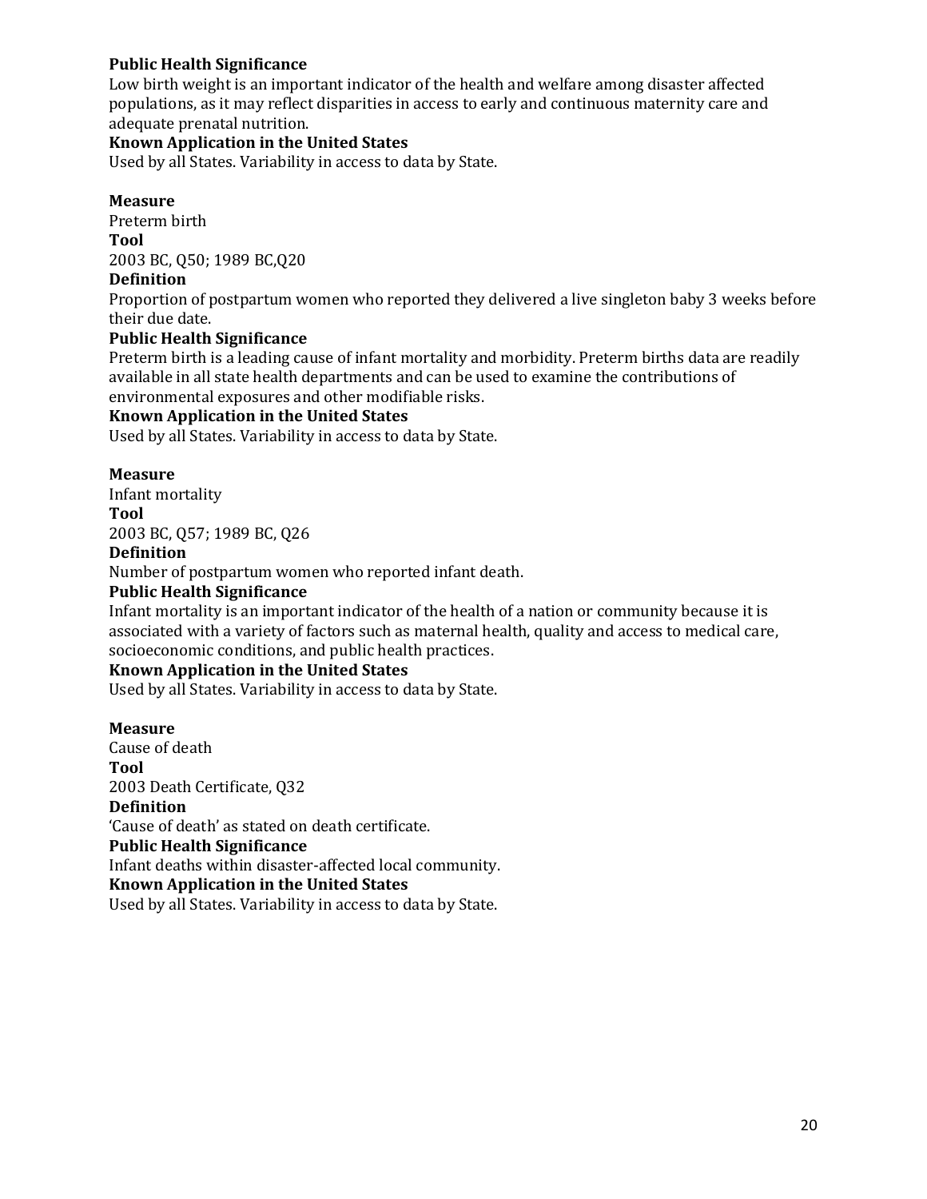**Public Health Significance**
Low birth weight is an important indicator of the health and welfare among disaster affected populations, as it may reflect disparities in access to early and continuous maternity care and adequate prenatal nutrition.
**Known Application in the United States**
Used by all States. Variability in access to data by State.

**Measure**
Preterm birth
**Tool**
2003 BC, Q50; 1989 BC,Q20
**Definition**
Proportion of postpartum women who reported they delivered a live singleton baby 3 weeks before their due date.
**Public Health Significance**
Preterm birth is a leading cause of infant mortality and morbidity. Preterm births data are readily available in all state health departments and can be used to examine the contributions of environmental exposures and other modifiable risks.
**Known Application in the United States**
Used by all States. Variability in access to data by State.

**Measure**
Infant mortality
**Tool**
2003 BC, Q57; 1989 BC, Q26
**Definition**
Number of postpartum women who reported infant death.
**Public Health Significance**
Infant mortality is an important indicator of the health of a nation or community because it is associated with a variety of factors such as maternal health, quality and access to medical care, socioeconomic conditions, and public health practices.
**Known Application in the United States**
Used by all States. Variability in access to data by State.

**Measure**
Cause of death
**Tool**
2003 Death Certificate, Q32
**Definition**
'Cause of death' as stated on death certificate.
**Public Health Significance**
Infant deaths within disaster-affected local community.
**Known Application in the United States**
Used by all States. Variability in access to data by State.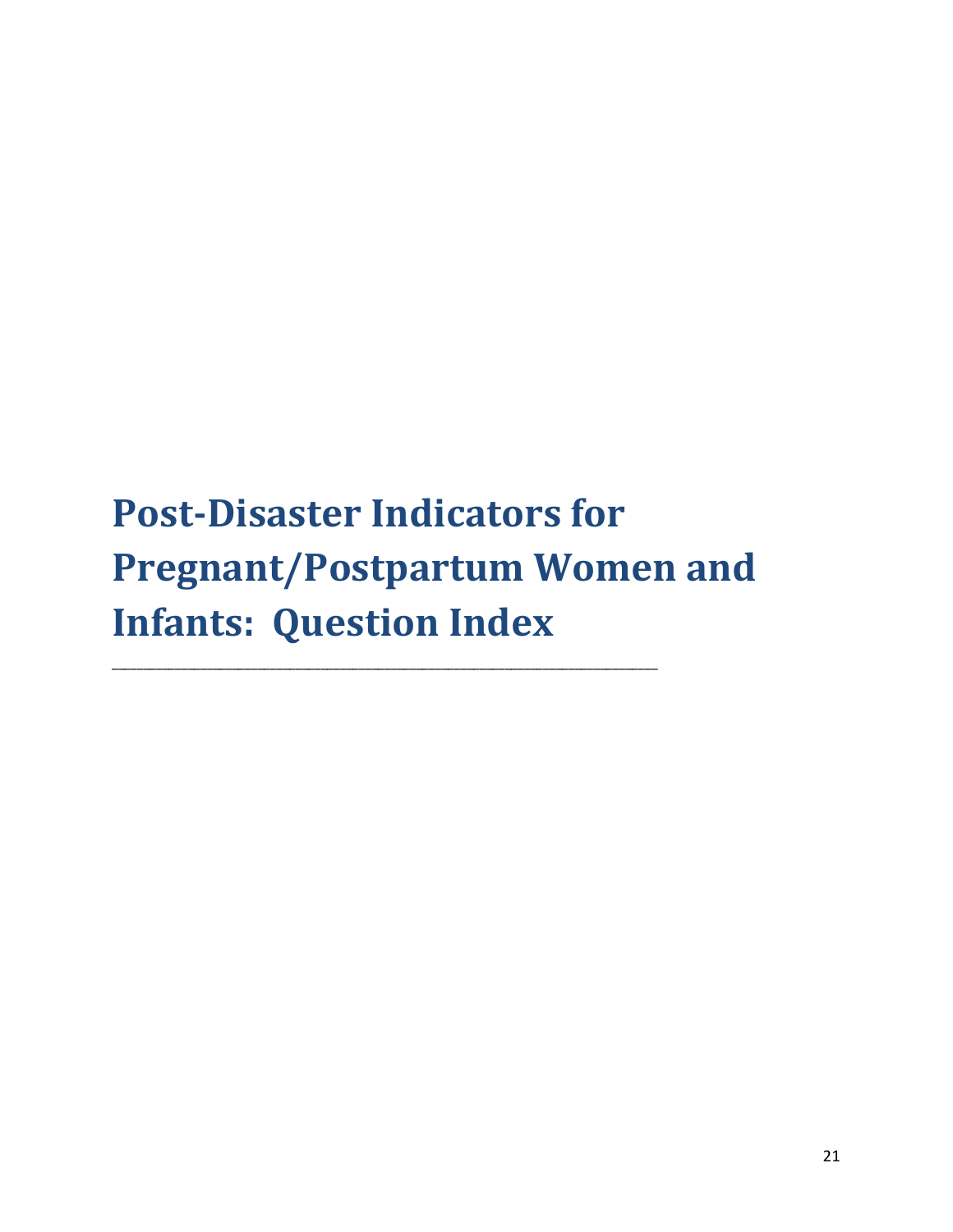# Post-Disaster Indicators for Pregnant/Postpartum Women and Infants: Question Index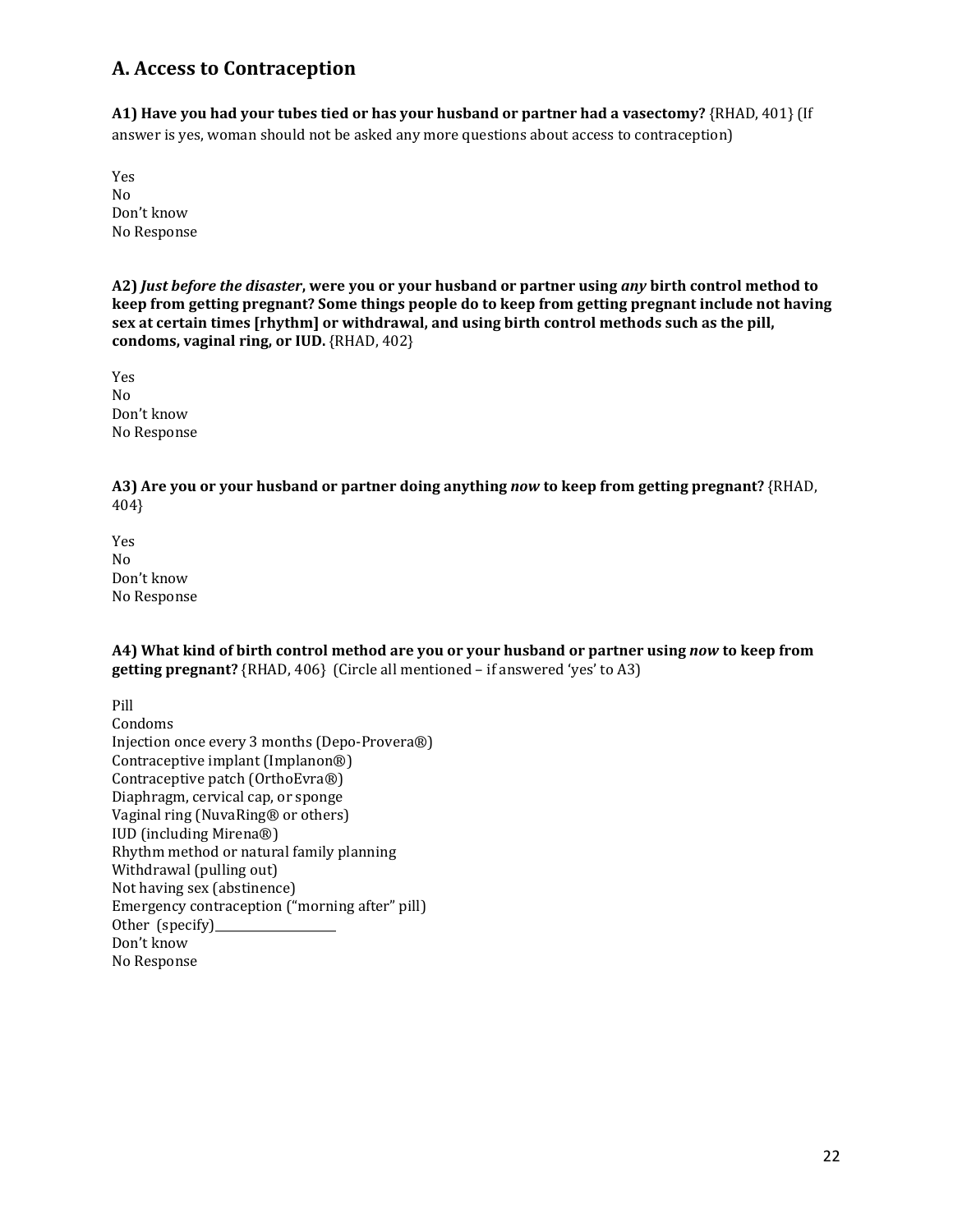## A. Access to Contraception

**A1) Have you had your tubes tied or has your husband or partner had a vasectomy?** {RHAD, 401} (If answer is yes, woman should not be asked any more questions about access to contraception)

Yes
No
Don't know
No Response

**A2)** ***Just before the disaster*****, were you or your husband or partner using** ***any*** **birth control method to keep from getting pregnant? Some things people do to keep from getting pregnant include not having sex at certain times [rhythm] or withdrawal, and using birth control methods such as the pill, condoms, vaginal ring, or IUD.** {RHAD, 402}

Yes
No
Don't know
No Response

**A3) Are you or your husband or partner doing anything** ***now*** **to keep from getting pregnant?** {RHAD, 404}

Yes
No
Don't know
No Response

**A4) What kind of birth control method are you or your husband or partner using** ***now*** **to keep from getting pregnant?** {RHAD, 406} (Circle all mentioned – if answered 'yes' to A3)

Pill
Condoms
Injection once every 3 months (Depo-Provera®)
Contraceptive implant (Implanon®)
Contraceptive patch (OrthoEvra®)
Diaphragm, cervical cap, or sponge
Vaginal ring (NuvaRing® or others)
IUD (including Mirena®)
Rhythm method or natural family planning
Withdrawal (pulling out)
Not having sex (abstinence)
Emergency contraception ("morning after" pill)
Other (specify)_______________
Don't know
No Response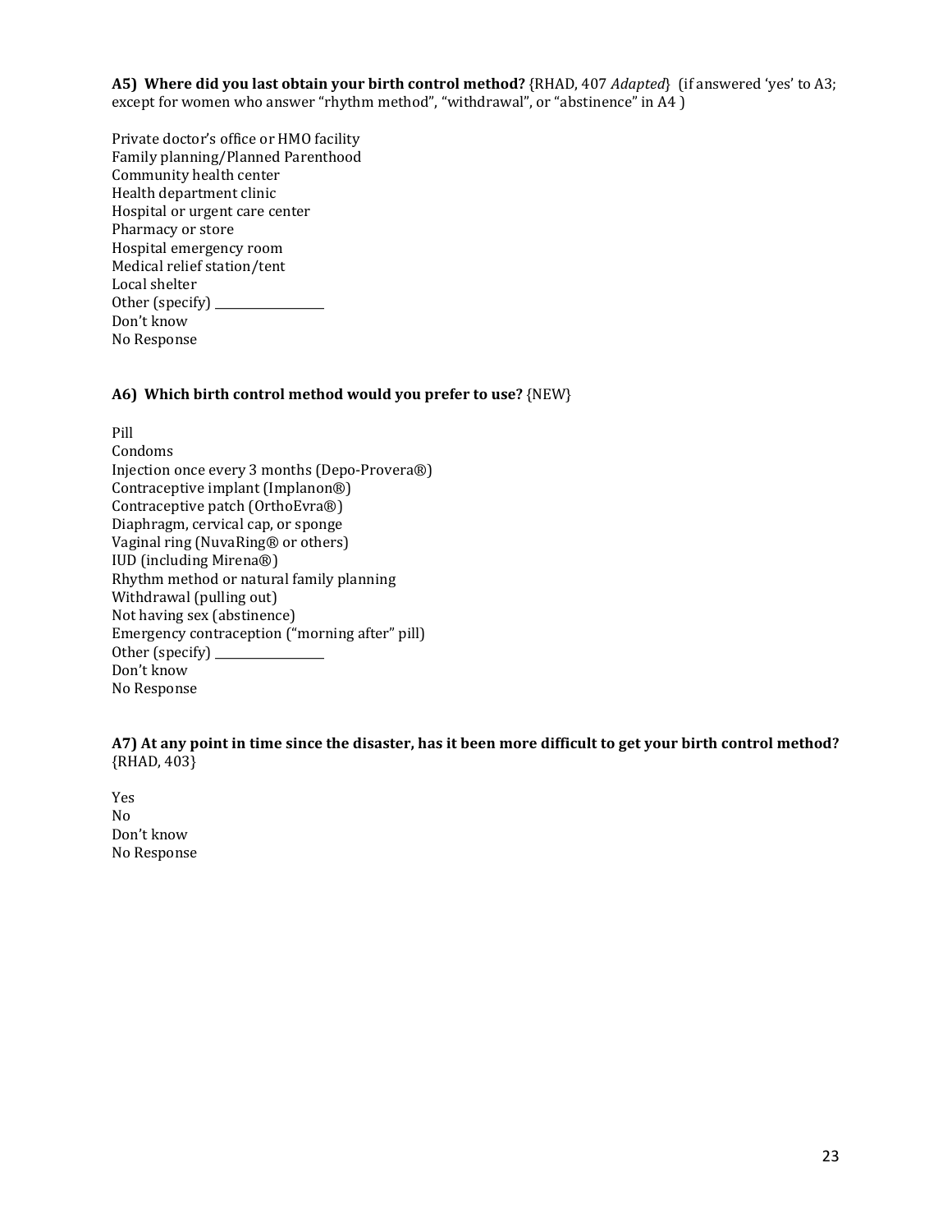**A5) Where did you last obtain your birth control method?** {RHAD, 407 *Adapted*} (if answered 'yes' to A3; except for women who answer "rhythm method", "withdrawal", or "abstinence" in A4 )

Private doctor's office or HMO facility
Family planning/Planned Parenthood
Community health center
Health department clinic
Hospital or urgent care center
Pharmacy or store
Hospital emergency room
Medical relief station/tent
Local shelter
Other (specify) ___________________
Don't know
No Response

**A6) Which birth control method would you prefer to use?** {NEW}

Pill
Condoms
Injection once every 3 months (Depo-Provera®)
Contraceptive implant (Implanon®)
Contraceptive patch (OrthoEvra®)
Diaphragm, cervical cap, or sponge
Vaginal ring (NuvaRing® or others)
IUD (including Mirena®)
Rhythm method or natural family planning
Withdrawal (pulling out)
Not having sex (abstinence)
Emergency contraception ("morning after" pill)
Other (specify) ___________________
Don't know
No Response

**A7) At any point in time since the disaster, has it been more difficult to get your birth control method?** {RHAD, 403}

Yes
No
Don't know
No Response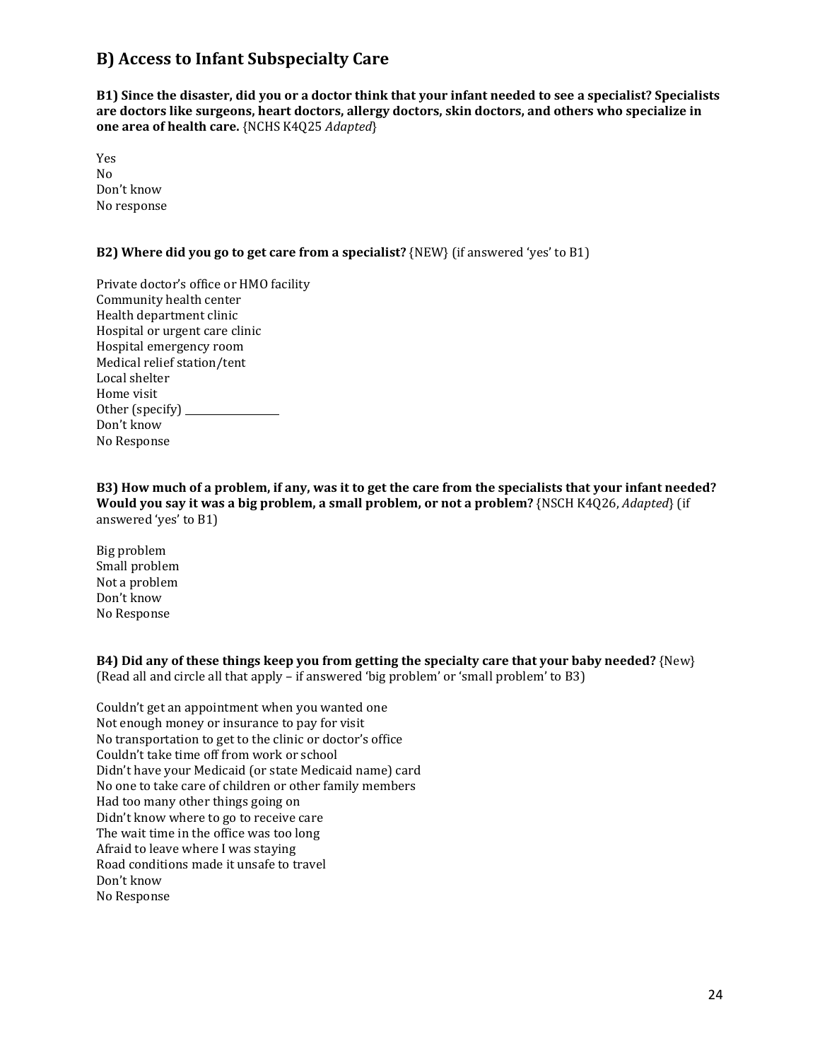## B) Access to Infant Subspecialty Care

**B1) Since the disaster, did you or a doctor think that your infant needed to see a specialist? Specialists are doctors like surgeons, heart doctors, allergy doctors, skin doctors, and others who specialize in one area of health care.** {NCHS K4Q25 *Adapted*}

Yes
No
Don't know
No response

**B2) Where did you go to get care from a specialist?** {NEW} (if answered 'yes' to B1)

Private doctor's office or HMO facility
Community health center
Health department clinic
Hospital or urgent care clinic
Hospital emergency room
Medical relief station/tent
Local shelter
Home visit
Other (specify) ________________
Don't know
No Response

**B3) How much of a problem, if any, was it to get the care from the specialists that your infant needed? Would you say it was a big problem, a small problem, or not a problem?** {NSCH K4Q26, *Adapted*} (if answered 'yes' to B1)

Big problem
Small problem
Not a problem
Don't know
No Response

**B4) Did any of these things keep you from getting the specialty care that your baby needed?** {New} (Read all and circle all that apply – if answered 'big problem' or 'small problem' to B3)

Couldn't get an appointment when you wanted one
Not enough money or insurance to pay for visit
No transportation to get to the clinic or doctor's office
Couldn't take time off from work or school
Didn't have your Medicaid (or state Medicaid name) card
No one to take care of children or other family members
Had too many other things going on
Didn't know where to go to receive care
The wait time in the office was too long
Afraid to leave where I was staying
Road conditions made it unsafe to travel
Don't know
No Response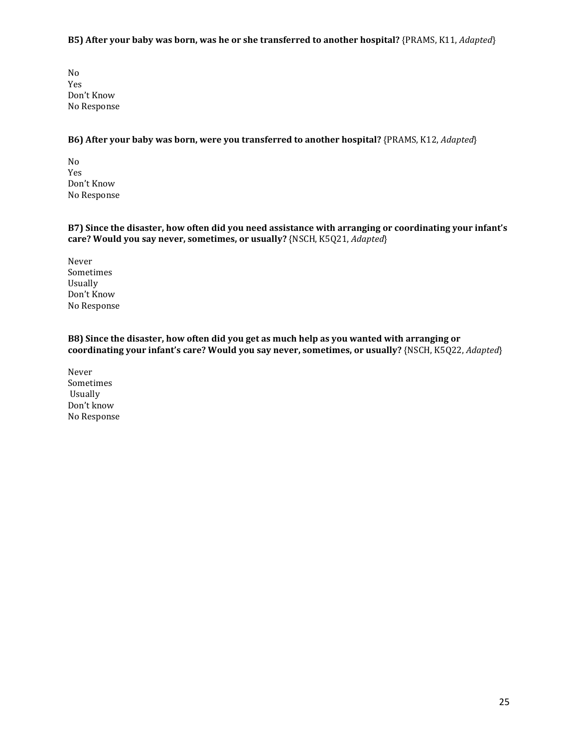**B5) After your baby was born, was he or she transferred to another hospital?** {PRAMS, K11, *Adapted*}

No
Yes
Don't Know
No Response

**B6) After your baby was born, were you transferred to another hospital?** {PRAMS, K12, *Adapted*}

No
Yes
Don't Know
No Response

**B7) Since the disaster, how often did you need assistance with arranging or coordinating your infant's care? Would you say never, sometimes, or usually?** {NSCH, K5Q21, *Adapted*}

Never
Sometimes
Usually
Don't Know
No Response

**B8) Since the disaster, how often did you get as much help as you wanted with arranging or coordinating your infant's care? Would you say never, sometimes, or usually?** {NSCH, K5Q22, *Adapted*}

Never
Sometimes
Usually
Don't know
No Response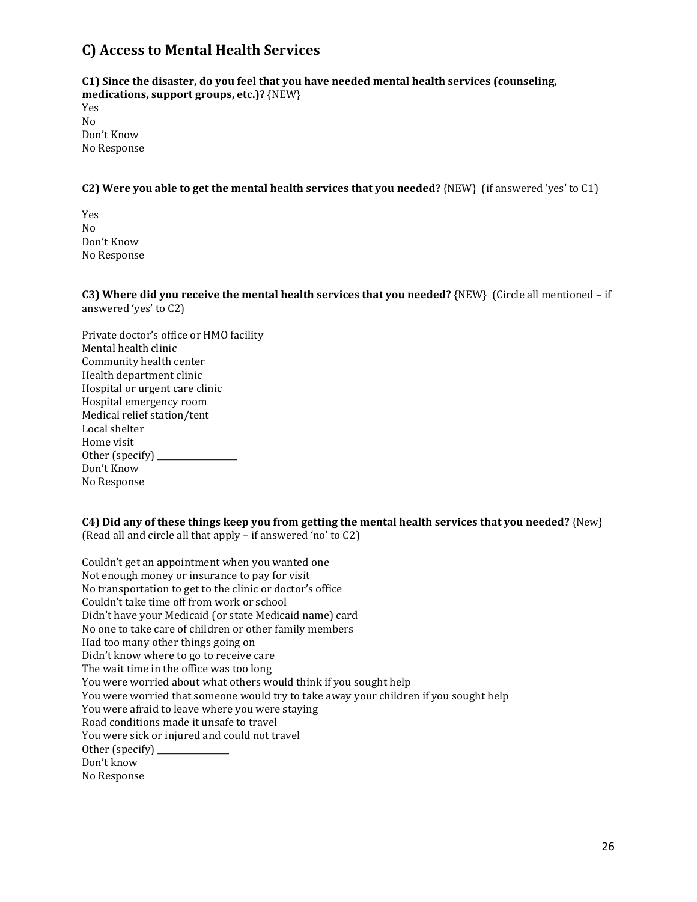## C) Access to Mental Health Services

**C1) Since the disaster, do you feel that you have needed mental health services (counseling, medications, support groups, etc.)?** {NEW}

Yes
No
Don't Know
No Response

**C2) Were you able to get the mental health services that you needed?** {NEW} (if answered 'yes' to C1)

Yes
No
Don't Know
No Response

**C3) Where did you receive the mental health services that you needed?** {NEW} (Circle all mentioned – if answered 'yes' to C2)

Private doctor's office or HMO facility
Mental health clinic
Community health center
Health department clinic
Hospital or urgent care clinic
Hospital emergency room
Medical relief station/tent
Local shelter
Home visit
Other (specify) ________________
Don't Know
No Response

**C4) Did any of these things keep you from getting the mental health services that you needed?** {New} (Read all and circle all that apply – if answered 'no' to C2)

Couldn't get an appointment when you wanted one
Not enough money or insurance to pay for visit
No transportation to get to the clinic or doctor's office
Couldn't take time off from work or school
Didn't have your Medicaid (or state Medicaid name) card
No one to take care of children or other family members
Had too many other things going on
Didn't know where to go to receive care
The wait time in the office was too long
You were worried about what others would think if you sought help
You were worried that someone would try to take away your children if you sought help
You were afraid to leave where you were staying
Road conditions made it unsafe to travel
You were sick or injured and could not travel
Other (specify) ______________
Don't know
No Response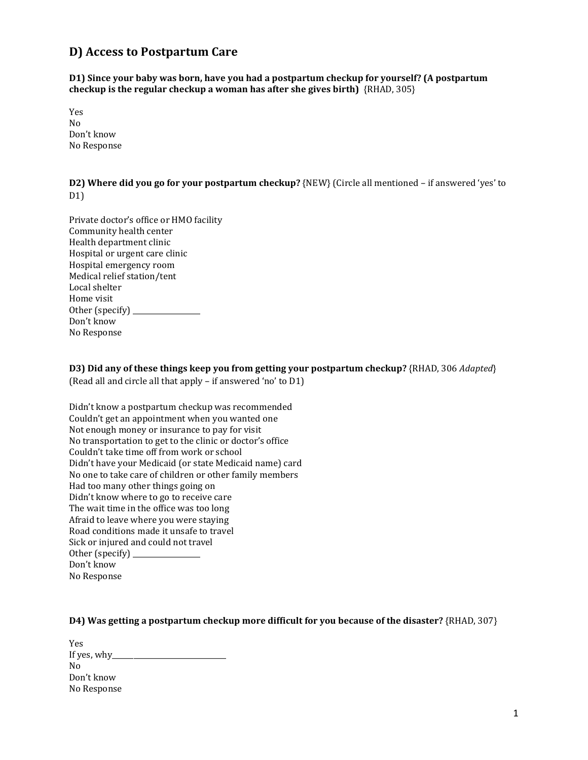## D) Access to Postpartum Care

**D1) Since your baby was born, have you had a postpartum checkup for yourself? (A postpartum checkup is the regular checkup a woman has after she gives birth)** {RHAD, 305}

Yes
No
Don't know
No Response

**D2) Where did you go for your postpartum checkup?** {NEW} (Circle all mentioned – if answered 'yes' to D1)

Private doctor's office or HMO facility
Community health center
Health department clinic
Hospital or urgent care clinic
Hospital emergency room
Medical relief station/tent
Local shelter
Home visit
Other (specify) ___________________
Don't know
No Response

**D3) Did any of these things keep you from getting your postpartum checkup?** {RHAD, 306 *Adapted*} (Read all and circle all that apply – if answered 'no' to D1)

Didn't know a postpartum checkup was recommended
Couldn't get an appointment when you wanted one
Not enough money or insurance to pay for visit
No transportation to get to the clinic or doctor's office
Couldn't take time off from work or school
Didn't have your Medicaid (or state Medicaid name) card
No one to take care of children or other family members
Had too many other things going on
Didn't know where to go to receive care
The wait time in the office was too long
Afraid to leave where you were staying
Road conditions made it unsafe to travel
Sick or injured and could not travel
Other (specify) ___________________
Don't know
No Response

**D4) Was getting a postpartum checkup more difficult for you because of the disaster?** {RHAD, 307}

Yes
If yes, why_______________________________
No
Don't know
No Response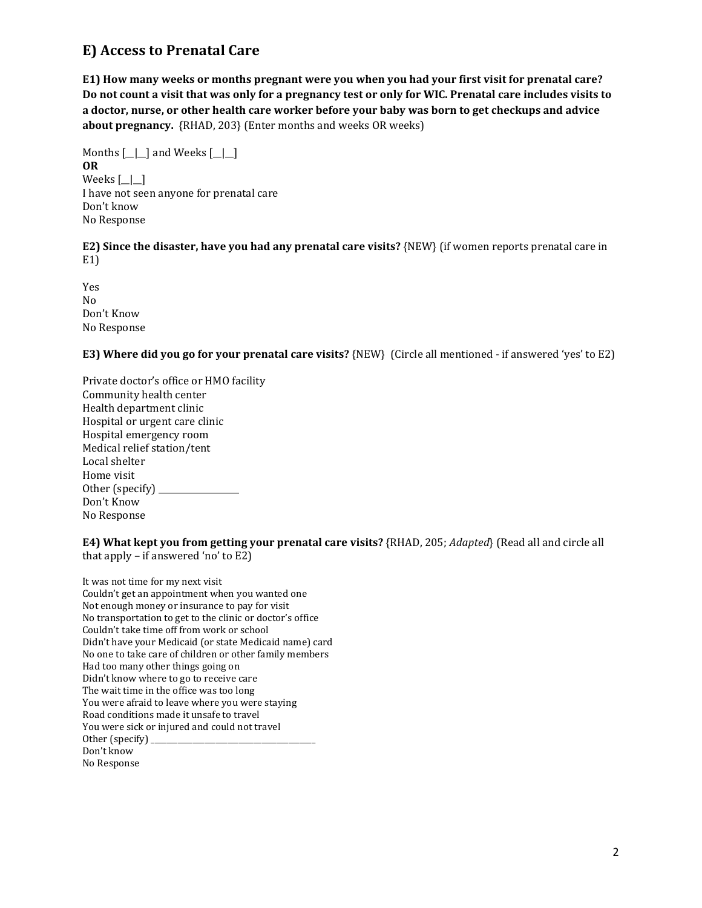## E) Access to Prenatal Care

**E1) How many weeks or months pregnant were you when you had your first visit for prenatal care? Do not count a visit that was only for a pregnancy test or only for WIC. Prenatal care includes visits to a doctor, nurse, or other health care worker before your baby was born to get checkups and advice about pregnancy.** {RHAD, 203} (Enter months and weeks OR weeks)

Months [__|__] and Weeks [__|__]
**OR**
Weeks [__|__]
I have not seen anyone for prenatal care
Don't know
No Response

**E2) Since the disaster, have you had any prenatal care visits?** {NEW} (if women reports prenatal care in E1)

Yes
No
Don't Know
No Response

**E3) Where did you go for your prenatal care visits?** {NEW} (Circle all mentioned - if answered 'yes' to E2)

Private doctor's office or HMO facility
Community health center
Health department clinic
Hospital or urgent care clinic
Hospital emergency room
Medical relief station/tent
Local shelter
Home visit
Other (specify) ___________________
Don't Know
No Response

**E4) What kept you from getting your prenatal care visits?** {RHAD, 205; *Adapted*} (Read all and circle all that apply – if answered 'no' to E2)

It was not time for my next visit
Couldn't get an appointment when you wanted one
Not enough money or insurance to pay for visit
No transportation to get to the clinic or doctor's office
Couldn't take time off from work or school
Didn't have your Medicaid (or state Medicaid name) card
No one to take care of children or other family members
Had too many other things going on
Didn't know where to go to receive care
The wait time in the office was too long
You were afraid to leave where you were staying
Road conditions made it unsafe to travel
You were sick or injured and could not travel
Other (specify) ___________________________________________
Don't know
No Response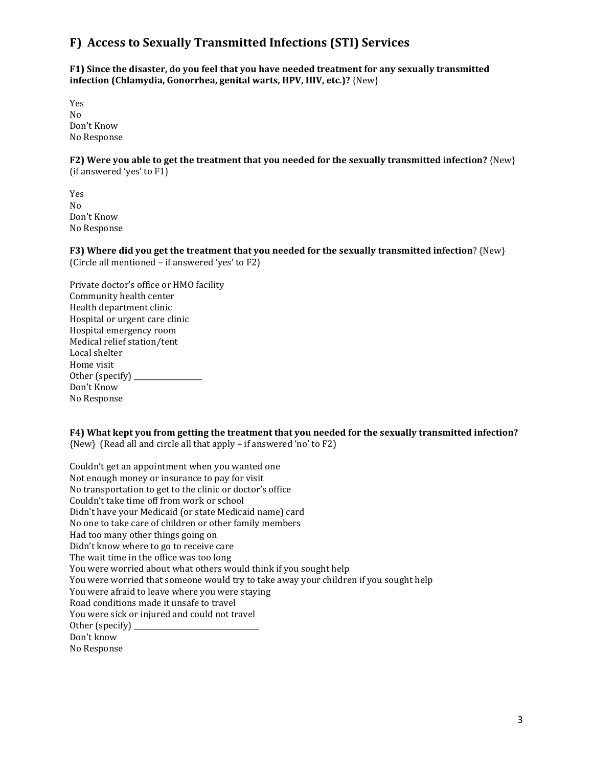## F) Access to Sexually Transmitted Infections (STI) Services

**F1) Since the disaster, do you feel that you have needed treatment for any sexually transmitted infection (Chlamydia, Gonorrhea, genital warts, HPV, HIV, etc.)?** {New}

Yes
No
Don't Know
No Response

**F2) Were you able to get the treatment that you needed for the sexually transmitted infection?** {New}
(if answered 'yes' to F1)

Yes
No
Don't Know
No Response

**F3) Where did you get the treatment that you needed for the sexually transmitted infection**? {New}
(Circle all mentioned – if answered 'yes' to F2)

Private doctor's office or HMO facility
Community health center
Health department clinic
Hospital or urgent care clinic
Hospital emergency room
Medical relief station/tent
Local shelter
Home visit
Other (specify) ___________________
Don't Know
No Response

**F4) What kept you from getting the treatment that you needed for the sexually transmitted infection?**
{New} (Read all and circle all that apply – if answered 'no' to F2)

Couldn't get an appointment when you wanted one
Not enough money or insurance to pay for visit
No transportation to get to the clinic or doctor's office
Couldn't take time off from work or school
Didn't have your Medicaid (or state Medicaid name) card
No one to take care of children or other family members
Had too many other things going on
Didn't know where to go to receive care
The wait time in the office was too long
You were worried about what others would think if you sought help
You were worried that someone would try to take away your children if you sought help
You were afraid to leave where you were staying
Road conditions made it unsafe to travel
You were sick or injured and could not travel
Other (specify) ___________________________________
Don't know
No Response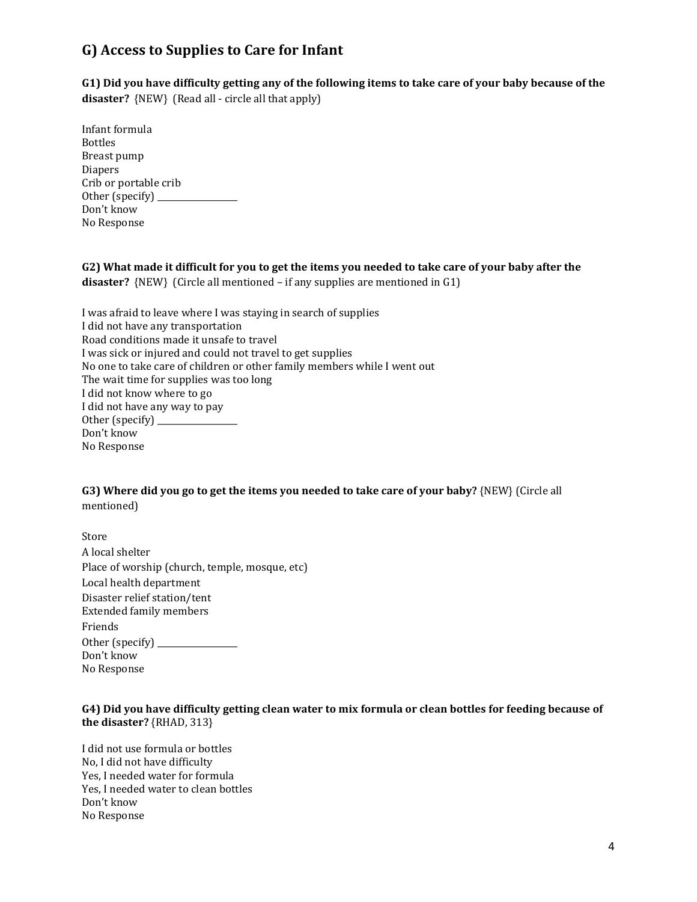## G) Access to Supplies to Care for Infant

**G1) Did you have difficulty getting any of the following items to take care of your baby because of the disaster?** {NEW} (Read all - circle all that apply)

Infant formula
Bottles
Breast pump
Diapers
Crib or portable crib
Other (specify) ________________
Don't know
No Response

**G2) What made it difficult for you to get the items you needed to take care of your baby after the disaster?** {NEW} (Circle all mentioned – if any supplies are mentioned in G1)

I was afraid to leave where I was staying in search of supplies
I did not have any transportation
Road conditions made it unsafe to travel
I was sick or injured and could not travel to get supplies
No one to take care of children or other family members while I went out
The wait time for supplies was too long
I did not know where to go
I did not have any way to pay
Other (specify) ________________
Don't know
No Response

**G3) Where did you go to get the items you needed to take care of your baby?** {NEW} (Circle all mentioned)

Store
A local shelter
Place of worship (church, temple, mosque, etc)
Local health department
Disaster relief station/tent
Extended family members
Friends
Other (specify) ________________
Don't know
No Response

**G4) Did you have difficulty getting clean water to mix formula or clean bottles for feeding because of the disaster?** {RHAD, 313}

I did not use formula or bottles
No, I did not have difficulty
Yes, I needed water for formula
Yes, I needed water to clean bottles
Don't know
No Response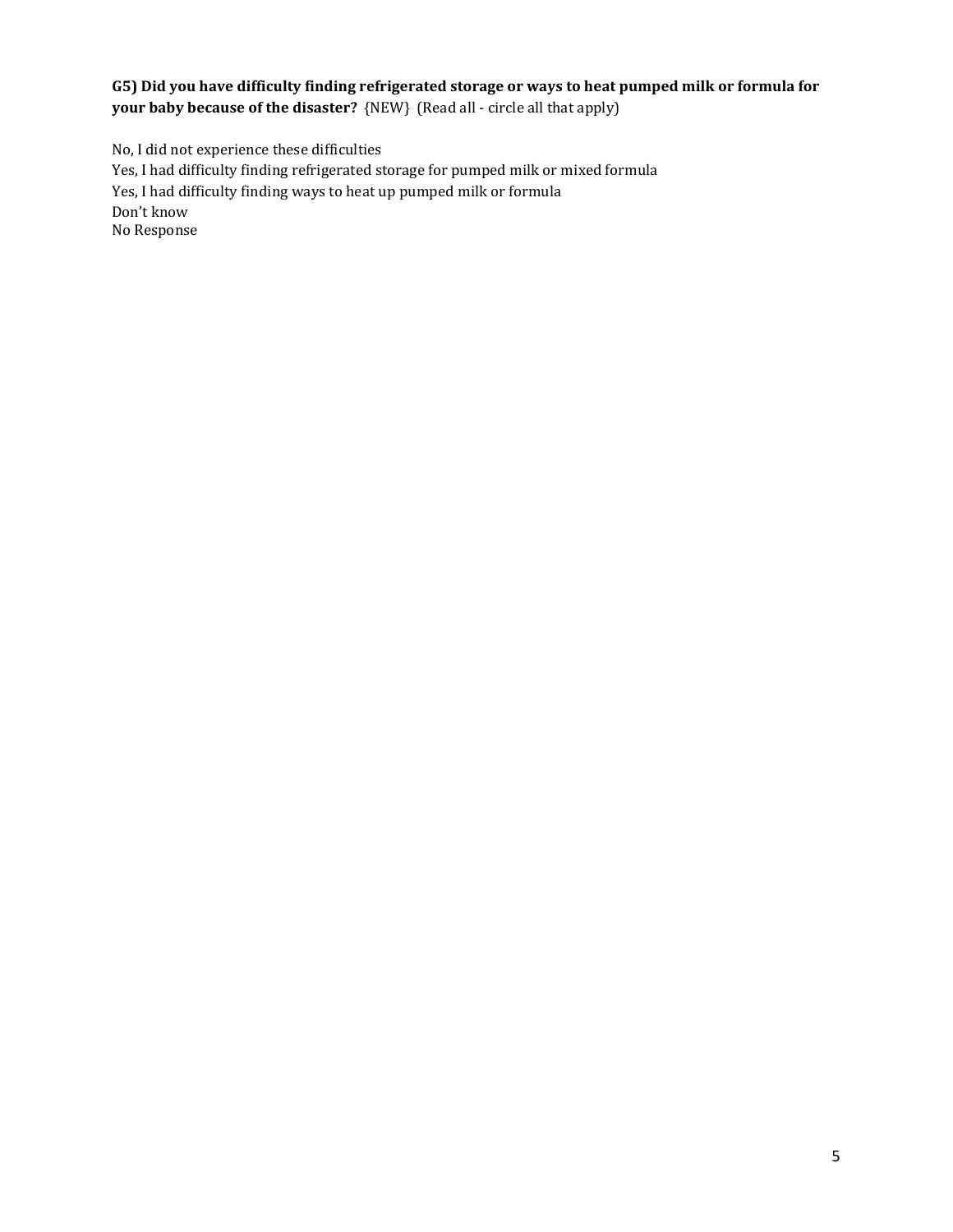**G5) Did you have difficulty finding refrigerated storage or ways to heat pumped milk or formula for your baby because of the disaster?** {NEW} (Read all - circle all that apply)

No, I did not experience these difficulties
Yes, I had difficulty finding refrigerated storage for pumped milk or mixed formula
Yes, I had difficulty finding ways to heat up pumped milk or formula
Don't know
No Response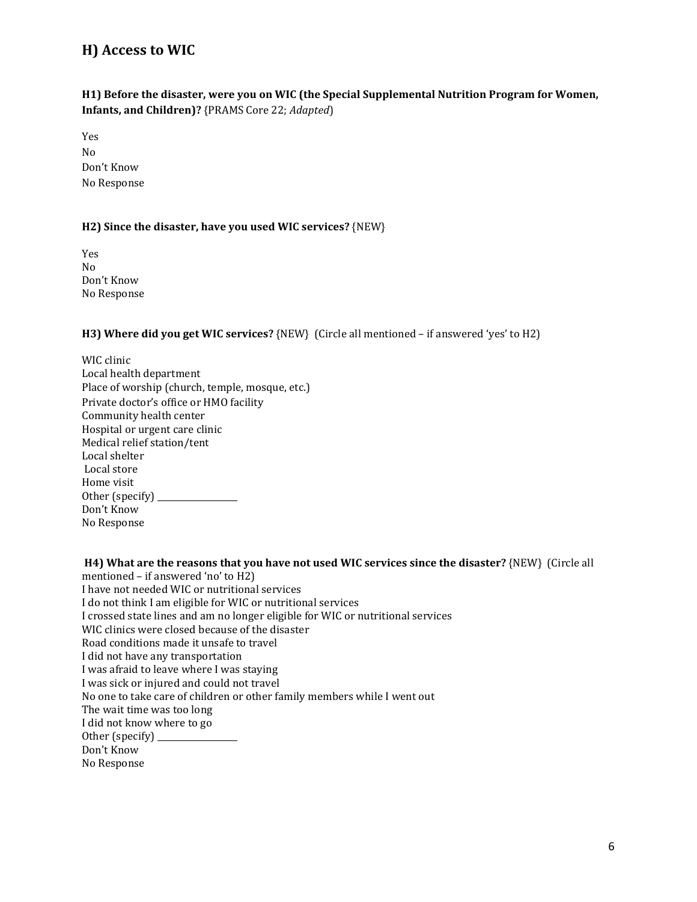## H) Access to WIC

**H1) Before the disaster, were you on WIC (the Special Supplemental Nutrition Program for Women, Infants, and Children)?** {PRAMS Core 22; *Adapted*)

Yes
No
Don't Know
No Response

**H2) Since the disaster, have you used WIC services?** {NEW}

Yes
No
Don't Know
No Response

**H3) Where did you get WIC services?** {NEW} (Circle all mentioned – if answered 'yes' to H2)

WIC clinic
Local health department
Place of worship (church, temple, mosque, etc.)
Private doctor's office or HMO facility
Community health center
Hospital or urgent care clinic
Medical relief station/tent
Local shelter
Local store
Home visit
Other (specify) ________________
Don't Know
No Response

**H4) What are the reasons that you have not used WIC services since the disaster?** {NEW} (Circle all mentioned – if answered 'no' to H2)

I have not needed WIC or nutritional services
I do not think I am eligible for WIC or nutritional services
I crossed state lines and am no longer eligible for WIC or nutritional services
WIC clinics were closed because of the disaster
Road conditions made it unsafe to travel
I did not have any transportation
I was afraid to leave where I was staying
I was sick or injured and could not travel
No one to take care of children or other family members while I went out
The wait time was too long
I did not know where to go
Other (specify) ________________
Don't Know
No Response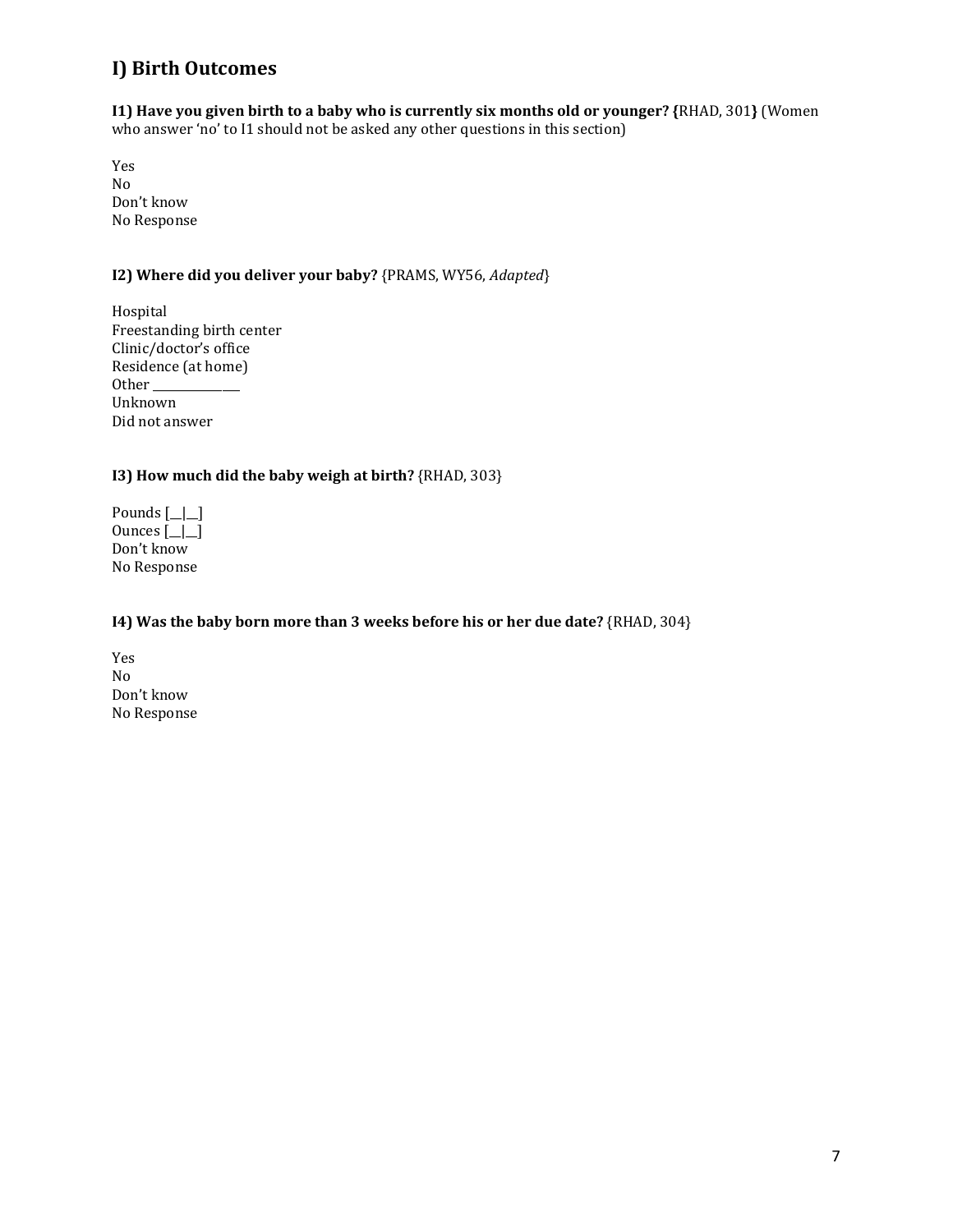## I) Birth Outcomes

**I1) Have you given birth to a baby who is currently six months old or younger? {**RHAD, 301**}** (Women who answer 'no' to I1 should not be asked any other questions in this section)

Yes
No
Don't know
No Response

**I2) Where did you deliver your baby?** {PRAMS, WY56, *Adapted*}

Hospital
Freestanding birth center
Clinic/doctor's office
Residence (at home)
Other _______________
Unknown
Did not answer

**I3) How much did the baby weigh at birth?** {RHAD, 303}

Pounds [__|__]
Ounces [__|__]
Don't know
No Response

**I4) Was the baby born more than 3 weeks before his or her due date?** {RHAD, 304}

Yes
No
Don't know
No Response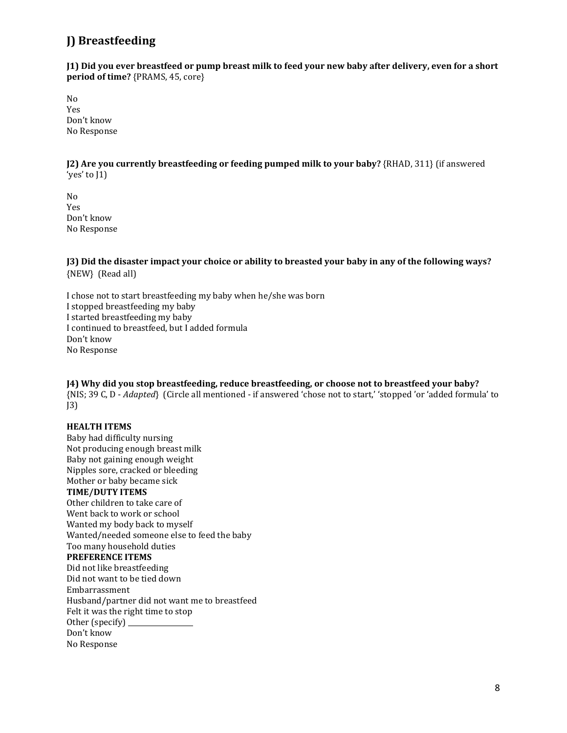## J) Breastfeeding

**J1) Did you ever breastfeed or pump breast milk to feed your new baby after delivery, even for a short period of time?** {PRAMS, 45, core}

No
Yes
Don't know
No Response

**J2) Are you currently breastfeeding or feeding pumped milk to your baby?** {RHAD, 311} (if answered 'yes' to J1)

No
Yes
Don't know
No Response

**J3) Did the disaster impact your choice or ability to breasted your baby in any of the following ways?** {NEW} (Read all)

I chose not to start breastfeeding my baby when he/she was born
I stopped breastfeeding my baby
I started breastfeeding my baby
I continued to breastfeed, but I added formula
Don't know
No Response

**J4) Why did you stop breastfeeding, reduce breastfeeding, or choose not to breastfeed your baby?** {NIS; 39 C, D - *Adapted*} (Circle all mentioned - if answered 'chose not to start,' 'stopped 'or 'added formula' to J3)

**HEALTH ITEMS**
Baby had difficulty nursing
Not producing enough breast milk
Baby not gaining enough weight
Nipples sore, cracked or bleeding
Mother or baby became sick
**TIME/DUTY ITEMS**
Other children to take care of
Went back to work or school
Wanted my body back to myself
Wanted/needed someone else to feed the baby
Too many household duties
**PREFERENCE ITEMS**
Did not like breastfeeding
Did not want to be tied down
Embarrassment
Husband/partner did not want me to breastfeed
Felt it was the right time to stop
Other (specify) ________________
Don't know
No Response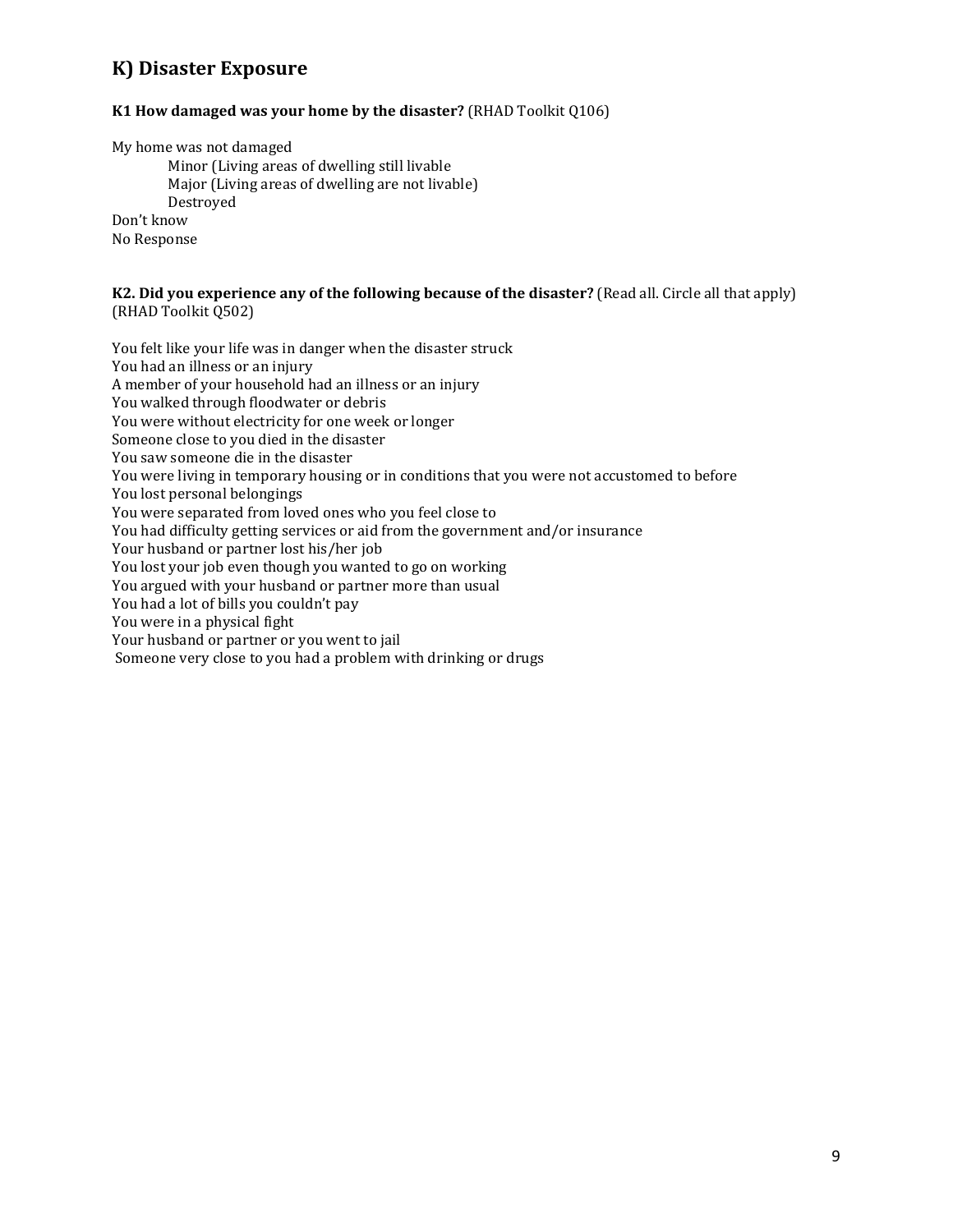## K) Disaster Exposure

**K1 How damaged was your home by the disaster?** (RHAD Toolkit Q106)

My home was not damaged

- Minor (Living areas of dwelling still livable
- Major (Living areas of dwelling are not livable)
- Destroyed

Don't know

No Response

**K2. Did you experience any of the following because of the disaster?** (Read all. Circle all that apply) (RHAD Toolkit Q502)

You felt like your life was in danger when the disaster struck

You had an illness or an injury

A member of your household had an illness or an injury

You walked through floodwater or debris

You were without electricity for one week or longer

Someone close to you died in the disaster

You saw someone die in the disaster

You were living in temporary housing or in conditions that you were not accustomed to before

You lost personal belongings

You were separated from loved ones who you feel close to

You had difficulty getting services or aid from the government and/or insurance

Your husband or partner lost his/her job

You lost your job even though you wanted to go on working

You argued with your husband or partner more than usual

You had a lot of bills you couldn't pay

You were in a physical fight

Your husband or partner or you went to jail

Someone very close to you had a problem with drinking or drugs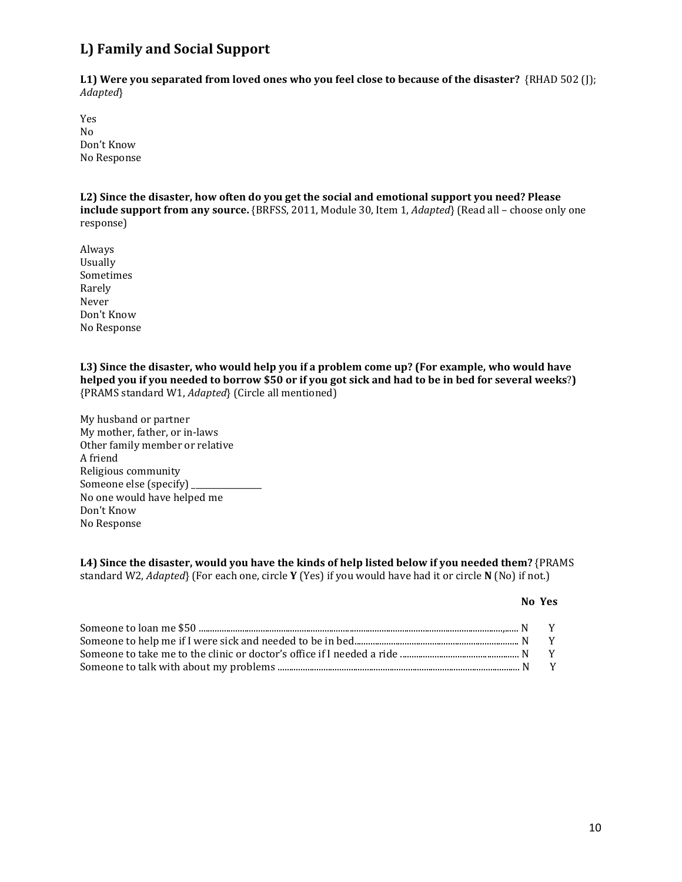## L) Family and Social Support

**L1) Were you separated from loved ones who you feel close to because of the disaster?** {RHAD 502 (J); *Adapted*}

Yes
No
Don't Know
No Response

**L2) Since the disaster, how often do you get the social and emotional support you need? Please include support from any source.** {BRFSS, 2011, Module 30, Item 1, *Adapted*} (Read all – choose only one response)

Always
Usually
Sometimes
Rarely
Never
Don't Know
No Response

**L3) Since the disaster, who would help you if a problem come up? (For example, who would have helped you if you needed to borrow $50 or if you got sick and had to be in bed for several weeks?)** {PRAMS standard W1, *Adapted*} (Circle all mentioned)

My husband or partner
My mother, father, or in-laws
Other family member or relative
A friend
Religious community
Someone else (specify) ________________
No one would have helped me
Don't Know
No Response

**L4) Since the disaster, would you have the kinds of help listed below if you needed them?** {PRAMS standard W2, *Adapted*} (For each one, circle **Y** (Yes) if you would have had it or circle **N** (No) if not.)

| | **No** | **Yes** |
|---|---|---|
| Someone to loan me $50 | N | Y |
| Someone to help me if I were sick and needed to be in bed | N | Y |
| Someone to take me to the clinic or doctor's office if I needed a ride | N | Y |
| Someone to talk with about my problems | N | Y |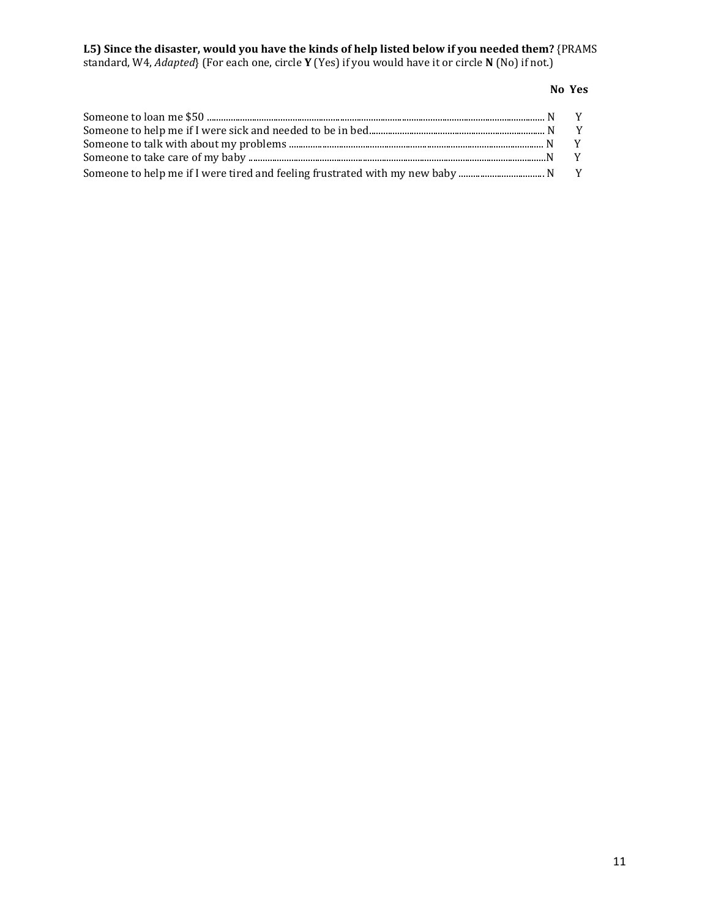**L5) Since the disaster, would you have the kinds of help listed below if you needed them?** {PRAMS standard, W4, *Adapted*} (For each one, circle **Y** (Yes) if you would have it or circle **N** (No) if not.)

| | **No** | **Yes** |
|---|---|---|
| Someone to loan me $50 | N | Y |
| Someone to help me if I were sick and needed to be in bed | N | Y |
| Someone to talk with about my problems | N | Y |
| Someone to take care of my baby | N | Y |
| Someone to help me if I were tired and feeling frustrated with my new baby | N | Y |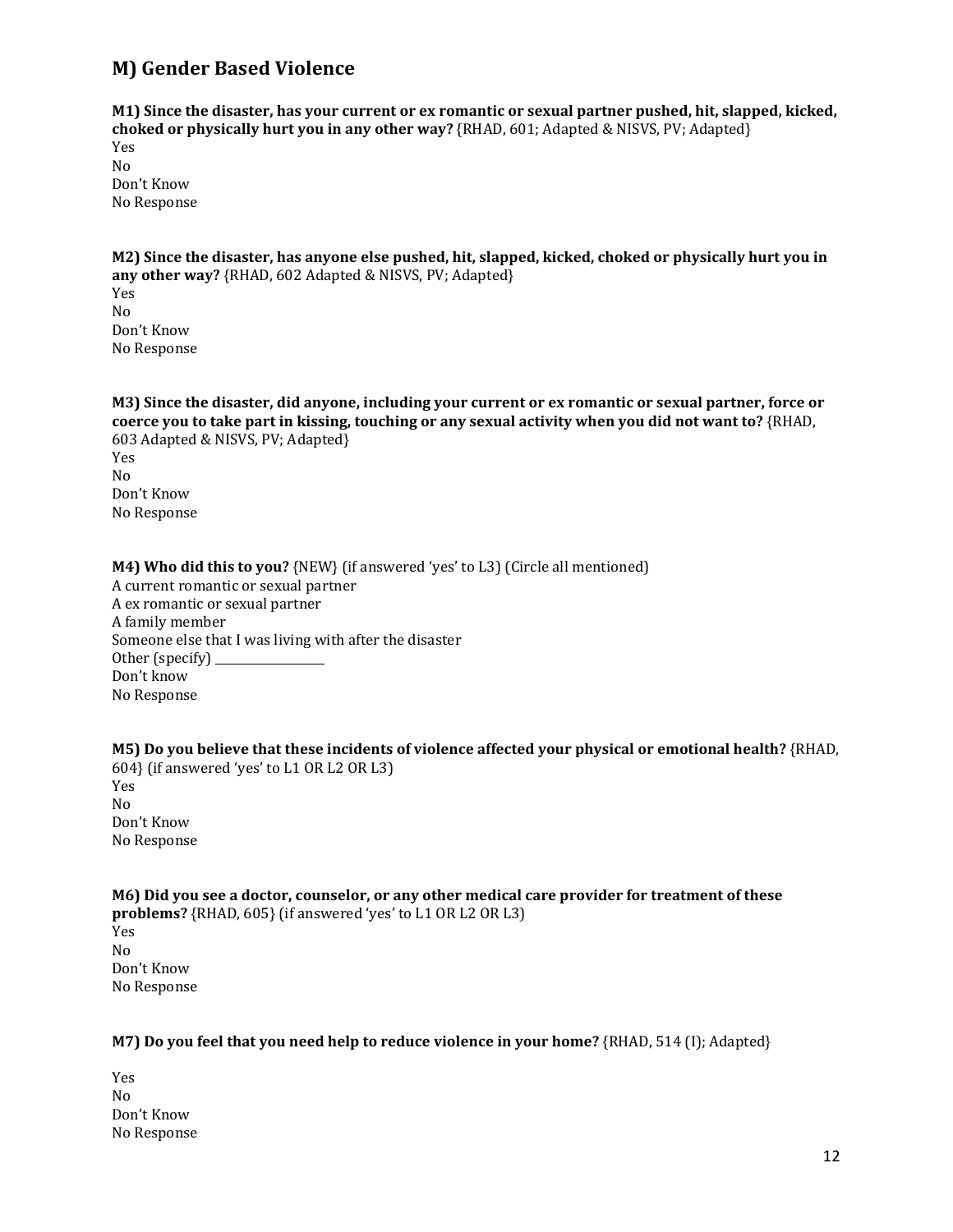## M) Gender Based Violence

**M1) Since the disaster, has your current or ex romantic or sexual partner pushed, hit, slapped, kicked, choked or physically hurt you in any other way?** {RHAD, 601; Adapted & NISVS, PV; Adapted}

Yes
No
Don't Know
No Response

**M2) Since the disaster, has anyone else pushed, hit, slapped, kicked, choked or physically hurt you in any other way?** {RHAD, 602 Adapted & NISVS, PV; Adapted}

Yes
No
Don't Know
No Response

**M3) Since the disaster, did anyone, including your current or ex romantic or sexual partner, force or coerce you to take part in kissing, touching or any sexual activity when you did not want to?** {RHAD, 603 Adapted & NISVS, PV; Adapted}

Yes
No
Don't Know
No Response

**M4) Who did this to you?** {NEW} (if answered 'yes' to L3) (Circle all mentioned)

A current romantic or sexual partner
A ex romantic or sexual partner
A family member
Someone else that I was living with after the disaster
Other (specify) ________________
Don't know
No Response

**M5) Do you believe that these incidents of violence affected your physical or emotional health?** {RHAD, 604} (if answered 'yes' to L1 OR L2 OR L3)

Yes
No
Don't Know
No Response

**M6) Did you see a doctor, counselor, or any other medical care provider for treatment of these problems?** {RHAD, 605} (if answered 'yes' to L1 OR L2 OR L3)

Yes
No
Don't Know
No Response

**M7) Do you feel that you need help to reduce violence in your home?** {RHAD, 514 (I); Adapted}

Yes
No
Don't Know
No Response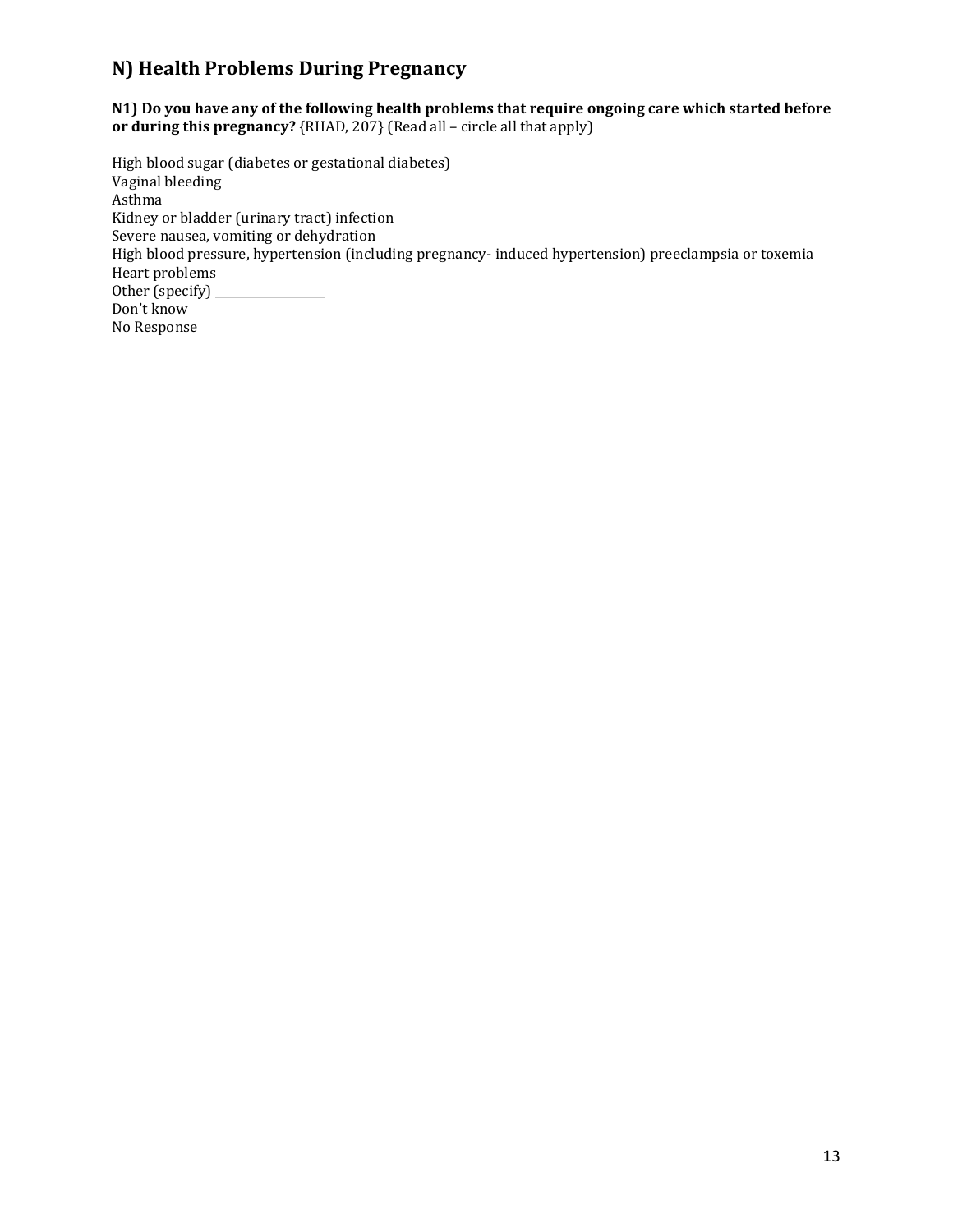## N) Health Problems During Pregnancy

**N1) Do you have any of the following health problems that require ongoing care which started before or during this pregnancy?** {RHAD, 207} (Read all – circle all that apply)

High blood sugar (diabetes or gestational diabetes)
Vaginal bleeding
Asthma
Kidney or bladder (urinary tract) infection
Severe nausea, vomiting or dehydration
High blood pressure, hypertension (including pregnancy- induced hypertension) preeclampsia or toxemia
Heart problems
Other (specify) ___________________
Don't know
No Response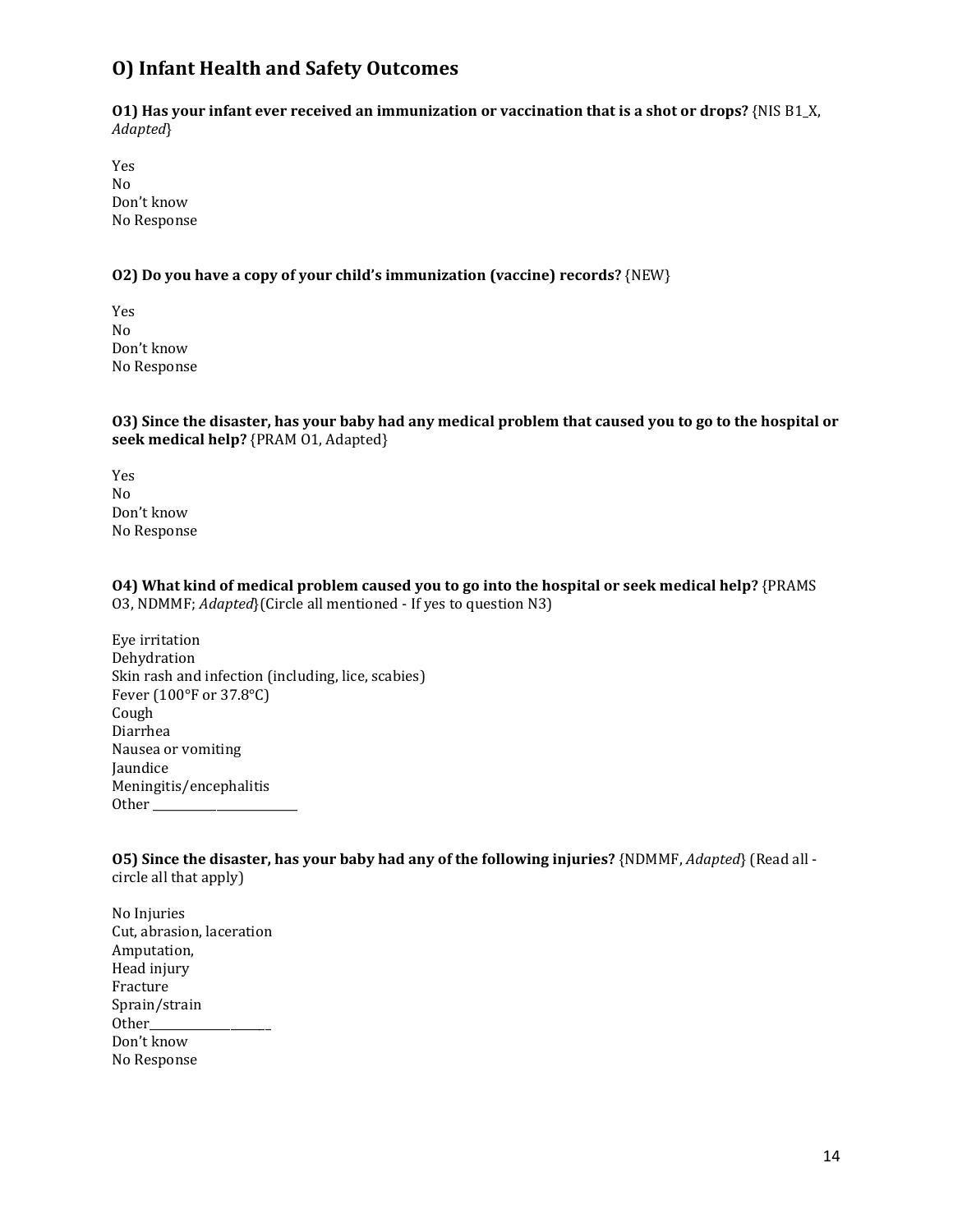## O) Infant Health and Safety Outcomes

**O1) Has your infant ever received an immunization or vaccination that is a shot or drops?** {NIS B1_X, *Adapted*}

Yes
No
Don't know
No Response

**O2) Do you have a copy of your child's immunization (vaccine) records?** {NEW}

Yes
No
Don't know
No Response

**O3) Since the disaster, has your baby had any medical problem that caused you to go to the hospital or seek medical help?** {PRAM O1, Adapted}

Yes
No
Don't know
No Response

**O4) What kind of medical problem caused you to go into the hospital or seek medical help?** {PRAMS O3, NDMMF; *Adapted*}(Circle all mentioned - If yes to question N3)

Eye irritation
Dehydration
Skin rash and infection (including, lice, scabies)
Fever (100°F or 37.8°C)
Cough
Diarrhea
Nausea or vomiting
Jaundice
Meningitis/encephalitis
Other ________________________

**O5) Since the disaster, has your baby had any of the following injuries?** {NDMMF, *Adapted*} (Read all - circle all that apply)

No Injuries
Cut, abrasion, laceration
Amputation,
Head injury
Fracture
Sprain/strain
Other____________________
Don't know
No Response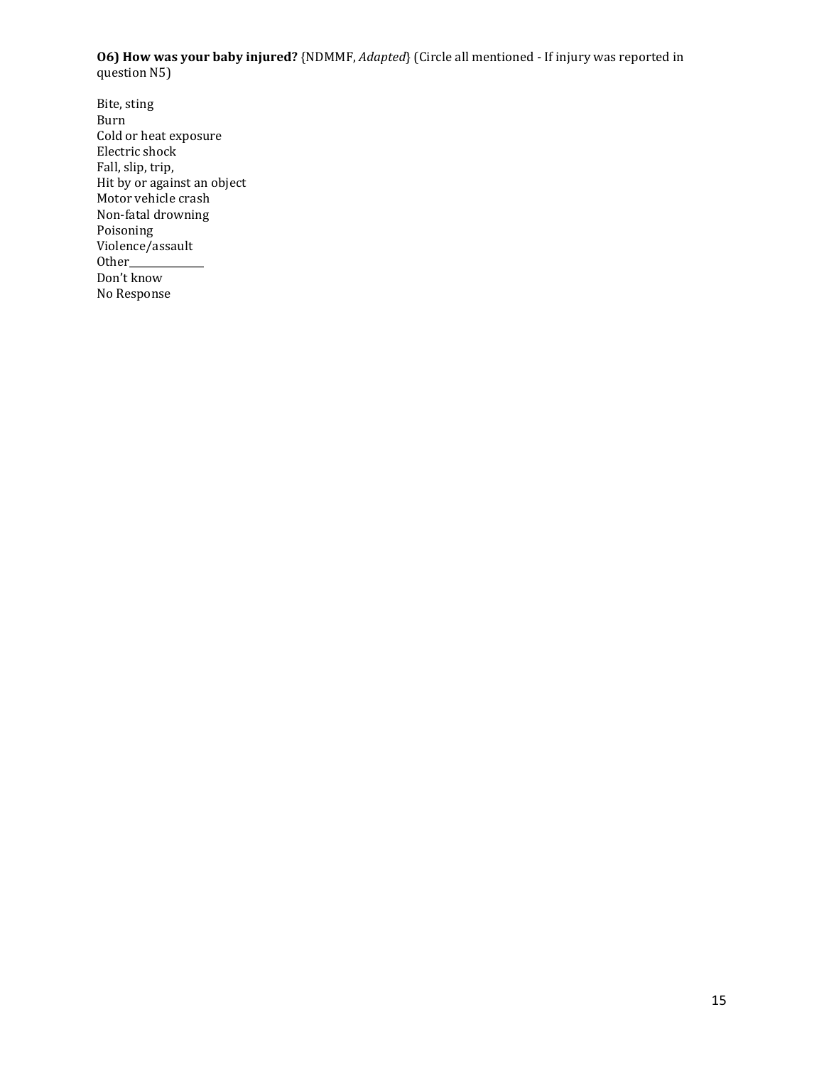**O6) How was your baby injured?** {NDMMF, *Adapted*} (Circle all mentioned - If injury was reported in question N5)

Bite, sting  
Burn  
Cold or heat exposure  
Electric shock  
Fall, slip, trip,  
Hit by or against an object  
Motor vehicle crash  
Non-fatal drowning  
Poisoning  
Violence/assault  
Other_______________  
Don't know  
No Response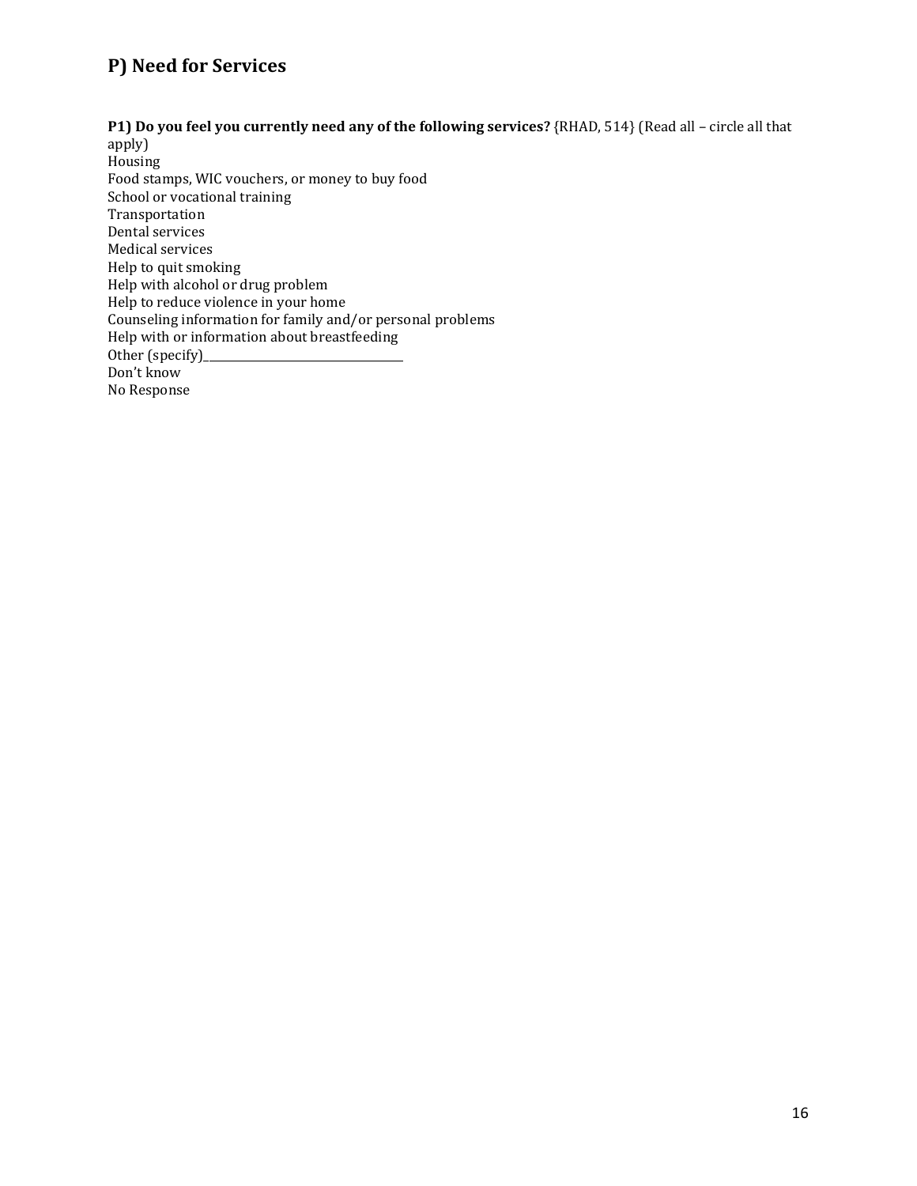## P) Need for Services

**P1) Do you feel you currently need any of the following services?** {RHAD, 514} (Read all – circle all that apply)

Housing
Food stamps, WIC vouchers, or money to buy food
School or vocational training
Transportation
Dental services
Medical services
Help to quit smoking
Help with alcohol or drug problem
Help to reduce violence in your home
Counseling information for family and/or personal problems
Help with or information about breastfeeding
Other (specify)___________________________
Don't know
No Response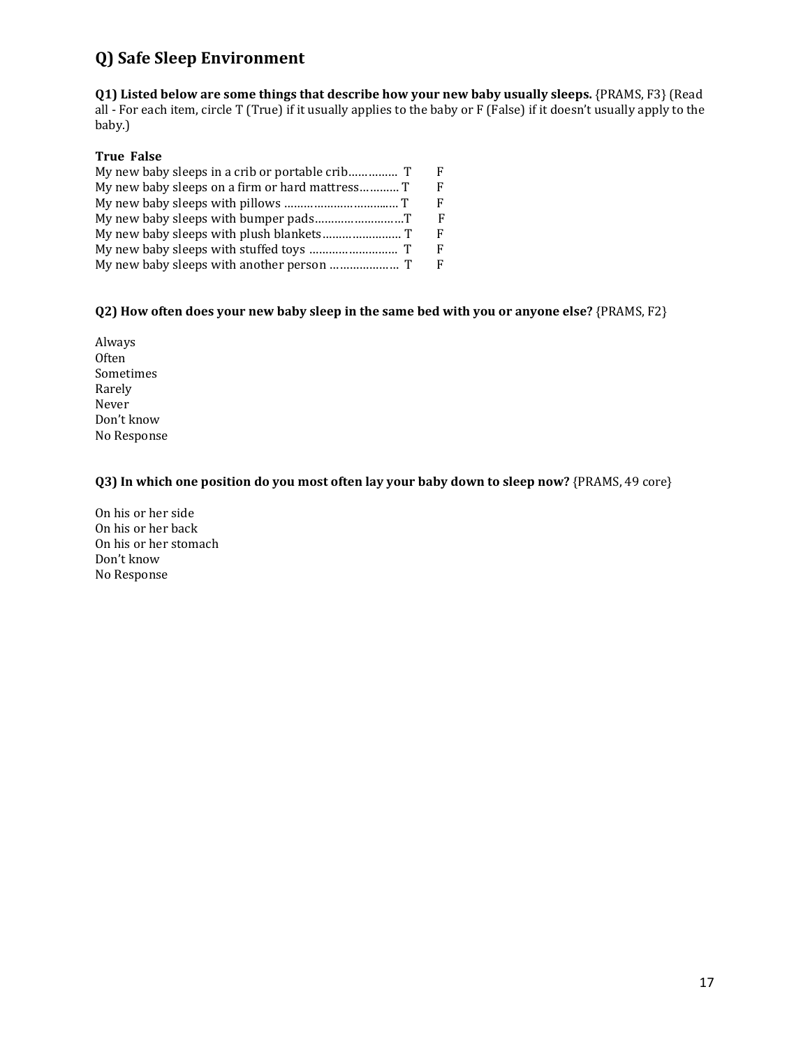## Q) Safe Sleep Environment

**Q1) Listed below are some things that describe how your new baby usually sleeps.** {PRAMS, F3} (Read all - For each item, circle T (True) if it usually applies to the baby or F (False) if it doesn't usually apply to the baby.)

| | True | False |
|---|---|---|
| My new baby sleeps in a crib or portable crib…………… | T | F |
| My new baby sleeps on a firm or hard mattress………… | T | F |
| My new baby sleeps with pillows ………………………….… | T | F |
| My new baby sleeps with bumper pads……………………… | T | F |
| My new baby sleeps with plush blankets…………………… | T | F |
| My new baby sleeps with stuffed toys ………………………. | T | F |
| My new baby sleeps with another person ………………… | T | F |

**Q2) How often does your new baby sleep in the same bed with you or anyone else?** {PRAMS, F2}

Always
Often
Sometimes
Rarely
Never
Don't know
No Response

**Q3) In which one position do you most often lay your baby down to sleep now?** {PRAMS, 49 core}

On his or her side
On his or her back
On his or her stomach
Don't know
No Response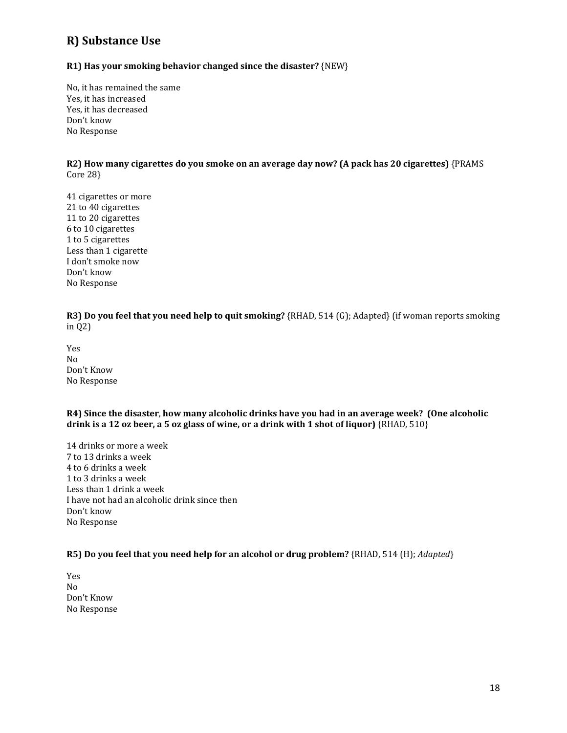## R) Substance Use

**R1) Has your smoking behavior changed since the disaster?** {NEW}

No, it has remained the same
Yes, it has increased
Yes, it has decreased
Don't know
No Response

**R2) How many cigarettes do you smoke on an average day now? (A pack has 20 cigarettes)** {PRAMS Core 28}

41 cigarettes or more
21 to 40 cigarettes
11 to 20 cigarettes
6 to 10 cigarettes
1 to 5 cigarettes
Less than 1 cigarette
I don't smoke now
Don't know
No Response

**R3) Do you feel that you need help to quit smoking?** {RHAD, 514 (G); Adapted} (if woman reports smoking in Q2)

Yes
No
Don't Know
No Response

**R4) Since the disaster, how many alcoholic drinks have you had in an average week? (One alcoholic drink is a 12 oz beer, a 5 oz glass of wine, or a drink with 1 shot of liquor)** {RHAD, 510}

14 drinks or more a week
7 to 13 drinks a week
4 to 6 drinks a week
1 to 3 drinks a week
Less than 1 drink a week
I have not had an alcoholic drink since then
Don't know
No Response

**R5) Do you feel that you need help for an alcohol or drug problem?** {RHAD, 514 (H); *Adapted*}

Yes
No
Don't Know
No Response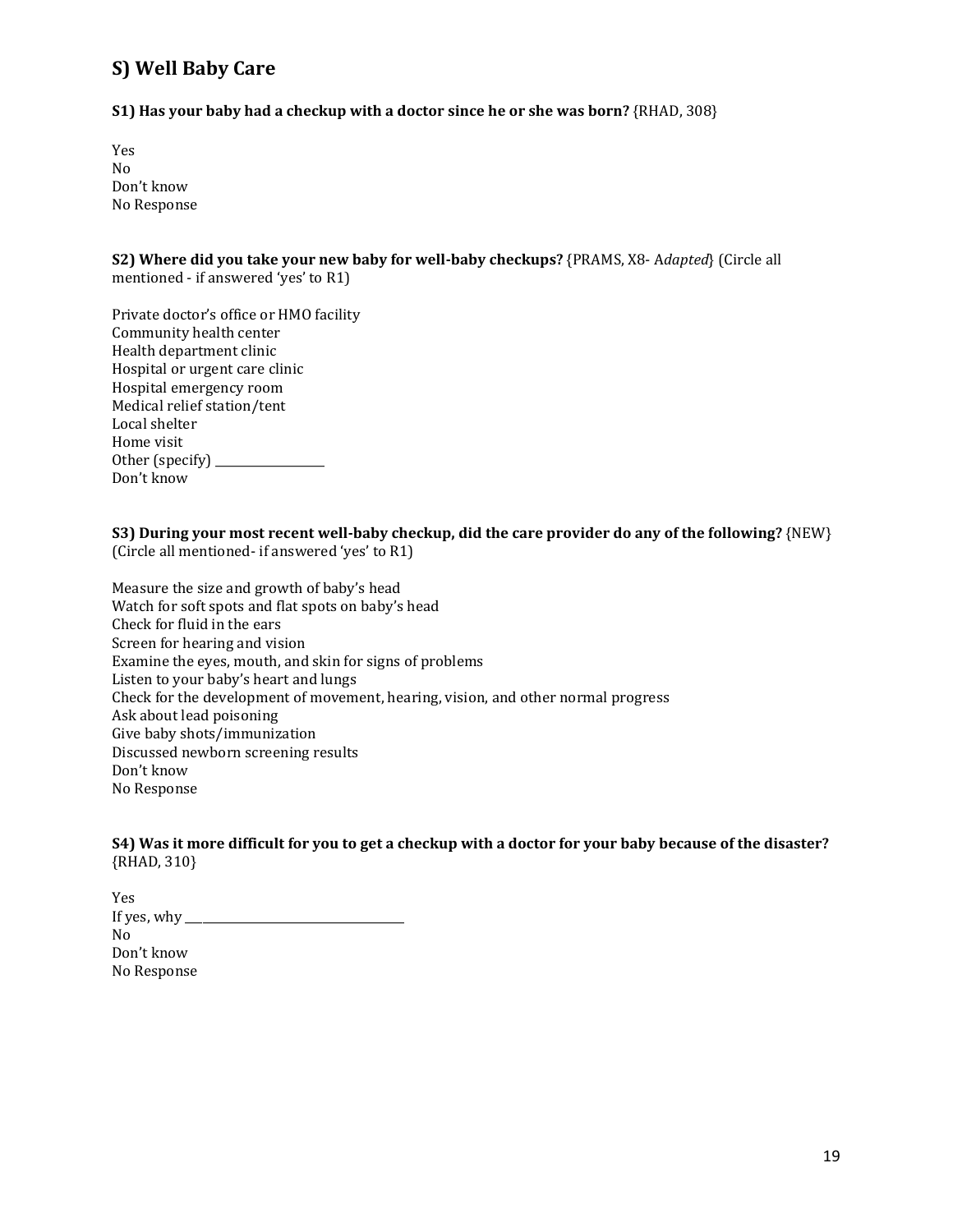## S) Well Baby Care

**S1) Has your baby had a checkup with a doctor since he or she was born?** {RHAD, 308}

Yes
No
Don't know
No Response

**S2) Where did you take your new baby for well-baby checkups?** {PRAMS, X8- A*dapted*} (Circle all mentioned - if answered 'yes' to R1)

Private doctor's office or HMO facility
Community health center
Health department clinic
Hospital or urgent care clinic
Hospital emergency room
Medical relief station/tent
Local shelter
Home visit
Other (specify) ___________________
Don't know

**S3) During your most recent well-baby checkup, did the care provider do any of the following?** {NEW} (Circle all mentioned- if answered 'yes' to R1)

Measure the size and growth of baby's head
Watch for soft spots and flat spots on baby's head
Check for fluid in the ears
Screen for hearing and vision
Examine the eyes, mouth, and skin for signs of problems
Listen to your baby's heart and lungs
Check for the development of movement, hearing, vision, and other normal progress
Ask about lead poisoning
Give baby shots/immunization
Discussed newborn screening results
Don't know
No Response

**S4) Was it more difficult for you to get a checkup with a doctor for your baby because of the disaster?** {RHAD, 310}

Yes
If yes, why ___________________________________
No
Don't know
No Response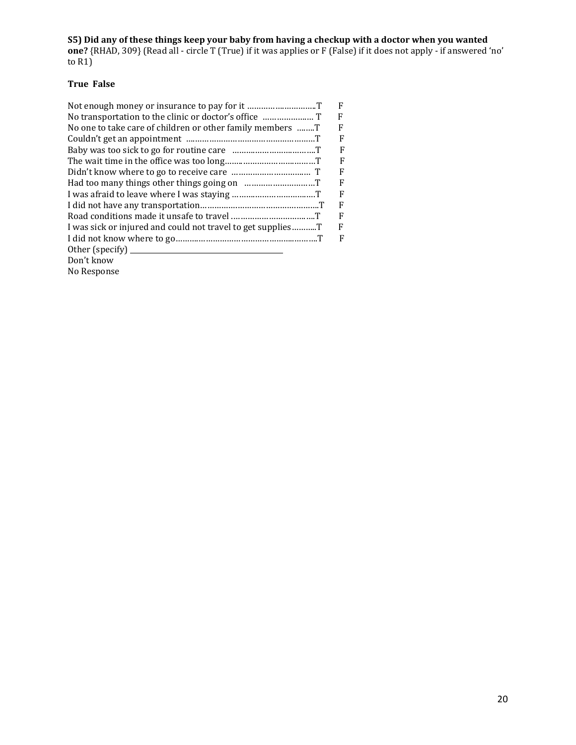**S5) Did any of these things keep your baby from having a checkup with a doctor when you wanted one?** {RHAD, 309} (Read all - circle T (True) if it was applies or F (False) if it does not apply - if answered 'no' to R1)

**True False**

Not enough money or insurance to pay for it ………………………….T F
No transportation to the clinic or doctor's office ………………… T F
No one to take care of children or other family members ……..T F
Couldn't get an appointment ……………………………………………T F
Baby was too sick to go for routine care ……………………………..T F
The wait time in the office was too long…………………………………T F
Didn't know where to go to receive care …………………………… T F
Had too many things other things going on …………………………T F
I was afraid to leave where I was staying ……………………………..T F
I did not have any transportation……………………………………………T F
Road conditions made it unsafe to travel ……………………………...T F
I was sick or injured and could not travel to get supplies………..T F
I did not know where to go…………………………………………………..T F
Other (specify) ________________________________
Don't know
No Response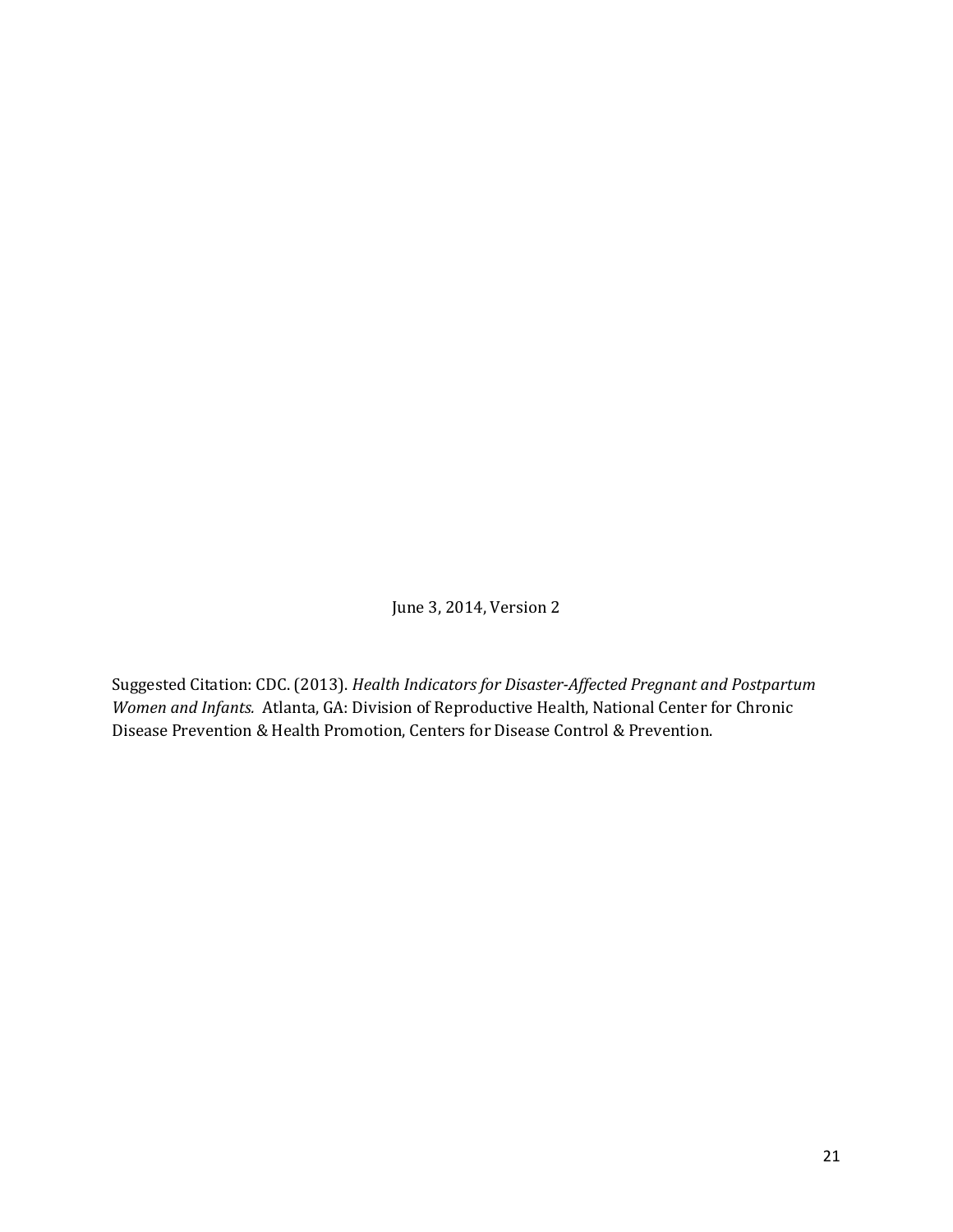June 3, 2014, Version 2

Suggested Citation: CDC. (2013). *Health Indicators for Disaster-Affected Pregnant and Postpartum Women and Infants.* Atlanta, GA: Division of Reproductive Health, National Center for Chronic Disease Prevention & Health Promotion, Centers for Disease Control & Prevention.